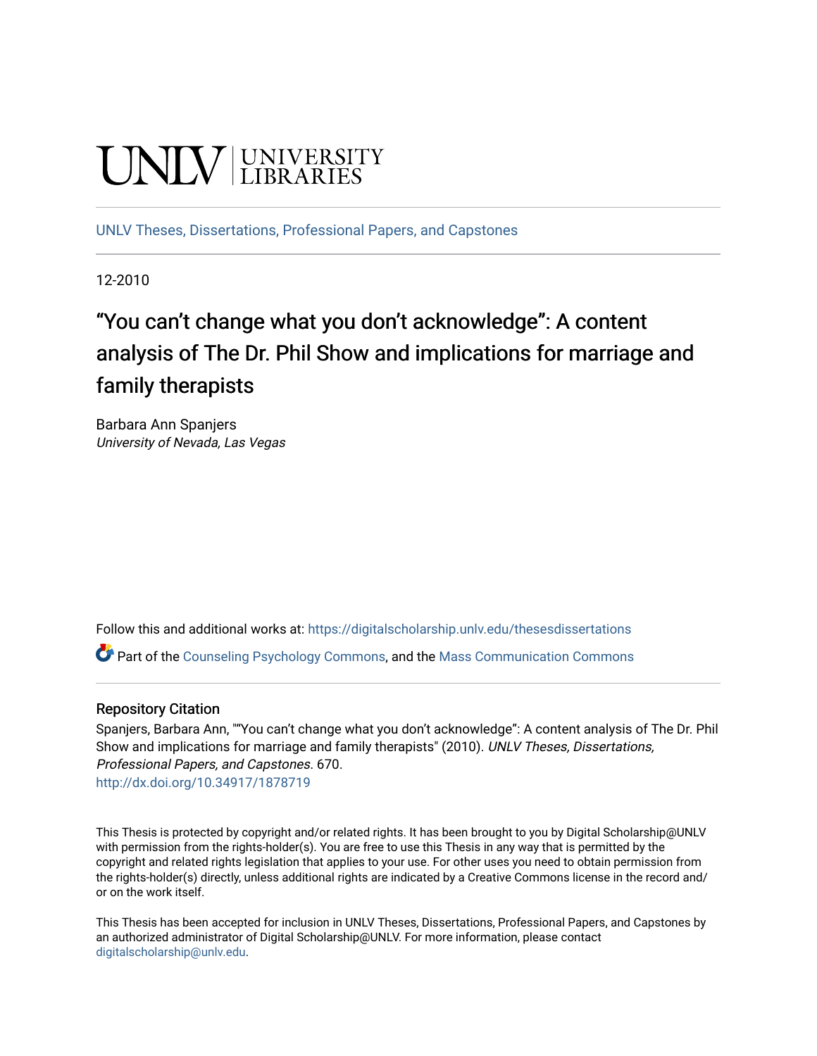UNLV | UNIVERSITY LIBRARIES

UNLV Theses, Dissertations, Professional Papers, and Capstones

12-2010

# "You can't change what you don't acknowledge": A content analysis of The Dr. Phil Show and implications for marriage and family therapists

Barbara Ann Spanjers
*University of Nevada, Las Vegas*

Follow this and additional works at: https://digitalscholarship.unlv.edu/thesesdissertations

Part of the Counseling Psychology Commons, and the Mass Communication Commons

## Repository Citation

Spanjers, Barbara Ann, ""You can't change what you don't acknowledge": A content analysis of The Dr. Phil Show and implications for marriage and family therapists" (2010). *UNLV Theses, Dissertations, Professional Papers, and Capstones*. 670.
http://dx.doi.org/10.34917/1878719

This Thesis is protected by copyright and/or related rights. It has been brought to you by Digital Scholarship@UNLV with permission from the rights-holder(s). You are free to use this Thesis in any way that is permitted by the copyright and related rights legislation that applies to your use. For other uses you need to obtain permission from the rights-holder(s) directly, unless additional rights are indicated by a Creative Commons license in the record and/or on the work itself.

This Thesis has been accepted for inclusion in UNLV Theses, Dissertations, Professional Papers, and Capstones by an authorized administrator of Digital Scholarship@UNLV. For more information, please contact digitalscholarship@unlv.edu.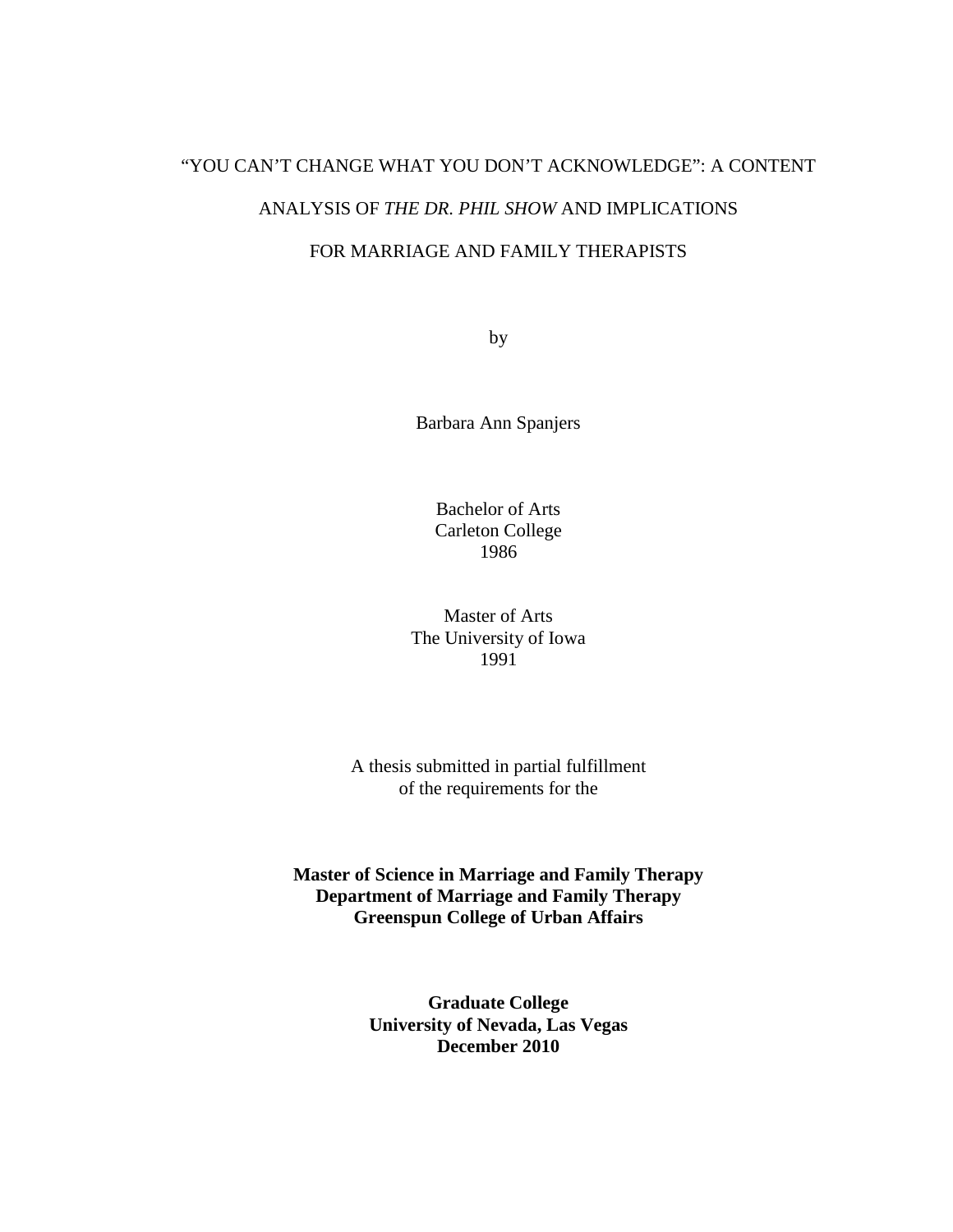# "YOU CAN'T CHANGE WHAT YOU DON'T ACKNOWLEDGE": A CONTENT ANALYSIS OF *THE DR. PHIL SHOW* AND IMPLICATIONS FOR MARRIAGE AND FAMILY THERAPISTS

by

Barbara Ann Spanjers

Bachelor of Arts
Carleton College
1986

Master of Arts
The University of Iowa
1991

A thesis submitted in partial fulfillment
of the requirements for the

**Master of Science in Marriage and Family Therapy**
**Department of Marriage and Family Therapy**
**Greenspun College of Urban Affairs**

**Graduate College**
**University of Nevada, Las Vegas**
**December 2010**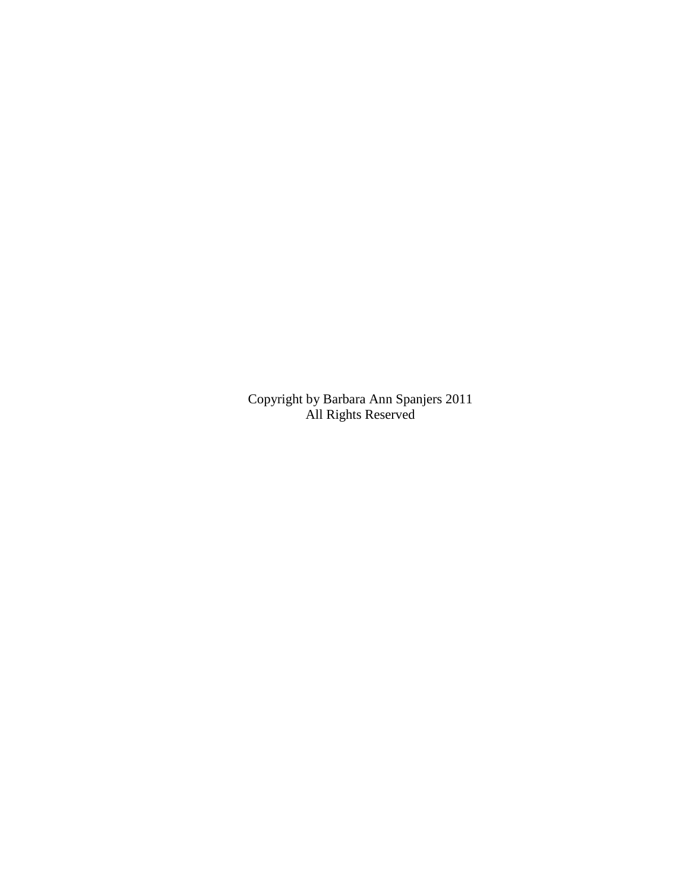Copyright by Barbara Ann Spanjers 2011
All Rights Reserved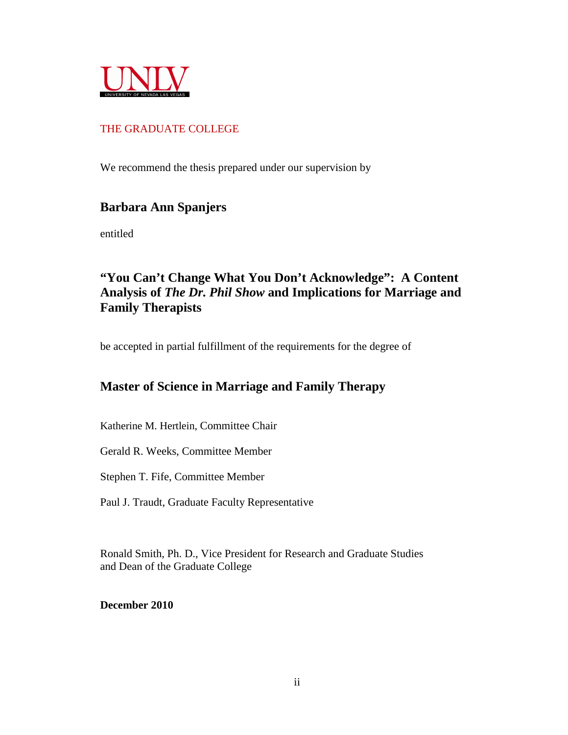UNLV
UNIVERSITY OF NEVADA LAS VEGAS

THE GRADUATE COLLEGE

We recommend the thesis prepared under our supervision by

**Barbara Ann Spanjers**

entitled

**"You Can't Change What You Don't Acknowledge": A Content Analysis of *The Dr. Phil Show* and Implications for Marriage and Family Therapists**

be accepted in partial fulfillment of the requirements for the degree of

**Master of Science in Marriage and Family Therapy**

Katherine M. Hertlein, Committee Chair

Gerald R. Weeks, Committee Member

Stephen T. Fife, Committee Member

Paul J. Traudt, Graduate Faculty Representative

Ronald Smith, Ph. D., Vice President for Research and Graduate Studies and Dean of the Graduate College

**December 2010**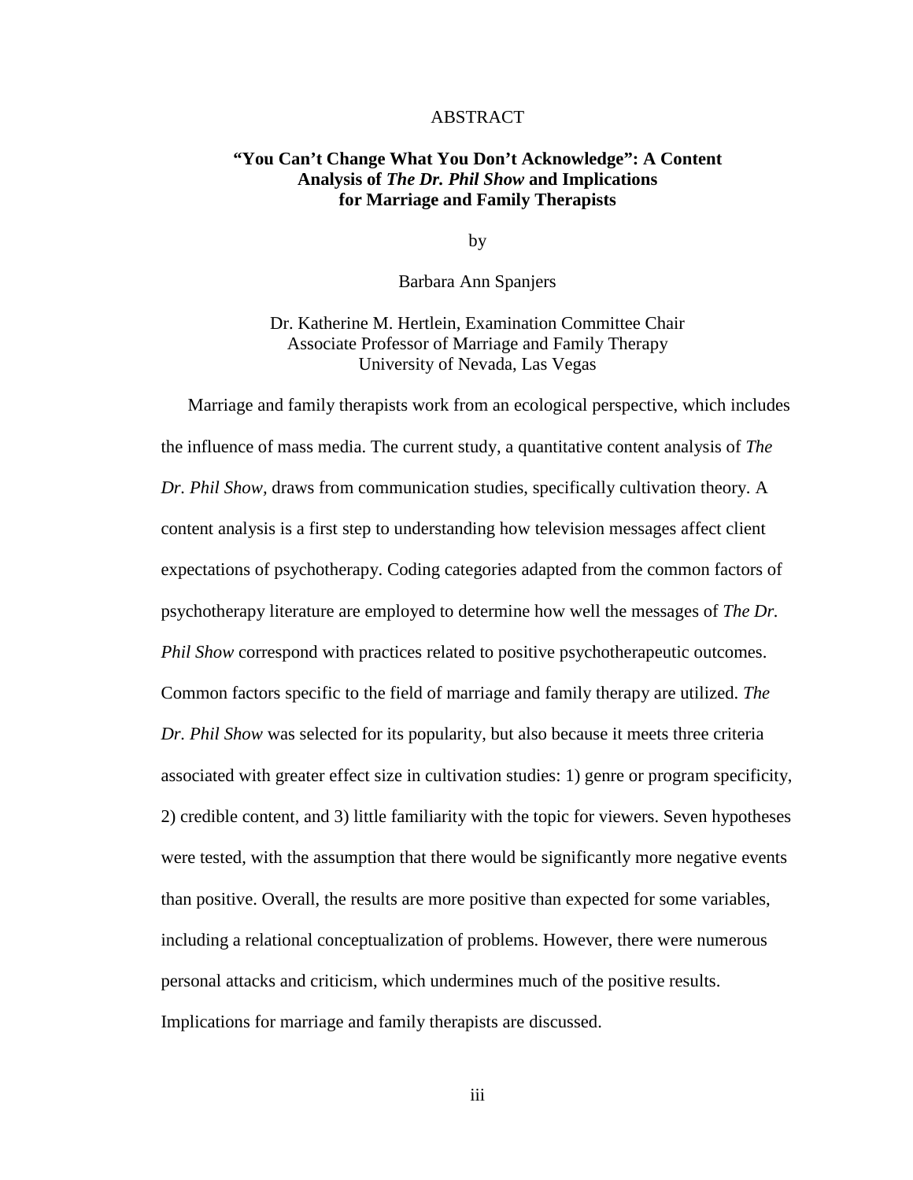# ABSTRACT

## "You Can't Change What You Don't Acknowledge": A Content Analysis of *The Dr. Phil Show* and Implications for Marriage and Family Therapists

by

Barbara Ann Spanjers

Dr. Katherine M. Hertlein, Examination Committee Chair
Associate Professor of Marriage and Family Therapy
University of Nevada, Las Vegas

Marriage and family therapists work from an ecological perspective, which includes the influence of mass media. The current study, a quantitative content analysis of *The Dr. Phil Show,* draws from communication studies, specifically cultivation theory. A content analysis is a first step to understanding how television messages affect client expectations of psychotherapy. Coding categories adapted from the common factors of psychotherapy literature are employed to determine how well the messages of *The Dr. Phil Show* correspond with practices related to positive psychotherapeutic outcomes. Common factors specific to the field of marriage and family therapy are utilized. *The Dr. Phil Show* was selected for its popularity, but also because it meets three criteria associated with greater effect size in cultivation studies: 1) genre or program specificity, 2) credible content, and 3) little familiarity with the topic for viewers. Seven hypotheses were tested, with the assumption that there would be significantly more negative events than positive. Overall, the results are more positive than expected for some variables, including a relational conceptualization of problems. However, there were numerous personal attacks and criticism, which undermines much of the positive results. Implications for marriage and family therapists are discussed.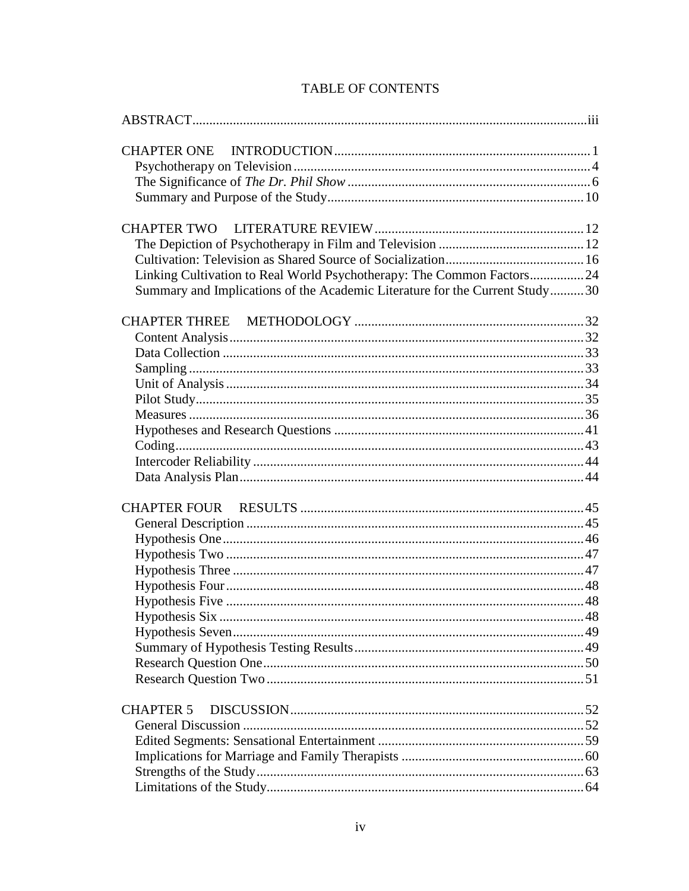# TABLE OF CONTENTS

ABSTRACT....................................................................................................................iii

CHAPTER ONE INTRODUCTION...........................................................................1
- Psychotherapy on Television.......................................................................................4
- The Significance of *The Dr. Phil Show*.......................................................................6
- Summary and Purpose of the Study...........................................................................10

CHAPTER TWO LITERATURE REVIEW.............................................................12
- The Depiction of Psychotherapy in Film and Television ...........................................12
- Cultivation: Television as Shared Source of Socialization.........................................16
- Linking Cultivation to Real World Psychotherapy: The Common Factors................24
- Summary and Implications of the Academic Literature for the Current Study..........30

CHAPTER THREE METHODOLOGY ...................................................................32
- Content Analysis.........................................................................................................32
- Data Collection ...........................................................................................................33
- Sampling.....................................................................................................................33
- Unit of Analysis ..........................................................................................................34
- Pilot Study...................................................................................................................35
- Measures .....................................................................................................................36
- Hypotheses and Research Questions ..........................................................................41
- Coding.........................................................................................................................43
- Intercoder Reliability ..................................................................................................44
- Data Analysis Plan......................................................................................................44

CHAPTER FOUR RESULTS ...................................................................................45
- General Description ....................................................................................................45
- Hypothesis One...........................................................................................................46
- Hypothesis Two ..........................................................................................................47
- Hypothesis Three ........................................................................................................47
- Hypothesis Four..........................................................................................................48
- Hypothesis Five ..........................................................................................................48
- Hypothesis Six ............................................................................................................48
- Hypothesis Seven........................................................................................................49
- Summary of Hypothesis Testing Results....................................................................49
- Research Question One...............................................................................................50
- Research Question Two..............................................................................................51

CHAPTER 5 DISCUSSION.......................................................................................52
- General Discussion .....................................................................................................52
- Edited Segments: Sensational Entertainment .............................................................59
- Implications for Marriage and Family Therapists ......................................................60
- Strengths of the Study.................................................................................................63
- Limitations of the Study..............................................................................................64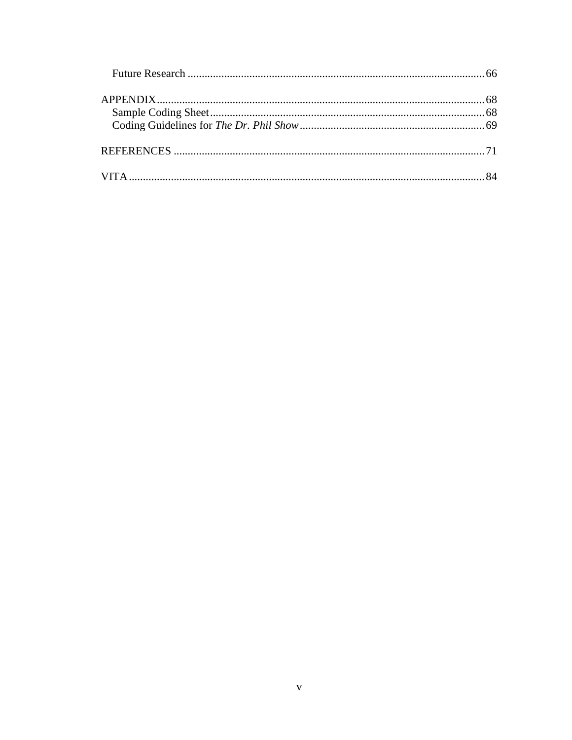Future Research ..................................................................................................... 66

APPENDIX ................................................................................................................ 68
Sample Coding Sheet .............................................................................................. 68
Coding Guidelines for *The Dr. Phil Show* ................................................................ 69

REFERENCES .......................................................................................................... 71

VITA ........................................................................................................................ 84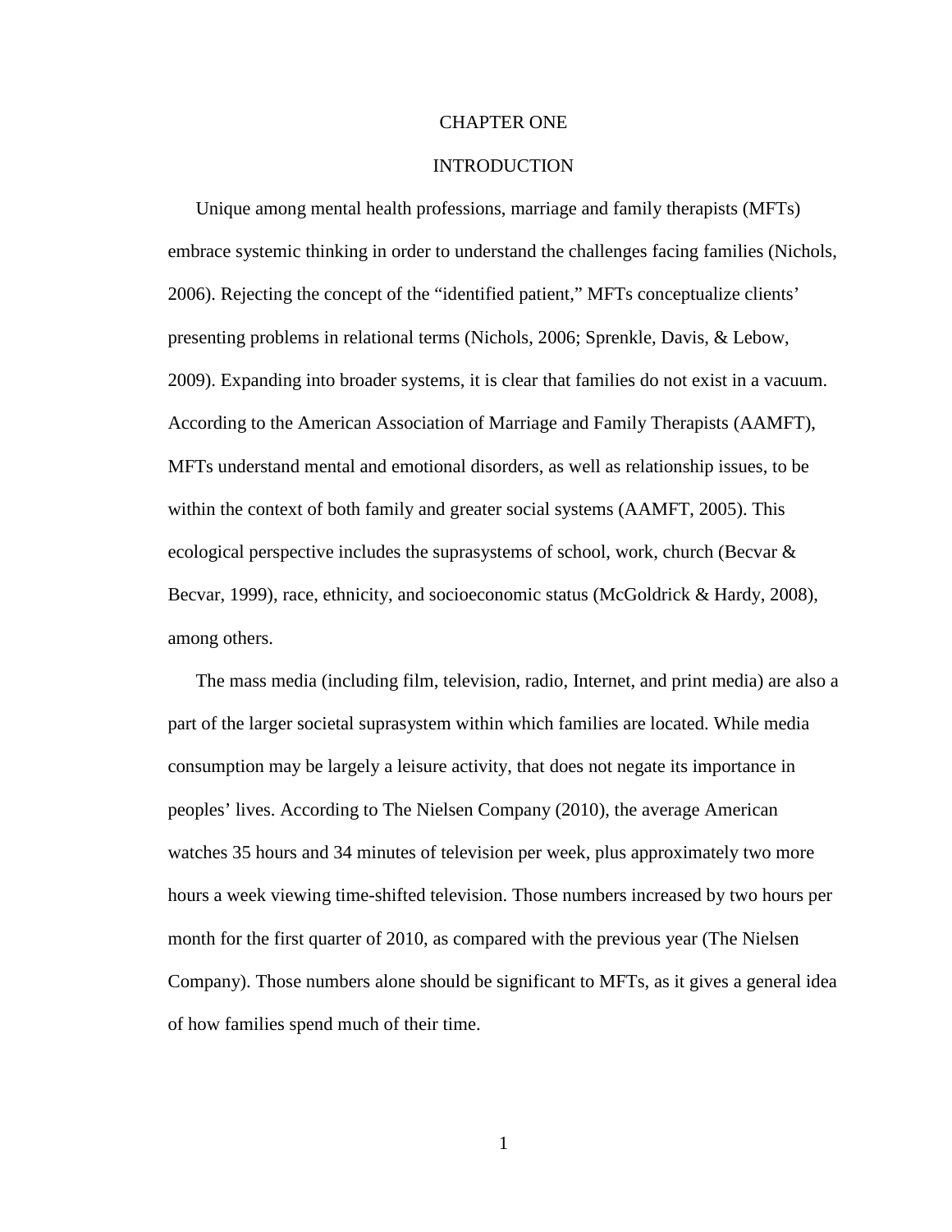# CHAPTER ONE

## INTRODUCTION

Unique among mental health professions, marriage and family therapists (MFTs) embrace systemic thinking in order to understand the challenges facing families (Nichols, 2006). Rejecting the concept of the "identified patient," MFTs conceptualize clients' presenting problems in relational terms (Nichols, 2006; Sprenkle, Davis, & Lebow, 2009). Expanding into broader systems, it is clear that families do not exist in a vacuum. According to the American Association of Marriage and Family Therapists (AAMFT), MFTs understand mental and emotional disorders, as well as relationship issues, to be within the context of both family and greater social systems (AAMFT, 2005). This ecological perspective includes the suprasystems of school, work, church (Becvar & Becvar, 1999), race, ethnicity, and socioeconomic status (McGoldrick & Hardy, 2008), among others.

The mass media (including film, television, radio, Internet, and print media) are also a part of the larger societal suprasystem within which families are located. While media consumption may be largely a leisure activity, that does not negate its importance in peoples' lives. According to The Nielsen Company (2010), the average American watches 35 hours and 34 minutes of television per week, plus approximately two more hours a week viewing time-shifted television. Those numbers increased by two hours per month for the first quarter of 2010, as compared with the previous year (The Nielsen Company). Those numbers alone should be significant to MFTs, as it gives a general idea of how families spend much of their time.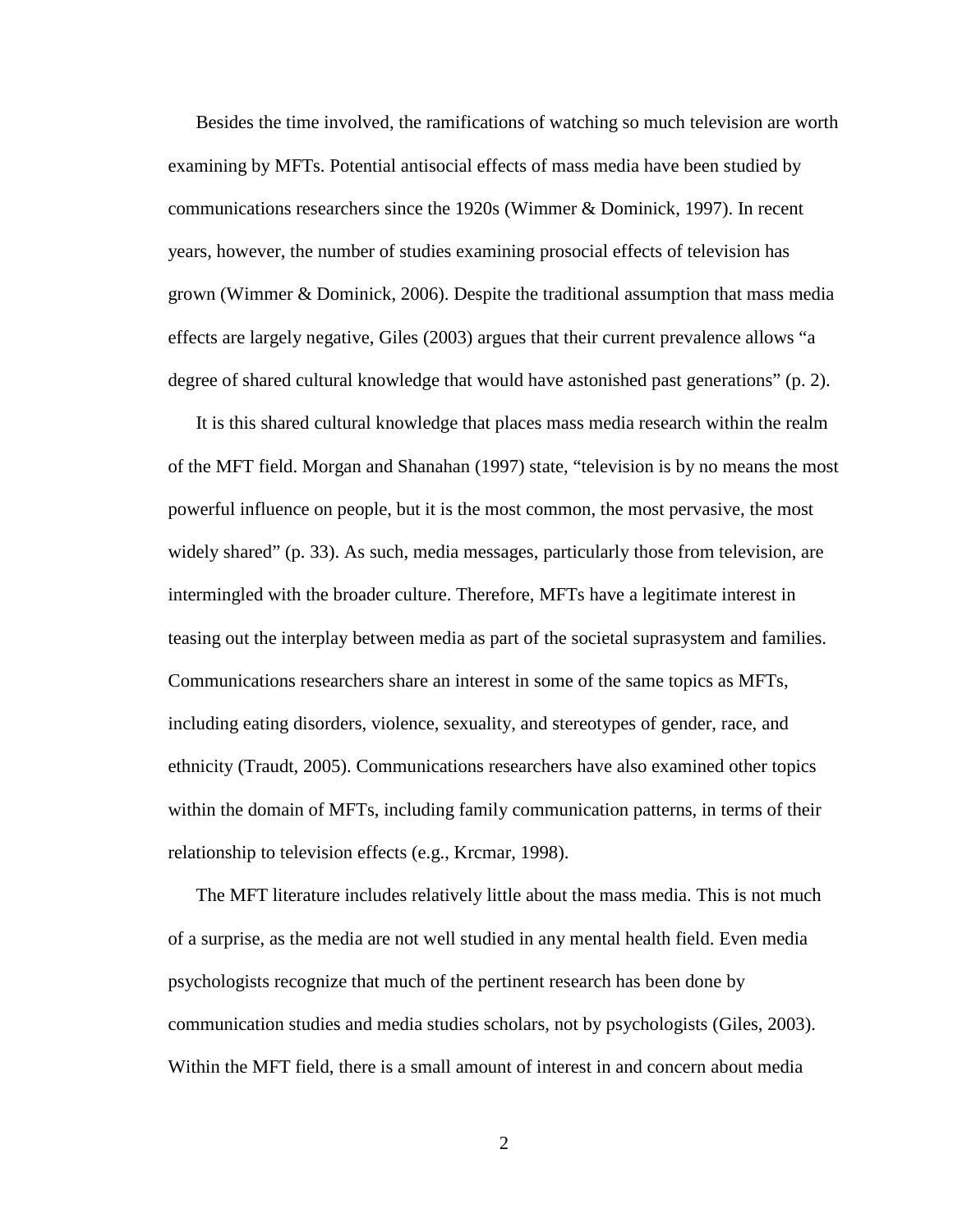Besides the time involved, the ramifications of watching so much television are worth examining by MFTs. Potential antisocial effects of mass media have been studied by communications researchers since the 1920s (Wimmer & Dominick, 1997). In recent years, however, the number of studies examining prosocial effects of television has grown (Wimmer & Dominick, 2006). Despite the traditional assumption that mass media effects are largely negative, Giles (2003) argues that their current prevalence allows "a degree of shared cultural knowledge that would have astonished past generations" (p. 2).

It is this shared cultural knowledge that places mass media research within the realm of the MFT field. Morgan and Shanahan (1997) state, "television is by no means the most powerful influence on people, but it is the most common, the most pervasive, the most widely shared" (p. 33). As such, media messages, particularly those from television, are intermingled with the broader culture. Therefore, MFTs have a legitimate interest in teasing out the interplay between media as part of the societal suprasystem and families. Communications researchers share an interest in some of the same topics as MFTs, including eating disorders, violence, sexuality, and stereotypes of gender, race, and ethnicity (Traudt, 2005). Communications researchers have also examined other topics within the domain of MFTs, including family communication patterns, in terms of their relationship to television effects (e.g., Krcmar, 1998).

The MFT literature includes relatively little about the mass media. This is not much of a surprise, as the media are not well studied in any mental health field. Even media psychologists recognize that much of the pertinent research has been done by communication studies and media studies scholars, not by psychologists (Giles, 2003). Within the MFT field, there is a small amount of interest in and concern about media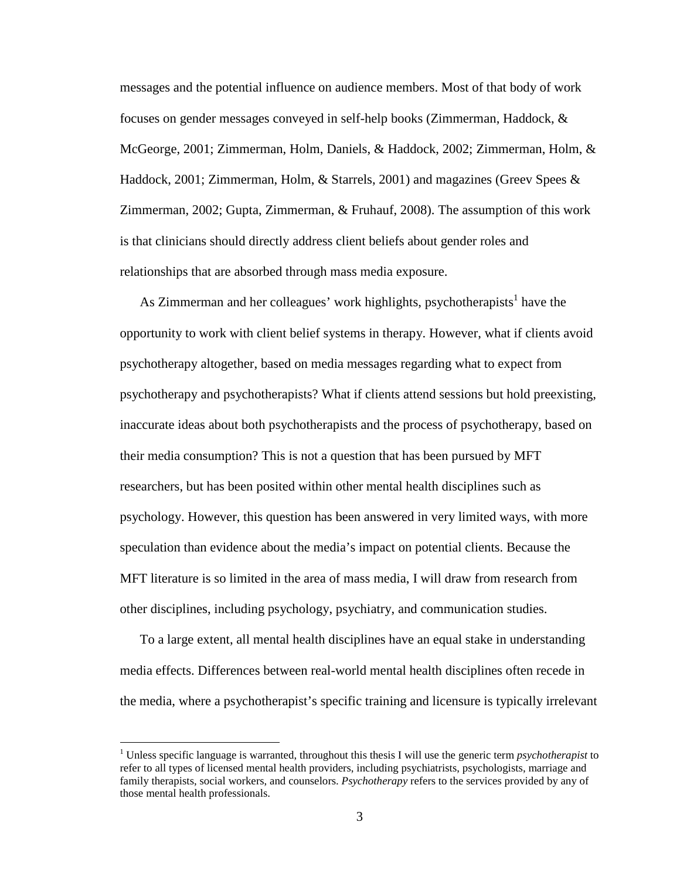messages and the potential influence on audience members. Most of that body of work focuses on gender messages conveyed in self-help books (Zimmerman, Haddock, & McGeorge, 2001; Zimmerman, Holm, Daniels, & Haddock, 2002; Zimmerman, Holm, & Haddock, 2001; Zimmerman, Holm, & Starrels, 2001) and magazines (Greev Spees & Zimmerman, 2002; Gupta, Zimmerman, & Fruhauf, 2008). The assumption of this work is that clinicians should directly address client beliefs about gender roles and relationships that are absorbed through mass media exposure.

As Zimmerman and her colleagues' work highlights, psychotherapists[1] have the opportunity to work with client belief systems in therapy. However, what if clients avoid psychotherapy altogether, based on media messages regarding what to expect from psychotherapy and psychotherapists? What if clients attend sessions but hold preexisting, inaccurate ideas about both psychotherapists and the process of psychotherapy, based on their media consumption? This is not a question that has been pursued by MFT researchers, but has been posited within other mental health disciplines such as psychology. However, this question has been answered in very limited ways, with more speculation than evidence about the media's impact on potential clients. Because the MFT literature is so limited in the area of mass media, I will draw from research from other disciplines, including psychology, psychiatry, and communication studies.

To a large extent, all mental health disciplines have an equal stake in understanding media effects. Differences between real-world mental health disciplines often recede in the media, where a psychotherapist's specific training and licensure is typically irrelevant

[1] Unless specific language is warranted, throughout this thesis I will use the generic term *psychotherapist* to refer to all types of licensed mental health providers, including psychiatrists, psychologists, marriage and family therapists, social workers, and counselors. *Psychotherapy* refers to the services provided by any of those mental health professionals.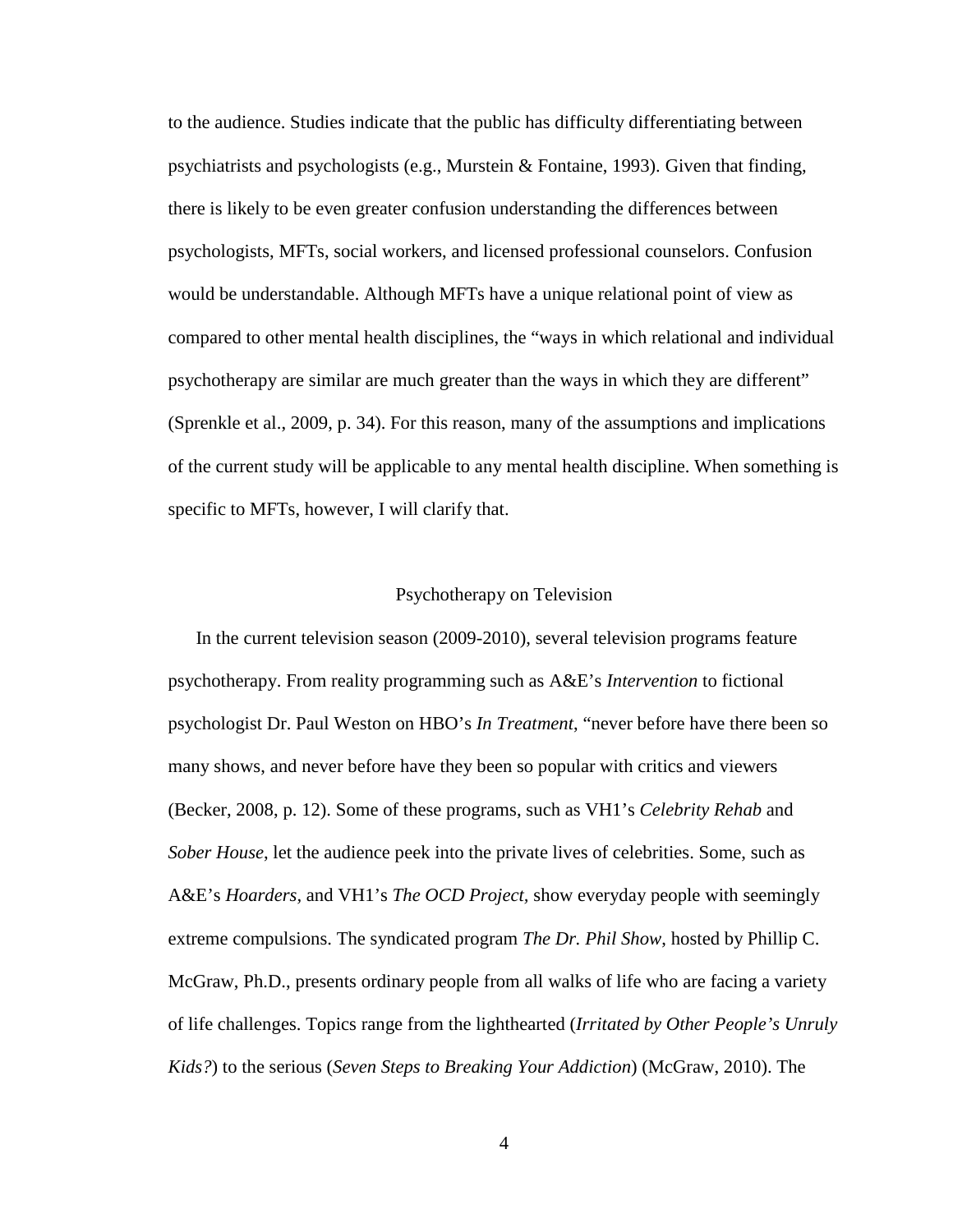to the audience. Studies indicate that the public has difficulty differentiating between psychiatrists and psychologists (e.g., Murstein & Fontaine, 1993). Given that finding, there is likely to be even greater confusion understanding the differences between psychologists, MFTs, social workers, and licensed professional counselors. Confusion would be understandable. Although MFTs have a unique relational point of view as compared to other mental health disciplines, the "ways in which relational and individual psychotherapy are similar are much greater than the ways in which they are different" (Sprenkle et al., 2009, p. 34). For this reason, many of the assumptions and implications of the current study will be applicable to any mental health discipline. When something is specific to MFTs, however, I will clarify that.

## Psychotherapy on Television

In the current television season (2009-2010), several television programs feature psychotherapy. From reality programming such as A&E's *Intervention* to fictional psychologist Dr. Paul Weston on HBO's *In Treatment*, "never before have there been so many shows, and never before have they been so popular with critics and viewers (Becker, 2008, p. 12). Some of these programs, such as VH1's *Celebrity Rehab* and *Sober House*, let the audience peek into the private lives of celebrities. Some, such as A&E's *Hoarders,* and VH1's *The OCD Project*, show everyday people with seemingly extreme compulsions. The syndicated program *The Dr. Phil Show*, hosted by Phillip C. McGraw, Ph.D., presents ordinary people from all walks of life who are facing a variety of life challenges. Topics range from the lighthearted (*Irritated by Other People's Unruly Kids?*) to the serious (*Seven Steps to Breaking Your Addiction*) (McGraw, 2010). The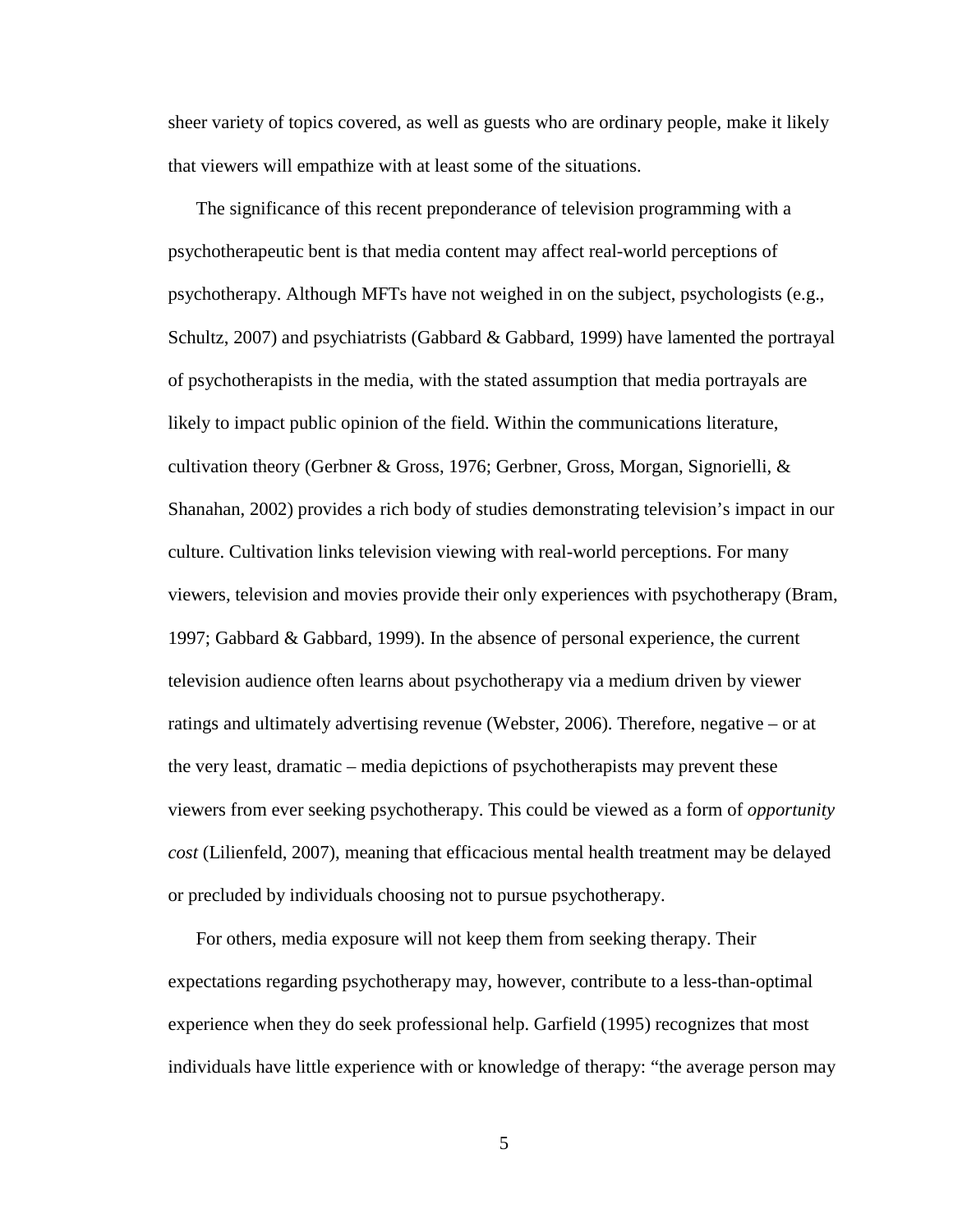sheer variety of topics covered, as well as guests who are ordinary people, make it likely that viewers will empathize with at least some of the situations.

The significance of this recent preponderance of television programming with a psychotherapeutic bent is that media content may affect real-world perceptions of psychotherapy. Although MFTs have not weighed in on the subject, psychologists (e.g., Schultz, 2007) and psychiatrists (Gabbard & Gabbard, 1999) have lamented the portrayal of psychotherapists in the media, with the stated assumption that media portrayals are likely to impact public opinion of the field. Within the communications literature, cultivation theory (Gerbner & Gross, 1976; Gerbner, Gross, Morgan, Signorielli, & Shanahan, 2002) provides a rich body of studies demonstrating television's impact in our culture. Cultivation links television viewing with real-world perceptions. For many viewers, television and movies provide their only experiences with psychotherapy (Bram, 1997; Gabbard & Gabbard, 1999). In the absence of personal experience, the current television audience often learns about psychotherapy via a medium driven by viewer ratings and ultimately advertising revenue (Webster, 2006). Therefore, negative – or at the very least, dramatic – media depictions of psychotherapists may prevent these viewers from ever seeking psychotherapy. This could be viewed as a form of *opportunity cost* (Lilienfeld, 2007), meaning that efficacious mental health treatment may be delayed or precluded by individuals choosing not to pursue psychotherapy.

For others, media exposure will not keep them from seeking therapy. Their expectations regarding psychotherapy may, however, contribute to a less-than-optimal experience when they do seek professional help. Garfield (1995) recognizes that most individuals have little experience with or knowledge of therapy: "the average person may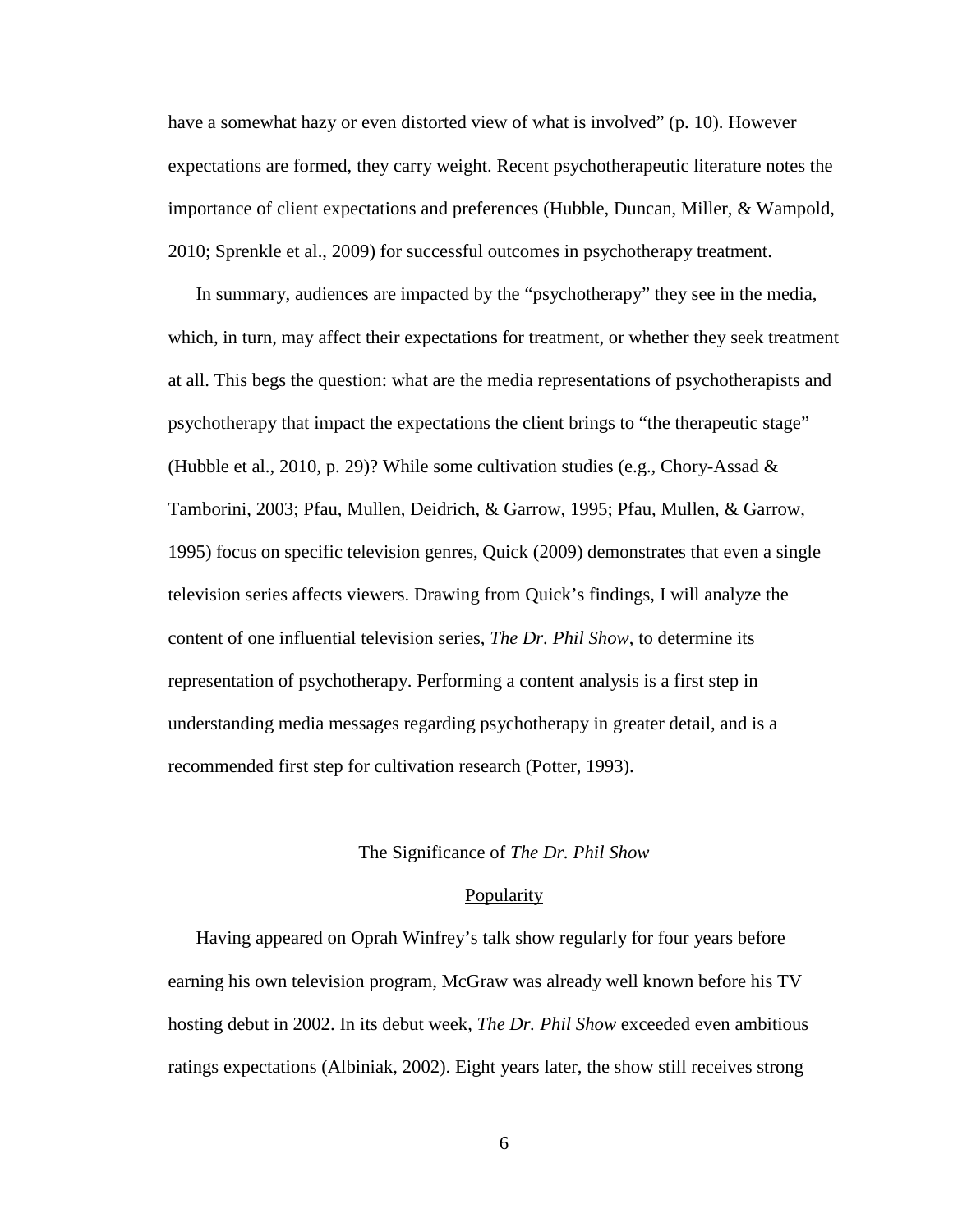have a somewhat hazy or even distorted view of what is involved" (p. 10). However expectations are formed, they carry weight. Recent psychotherapeutic literature notes the importance of client expectations and preferences (Hubble, Duncan, Miller, & Wampold, 2010; Sprenkle et al., 2009) for successful outcomes in psychotherapy treatment.

In summary, audiences are impacted by the "psychotherapy" they see in the media, which, in turn, may affect their expectations for treatment, or whether they seek treatment at all. This begs the question: what are the media representations of psychotherapists and psychotherapy that impact the expectations the client brings to "the therapeutic stage" (Hubble et al., 2010, p. 29)? While some cultivation studies (e.g., Chory-Assad & Tamborini, 2003; Pfau, Mullen, Deidrich, & Garrow, 1995; Pfau, Mullen, & Garrow, 1995) focus on specific television genres, Quick (2009) demonstrates that even a single television series affects viewers. Drawing from Quick's findings, I will analyze the content of one influential television series, *The Dr. Phil Show*, to determine its representation of psychotherapy. Performing a content analysis is a first step in understanding media messages regarding psychotherapy in greater detail, and is a recommended first step for cultivation research (Potter, 1993).

## The Significance of *The Dr. Phil Show*

### Popularity

Having appeared on Oprah Winfrey's talk show regularly for four years before earning his own television program, McGraw was already well known before his TV hosting debut in 2002. In its debut week, *The Dr. Phil Show* exceeded even ambitious ratings expectations (Albiniak, 2002). Eight years later, the show still receives strong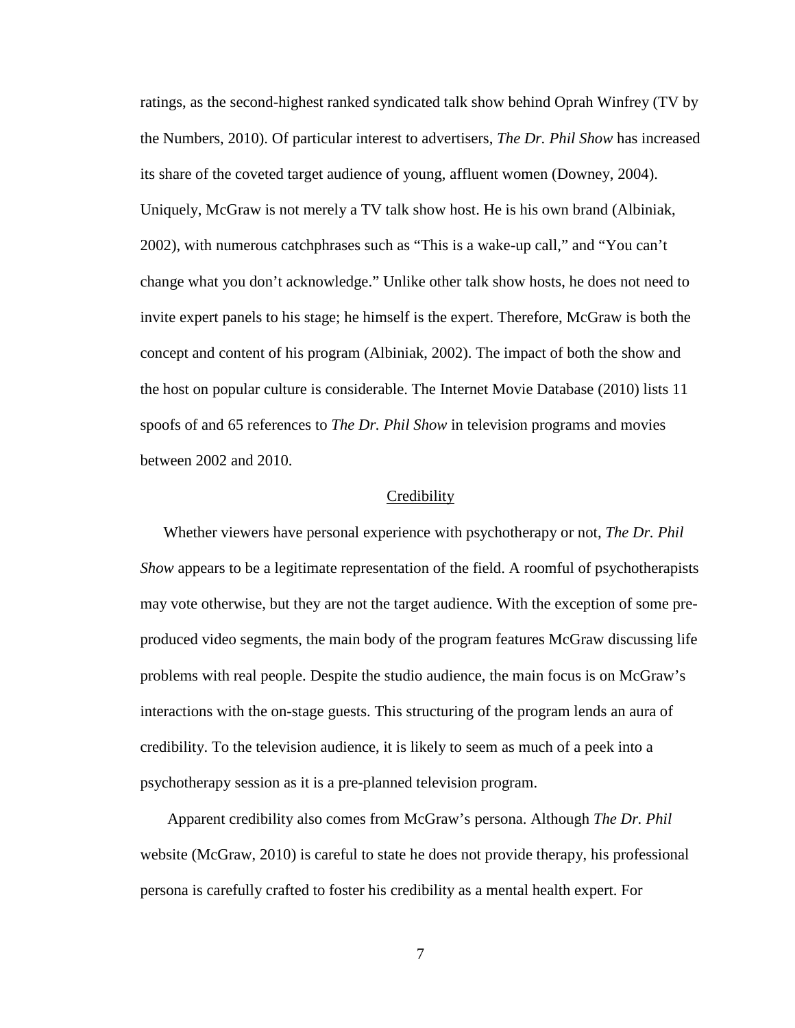ratings, as the second-highest ranked syndicated talk show behind Oprah Winfrey (TV by the Numbers, 2010). Of particular interest to advertisers, *The Dr. Phil Show* has increased its share of the coveted target audience of young, affluent women (Downey, 2004). Uniquely, McGraw is not merely a TV talk show host. He is his own brand (Albiniak, 2002), with numerous catchphrases such as "This is a wake-up call," and "You can't change what you don't acknowledge." Unlike other talk show hosts, he does not need to invite expert panels to his stage; he himself is the expert. Therefore, McGraw is both the concept and content of his program (Albiniak, 2002). The impact of both the show and the host on popular culture is considerable. The Internet Movie Database (2010) lists 11 spoofs of and 65 references to *The Dr. Phil Show* in television programs and movies between 2002 and 2010.

## Credibility

Whether viewers have personal experience with psychotherapy or not, *The Dr. Phil Show* appears to be a legitimate representation of the field. A roomful of psychotherapists may vote otherwise, but they are not the target audience. With the exception of some pre-produced video segments, the main body of the program features McGraw discussing life problems with real people. Despite the studio audience, the main focus is on McGraw's interactions with the on-stage guests. This structuring of the program lends an aura of credibility. To the television audience, it is likely to seem as much of a peek into a psychotherapy session as it is a pre-planned television program.

Apparent credibility also comes from McGraw's persona. Although *The Dr. Phil* website (McGraw, 2010) is careful to state he does not provide therapy, his professional persona is carefully crafted to foster his credibility as a mental health expert. For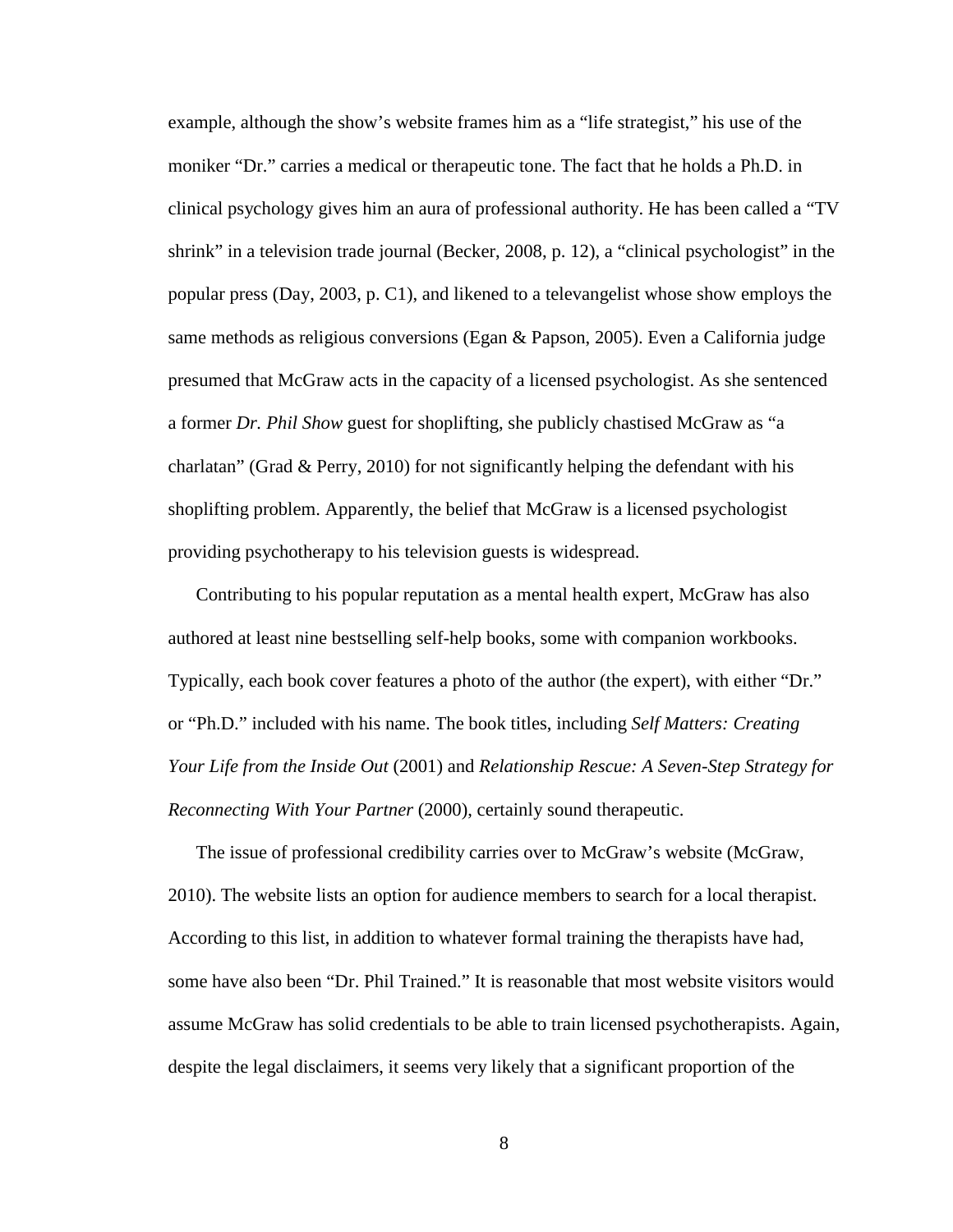example, although the show's website frames him as a "life strategist," his use of the moniker "Dr." carries a medical or therapeutic tone. The fact that he holds a Ph.D. in clinical psychology gives him an aura of professional authority. He has been called a "TV shrink" in a television trade journal (Becker, 2008, p. 12), a "clinical psychologist" in the popular press (Day, 2003, p. C1), and likened to a televangelist whose show employs the same methods as religious conversions (Egan & Papson, 2005). Even a California judge presumed that McGraw acts in the capacity of a licensed psychologist. As she sentenced a former *Dr. Phil Show* guest for shoplifting, she publicly chastised McGraw as "a charlatan" (Grad & Perry, 2010) for not significantly helping the defendant with his shoplifting problem. Apparently, the belief that McGraw is a licensed psychologist providing psychotherapy to his television guests is widespread.

Contributing to his popular reputation as a mental health expert, McGraw has also authored at least nine bestselling self-help books, some with companion workbooks. Typically, each book cover features a photo of the author (the expert), with either "Dr." or "Ph.D." included with his name. The book titles, including *Self Matters: Creating Your Life from the Inside Out* (2001) and *Relationship Rescue: A Seven-Step Strategy for Reconnecting With Your Partner* (2000), certainly sound therapeutic.

The issue of professional credibility carries over to McGraw's website (McGraw, 2010). The website lists an option for audience members to search for a local therapist. According to this list, in addition to whatever formal training the therapists have had, some have also been "Dr. Phil Trained." It is reasonable that most website visitors would assume McGraw has solid credentials to be able to train licensed psychotherapists. Again, despite the legal disclaimers, it seems very likely that a significant proportion of the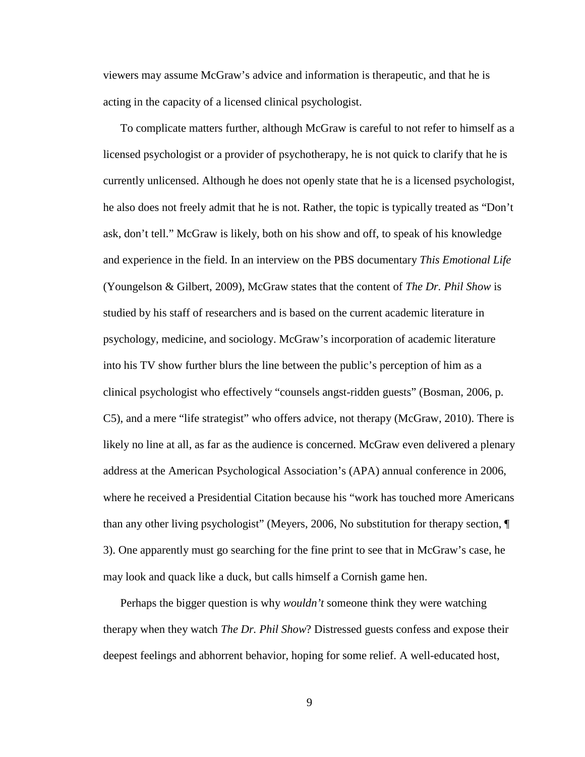viewers may assume McGraw's advice and information is therapeutic, and that he is acting in the capacity of a licensed clinical psychologist.

To complicate matters further, although McGraw is careful to not refer to himself as a licensed psychologist or a provider of psychotherapy, he is not quick to clarify that he is currently unlicensed. Although he does not openly state that he is a licensed psychologist, he also does not freely admit that he is not. Rather, the topic is typically treated as "Don't ask, don't tell." McGraw is likely, both on his show and off, to speak of his knowledge and experience in the field. In an interview on the PBS documentary *This Emotional Life* (Youngelson & Gilbert, 2009), McGraw states that the content of *The Dr. Phil Show* is studied by his staff of researchers and is based on the current academic literature in psychology, medicine, and sociology. McGraw's incorporation of academic literature into his TV show further blurs the line between the public's perception of him as a clinical psychologist who effectively "counsels angst-ridden guests" (Bosman, 2006, p. C5), and a mere "life strategist" who offers advice, not therapy (McGraw, 2010). There is likely no line at all, as far as the audience is concerned. McGraw even delivered a plenary address at the American Psychological Association's (APA) annual conference in 2006, where he received a Presidential Citation because his "work has touched more Americans than any other living psychologist" (Meyers, 2006, No substitution for therapy section, ¶ 3). One apparently must go searching for the fine print to see that in McGraw's case, he may look and quack like a duck, but calls himself a Cornish game hen.

Perhaps the bigger question is why *wouldn't* someone think they were watching therapy when they watch *The Dr. Phil Show*? Distressed guests confess and expose their deepest feelings and abhorrent behavior, hoping for some relief. A well-educated host,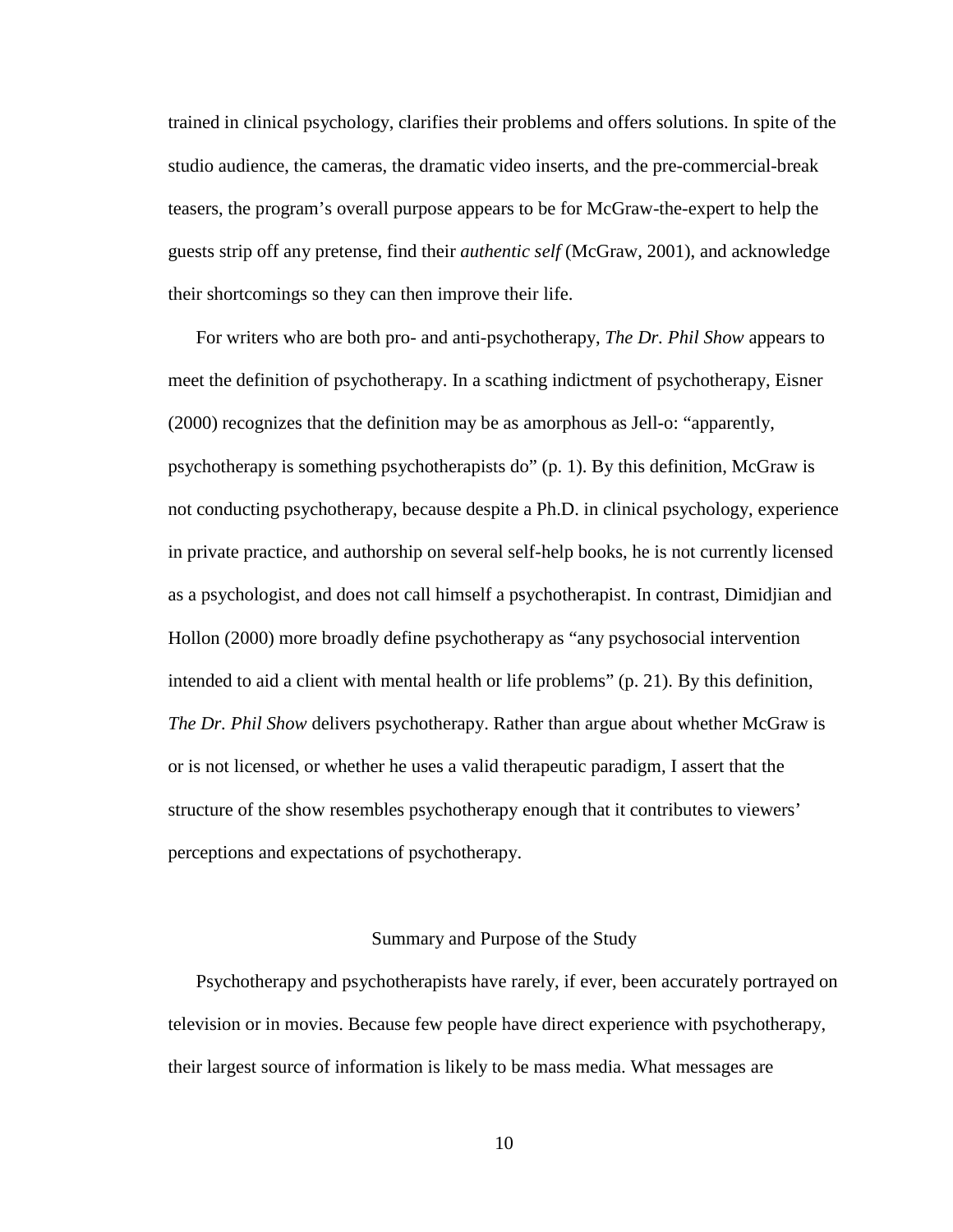trained in clinical psychology, clarifies their problems and offers solutions. In spite of the studio audience, the cameras, the dramatic video inserts, and the pre-commercial-break teasers, the program's overall purpose appears to be for McGraw-the-expert to help the guests strip off any pretense, find their *authentic self* (McGraw, 2001), and acknowledge their shortcomings so they can then improve their life.

For writers who are both pro- and anti-psychotherapy, *The Dr. Phil Show* appears to meet the definition of psychotherapy. In a scathing indictment of psychotherapy, Eisner (2000) recognizes that the definition may be as amorphous as Jell-o: "apparently, psychotherapy is something psychotherapists do" (p. 1). By this definition, McGraw is not conducting psychotherapy, because despite a Ph.D. in clinical psychology, experience in private practice, and authorship on several self-help books, he is not currently licensed as a psychologist, and does not call himself a psychotherapist. In contrast, Dimidjian and Hollon (2000) more broadly define psychotherapy as "any psychosocial intervention intended to aid a client with mental health or life problems" (p. 21). By this definition, *The Dr. Phil Show* delivers psychotherapy. Rather than argue about whether McGraw is or is not licensed, or whether he uses a valid therapeutic paradigm, I assert that the structure of the show resembles psychotherapy enough that it contributes to viewers' perceptions and expectations of psychotherapy.

## Summary and Purpose of the Study

Psychotherapy and psychotherapists have rarely, if ever, been accurately portrayed on television or in movies. Because few people have direct experience with psychotherapy, their largest source of information is likely to be mass media. What messages are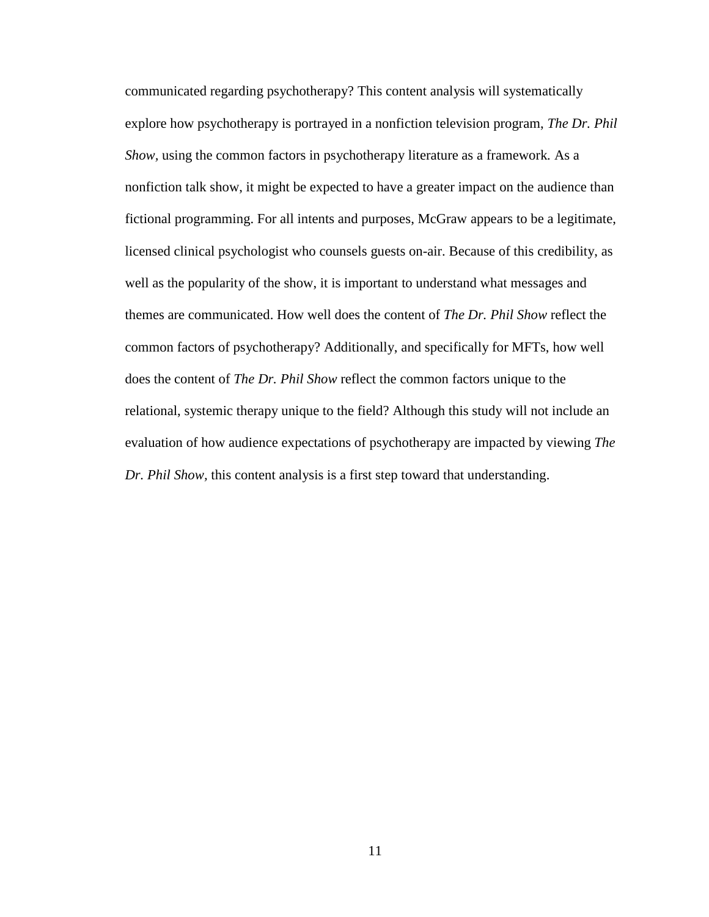communicated regarding psychotherapy? This content analysis will systematically explore how psychotherapy is portrayed in a nonfiction television program, *The Dr. Phil Show*, using the common factors in psychotherapy literature as a framework. As a nonfiction talk show, it might be expected to have a greater impact on the audience than fictional programming. For all intents and purposes, McGraw appears to be a legitimate, licensed clinical psychologist who counsels guests on-air. Because of this credibility, as well as the popularity of the show, it is important to understand what messages and themes are communicated. How well does the content of *The Dr. Phil Show* reflect the common factors of psychotherapy? Additionally, and specifically for MFTs, how well does the content of *The Dr. Phil Show* reflect the common factors unique to the relational, systemic therapy unique to the field? Although this study will not include an evaluation of how audience expectations of psychotherapy are impacted by viewing *The Dr. Phil Show*, this content analysis is a first step toward that understanding.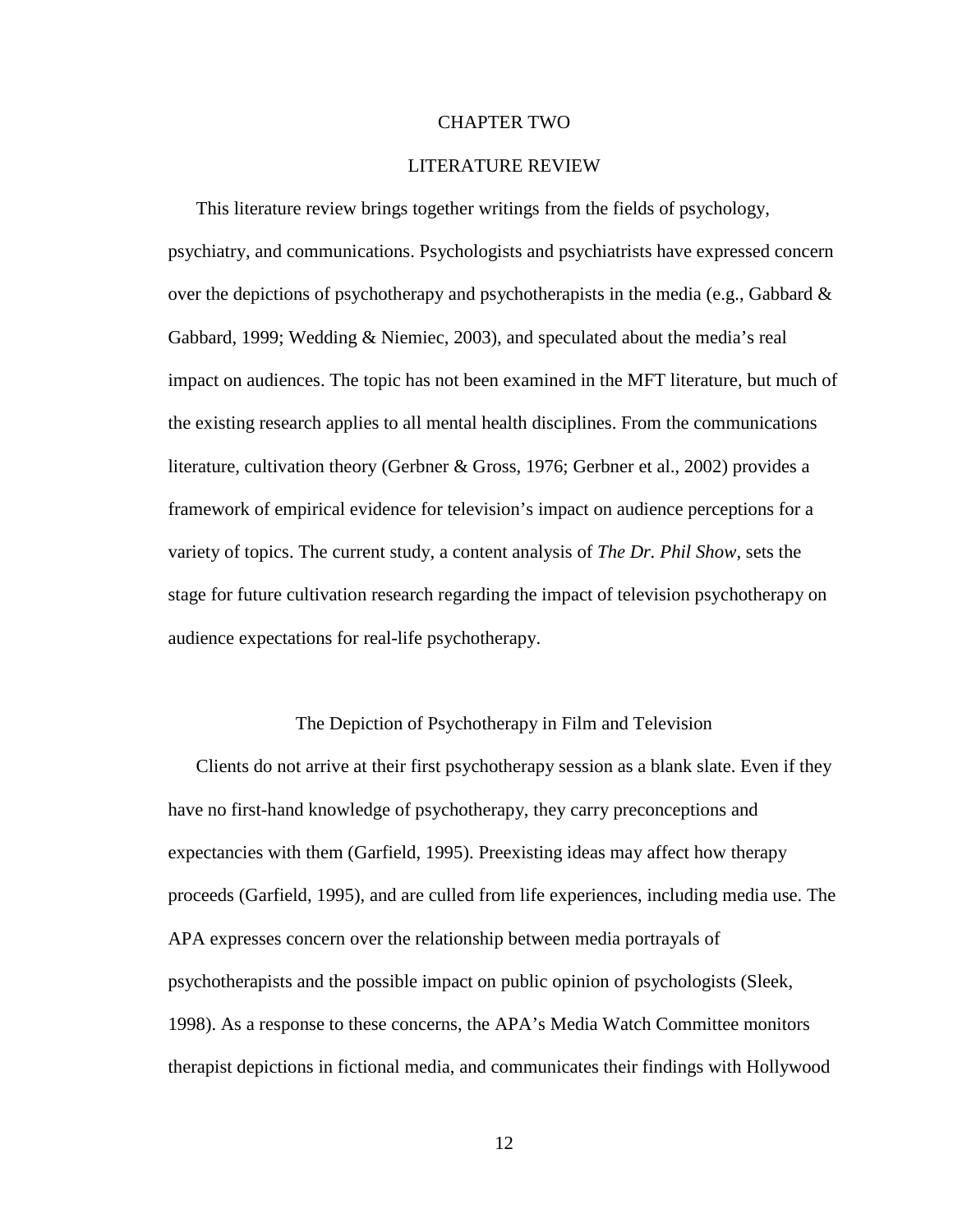# CHAPTER TWO

# LITERATURE REVIEW

This literature review brings together writings from the fields of psychology, psychiatry, and communications. Psychologists and psychiatrists have expressed concern over the depictions of psychotherapy and psychotherapists in the media (e.g., Gabbard & Gabbard, 1999; Wedding & Niemiec, 2003), and speculated about the media's real impact on audiences. The topic has not been examined in the MFT literature, but much of the existing research applies to all mental health disciplines. From the communications literature, cultivation theory (Gerbner & Gross, 1976; Gerbner et al., 2002) provides a framework of empirical evidence for television's impact on audience perceptions for a variety of topics. The current study, a content analysis of *The Dr. Phil Show*, sets the stage for future cultivation research regarding the impact of television psychotherapy on audience expectations for real-life psychotherapy.

## The Depiction of Psychotherapy in Film and Television

Clients do not arrive at their first psychotherapy session as a blank slate. Even if they have no first-hand knowledge of psychotherapy, they carry preconceptions and expectancies with them (Garfield, 1995). Preexisting ideas may affect how therapy proceeds (Garfield, 1995), and are culled from life experiences, including media use. The APA expresses concern over the relationship between media portrayals of psychotherapists and the possible impact on public opinion of psychologists (Sleek, 1998). As a response to these concerns, the APA's Media Watch Committee monitors therapist depictions in fictional media, and communicates their findings with Hollywood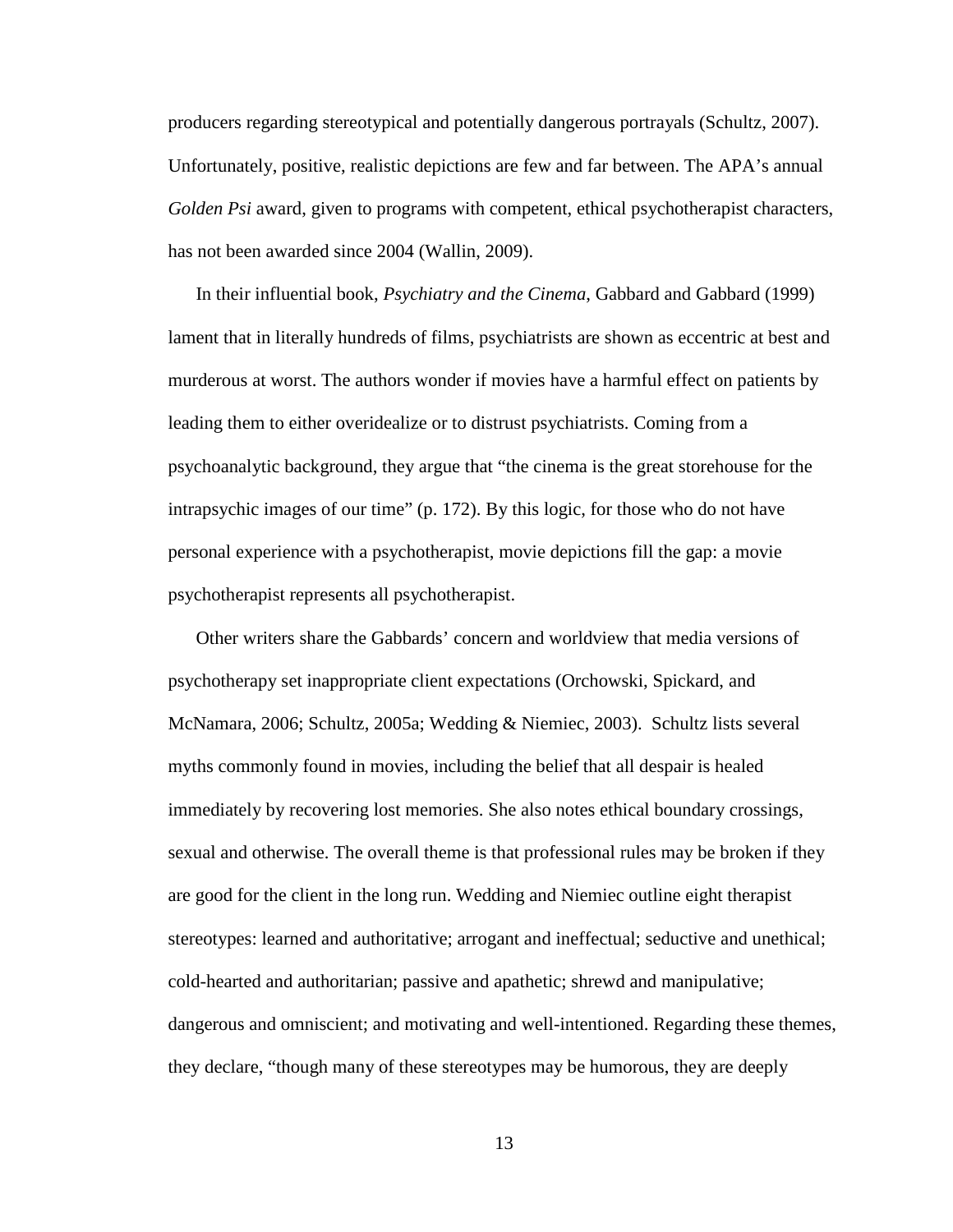producers regarding stereotypical and potentially dangerous portrayals (Schultz, 2007). Unfortunately, positive, realistic depictions are few and far between. The APA's annual *Golden Psi* award, given to programs with competent, ethical psychotherapist characters, has not been awarded since 2004 (Wallin, 2009).

In their influential book, *Psychiatry and the Cinema*, Gabbard and Gabbard (1999) lament that in literally hundreds of films, psychiatrists are shown as eccentric at best and murderous at worst. The authors wonder if movies have a harmful effect on patients by leading them to either overidealize or to distrust psychiatrists. Coming from a psychoanalytic background, they argue that "the cinema is the great storehouse for the intrapsychic images of our time" (p. 172). By this logic, for those who do not have personal experience with a psychotherapist, movie depictions fill the gap: a movie psychotherapist represents all psychotherapist.

Other writers share the Gabbards' concern and worldview that media versions of psychotherapy set inappropriate client expectations (Orchowski, Spickard, and McNamara, 2006; Schultz, 2005a; Wedding & Niemiec, 2003). Schultz lists several myths commonly found in movies, including the belief that all despair is healed immediately by recovering lost memories. She also notes ethical boundary crossings, sexual and otherwise. The overall theme is that professional rules may be broken if they are good for the client in the long run. Wedding and Niemiec outline eight therapist stereotypes: learned and authoritative; arrogant and ineffectual; seductive and unethical; cold-hearted and authoritarian; passive and apathetic; shrewd and manipulative; dangerous and omniscient; and motivating and well-intentioned. Regarding these themes, they declare, "though many of these stereotypes may be humorous, they are deeply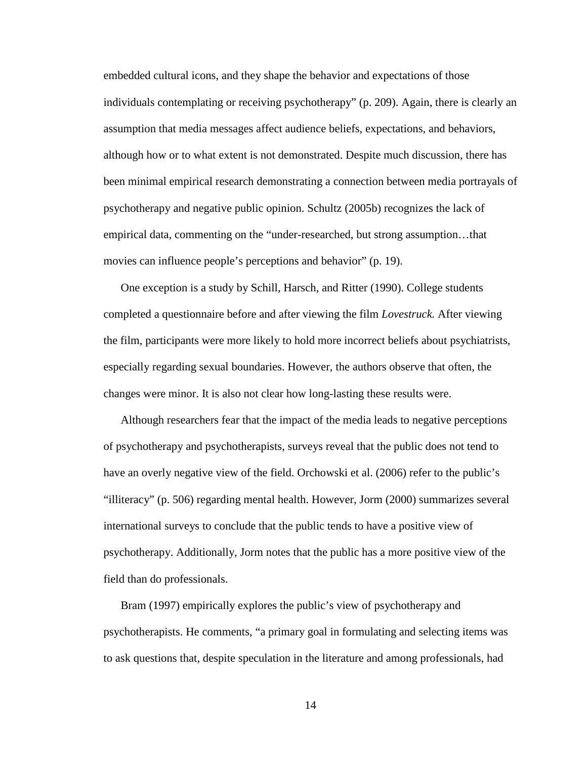embedded cultural icons, and they shape the behavior and expectations of those individuals contemplating or receiving psychotherapy" (p. 209). Again, there is clearly an assumption that media messages affect audience beliefs, expectations, and behaviors, although how or to what extent is not demonstrated. Despite much discussion, there has been minimal empirical research demonstrating a connection between media portrayals of psychotherapy and negative public opinion. Schultz (2005b) recognizes the lack of empirical data, commenting on the "under-researched, but strong assumption…that movies can influence people's perceptions and behavior" (p. 19).

One exception is a study by Schill, Harsch, and Ritter (1990). College students completed a questionnaire before and after viewing the film *Lovestruck.* After viewing the film, participants were more likely to hold more incorrect beliefs about psychiatrists, especially regarding sexual boundaries. However, the authors observe that often, the changes were minor. It is also not clear how long-lasting these results were.

Although researchers fear that the impact of the media leads to negative perceptions of psychotherapy and psychotherapists, surveys reveal that the public does not tend to have an overly negative view of the field. Orchowski et al. (2006) refer to the public's "illiteracy" (p. 506) regarding mental health. However, Jorm (2000) summarizes several international surveys to conclude that the public tends to have a positive view of psychotherapy. Additionally, Jorm notes that the public has a more positive view of the field than do professionals.

Bram (1997) empirically explores the public's view of psychotherapy and psychotherapists. He comments, "a primary goal in formulating and selecting items was to ask questions that, despite speculation in the literature and among professionals, had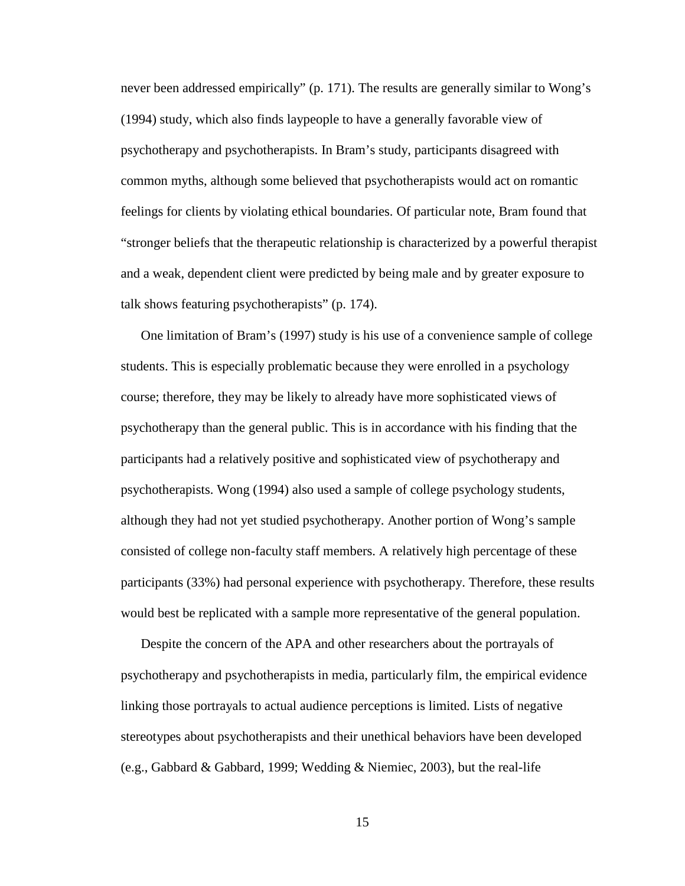never been addressed empirically" (p. 171). The results are generally similar to Wong's (1994) study, which also finds laypeople to have a generally favorable view of psychotherapy and psychotherapists. In Bram's study, participants disagreed with common myths, although some believed that psychotherapists would act on romantic feelings for clients by violating ethical boundaries. Of particular note, Bram found that "stronger beliefs that the therapeutic relationship is characterized by a powerful therapist and a weak, dependent client were predicted by being male and by greater exposure to talk shows featuring psychotherapists" (p. 174).

One limitation of Bram's (1997) study is his use of a convenience sample of college students. This is especially problematic because they were enrolled in a psychology course; therefore, they may be likely to already have more sophisticated views of psychotherapy than the general public. This is in accordance with his finding that the participants had a relatively positive and sophisticated view of psychotherapy and psychotherapists. Wong (1994) also used a sample of college psychology students, although they had not yet studied psychotherapy. Another portion of Wong's sample consisted of college non-faculty staff members. A relatively high percentage of these participants (33%) had personal experience with psychotherapy. Therefore, these results would best be replicated with a sample more representative of the general population.

Despite the concern of the APA and other researchers about the portrayals of psychotherapy and psychotherapists in media, particularly film, the empirical evidence linking those portrayals to actual audience perceptions is limited. Lists of negative stereotypes about psychotherapists and their unethical behaviors have been developed (e.g., Gabbard & Gabbard, 1999; Wedding & Niemiec, 2003), but the real-life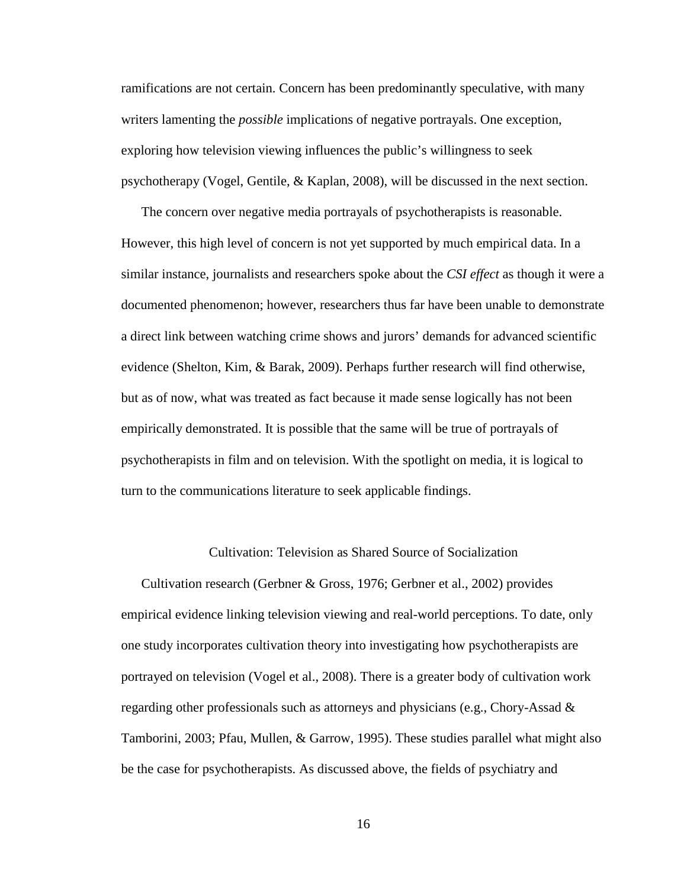ramifications are not certain. Concern has been predominantly speculative, with many writers lamenting the *possible* implications of negative portrayals. One exception, exploring how television viewing influences the public's willingness to seek psychotherapy (Vogel, Gentile, & Kaplan, 2008), will be discussed in the next section.

The concern over negative media portrayals of psychotherapists is reasonable. However, this high level of concern is not yet supported by much empirical data. In a similar instance, journalists and researchers spoke about the *CSI effect* as though it were a documented phenomenon; however, researchers thus far have been unable to demonstrate a direct link between watching crime shows and jurors' demands for advanced scientific evidence (Shelton, Kim, & Barak, 2009). Perhaps further research will find otherwise, but as of now, what was treated as fact because it made sense logically has not been empirically demonstrated. It is possible that the same will be true of portrayals of psychotherapists in film and on television. With the spotlight on media, it is logical to turn to the communications literature to seek applicable findings.

## Cultivation: Television as Shared Source of Socialization

Cultivation research (Gerbner & Gross, 1976; Gerbner et al., 2002) provides empirical evidence linking television viewing and real-world perceptions. To date, only one study incorporates cultivation theory into investigating how psychotherapists are portrayed on television (Vogel et al., 2008). There is a greater body of cultivation work regarding other professionals such as attorneys and physicians (e.g., Chory-Assad & Tamborini, 2003; Pfau, Mullen, & Garrow, 1995). These studies parallel what might also be the case for psychotherapists. As discussed above, the fields of psychiatry and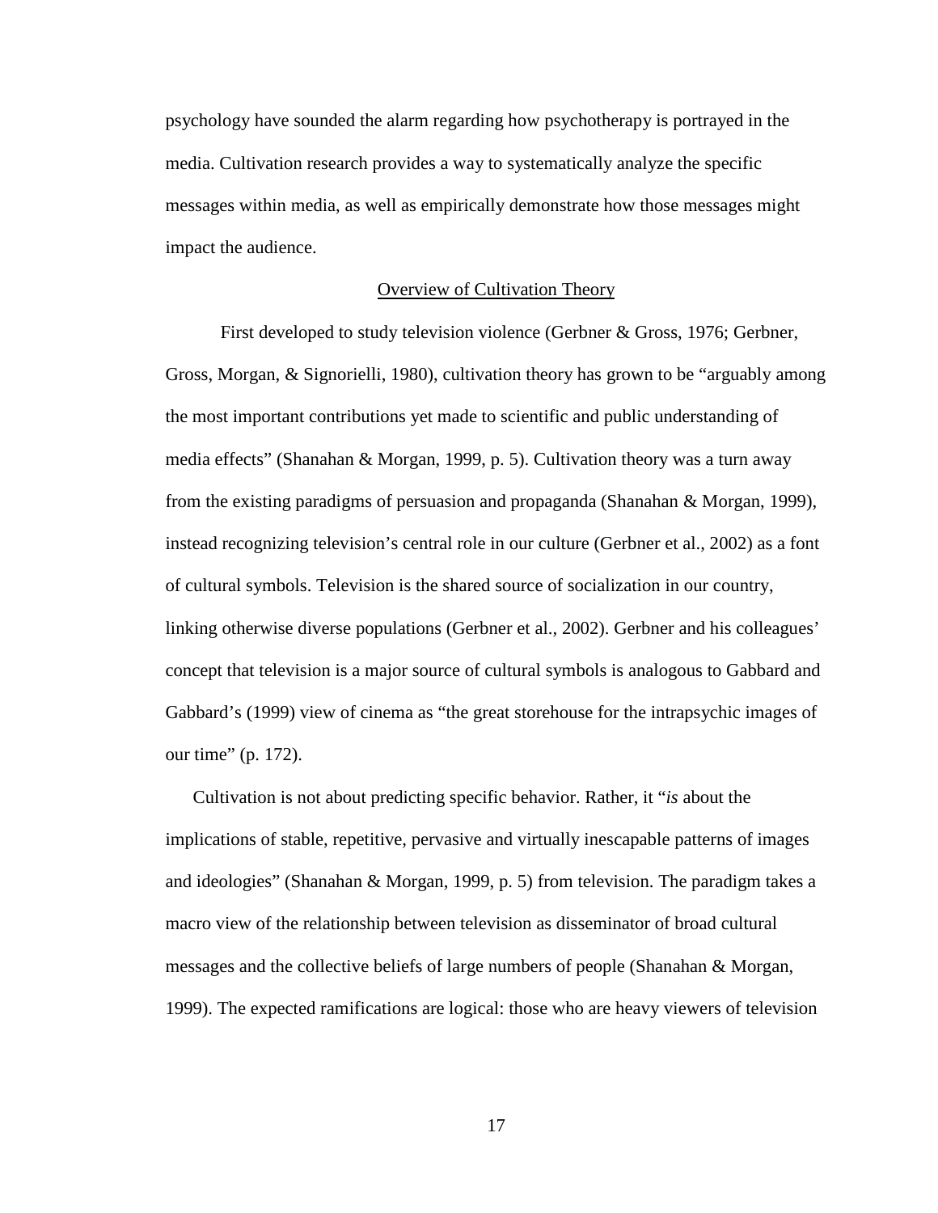psychology have sounded the alarm regarding how psychotherapy is portrayed in the media. Cultivation research provides a way to systematically analyze the specific messages within media, as well as empirically demonstrate how those messages might impact the audience.

## Overview of Cultivation Theory

First developed to study television violence (Gerbner & Gross, 1976; Gerbner, Gross, Morgan, & Signorielli, 1980), cultivation theory has grown to be "arguably among the most important contributions yet made to scientific and public understanding of media effects" (Shanahan & Morgan, 1999, p. 5). Cultivation theory was a turn away from the existing paradigms of persuasion and propaganda (Shanahan & Morgan, 1999), instead recognizing television's central role in our culture (Gerbner et al., 2002) as a font of cultural symbols. Television is the shared source of socialization in our country, linking otherwise diverse populations (Gerbner et al., 2002). Gerbner and his colleagues' concept that television is a major source of cultural symbols is analogous to Gabbard and Gabbard's (1999) view of cinema as "the great storehouse for the intrapsychic images of our time" (p. 172).

Cultivation is not about predicting specific behavior. Rather, it "*is* about the implications of stable, repetitive, pervasive and virtually inescapable patterns of images and ideologies" (Shanahan & Morgan, 1999, p. 5) from television. The paradigm takes a macro view of the relationship between television as disseminator of broad cultural messages and the collective beliefs of large numbers of people (Shanahan & Morgan, 1999). The expected ramifications are logical: those who are heavy viewers of television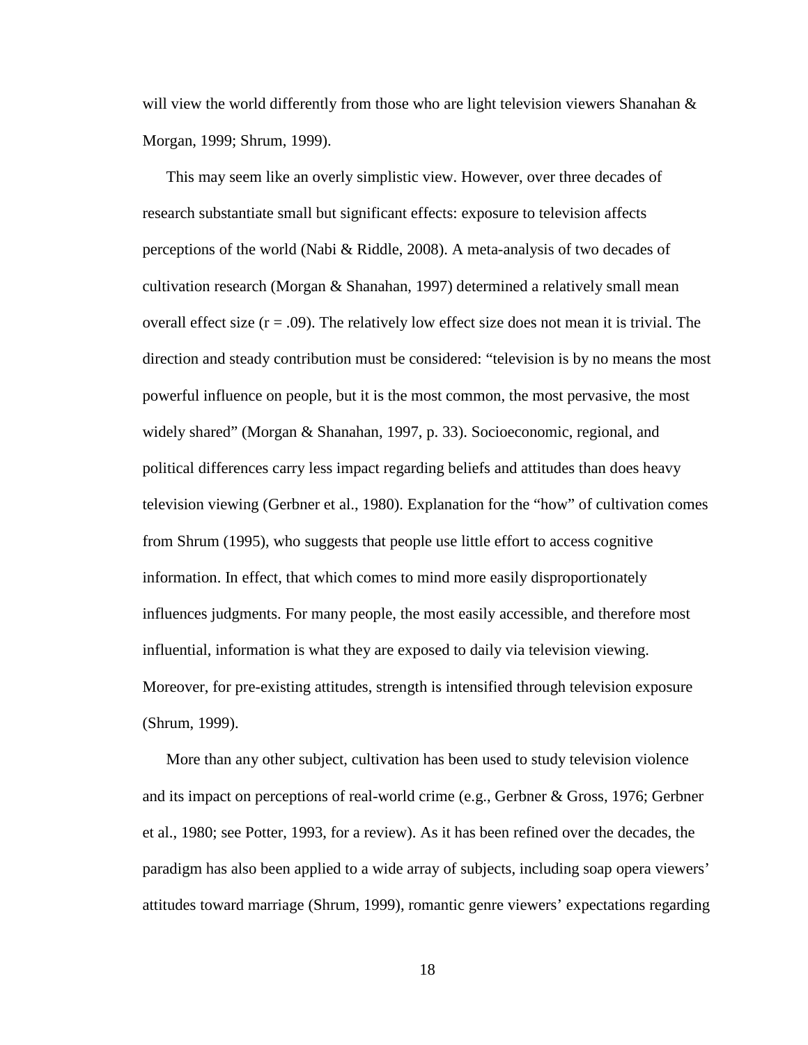will view the world differently from those who are light television viewers Shanahan & Morgan, 1999; Shrum, 1999).

This may seem like an overly simplistic view. However, over three decades of research substantiate small but significant effects: exposure to television affects perceptions of the world (Nabi & Riddle, 2008). A meta-analysis of two decades of cultivation research (Morgan & Shanahan, 1997) determined a relatively small mean overall effect size ($r = .09$). The relatively low effect size does not mean it is trivial. The direction and steady contribution must be considered: "television is by no means the most powerful influence on people, but it is the most common, the most pervasive, the most widely shared" (Morgan & Shanahan, 1997, p. 33). Socioeconomic, regional, and political differences carry less impact regarding beliefs and attitudes than does heavy television viewing (Gerbner et al., 1980). Explanation for the "how" of cultivation comes from Shrum (1995), who suggests that people use little effort to access cognitive information. In effect, that which comes to mind more easily disproportionately influences judgments. For many people, the most easily accessible, and therefore most influential, information is what they are exposed to daily via television viewing. Moreover, for pre-existing attitudes, strength is intensified through television exposure (Shrum, 1999).

More than any other subject, cultivation has been used to study television violence and its impact on perceptions of real-world crime (e.g., Gerbner & Gross, 1976; Gerbner et al., 1980; see Potter, 1993, for a review). As it has been refined over the decades, the paradigm has also been applied to a wide array of subjects, including soap opera viewers' attitudes toward marriage (Shrum, 1999), romantic genre viewers' expectations regarding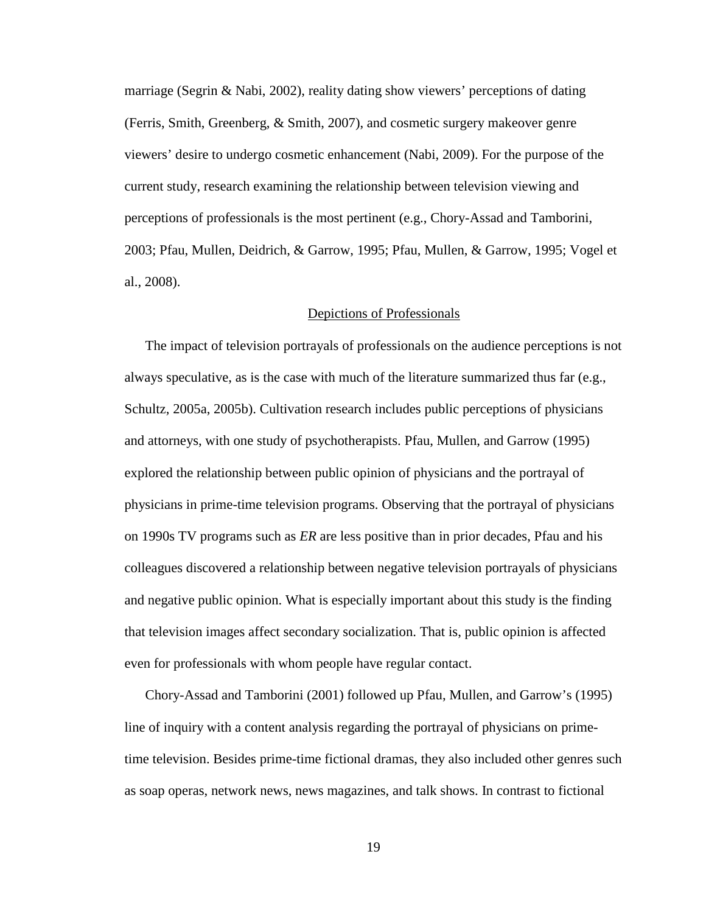marriage (Segrin & Nabi, 2002), reality dating show viewers' perceptions of dating (Ferris, Smith, Greenberg, & Smith, 2007), and cosmetic surgery makeover genre viewers' desire to undergo cosmetic enhancement (Nabi, 2009). For the purpose of the current study, research examining the relationship between television viewing and perceptions of professionals is the most pertinent (e.g., Chory-Assad and Tamborini, 2003; Pfau, Mullen, Deidrich, & Garrow, 1995; Pfau, Mullen, & Garrow, 1995; Vogel et al., 2008).

## Depictions of Professionals

The impact of television portrayals of professionals on the audience perceptions is not always speculative, as is the case with much of the literature summarized thus far (e.g., Schultz, 2005a, 2005b). Cultivation research includes public perceptions of physicians and attorneys, with one study of psychotherapists. Pfau, Mullen, and Garrow (1995) explored the relationship between public opinion of physicians and the portrayal of physicians in prime-time television programs. Observing that the portrayal of physicians on 1990s TV programs such as *ER* are less positive than in prior decades, Pfau and his colleagues discovered a relationship between negative television portrayals of physicians and negative public opinion. What is especially important about this study is the finding that television images affect secondary socialization. That is, public opinion is affected even for professionals with whom people have regular contact.

Chory-Assad and Tamborini (2001) followed up Pfau, Mullen, and Garrow's (1995) line of inquiry with a content analysis regarding the portrayal of physicians on prime-time television. Besides prime-time fictional dramas, they also included other genres such as soap operas, network news, news magazines, and talk shows. In contrast to fictional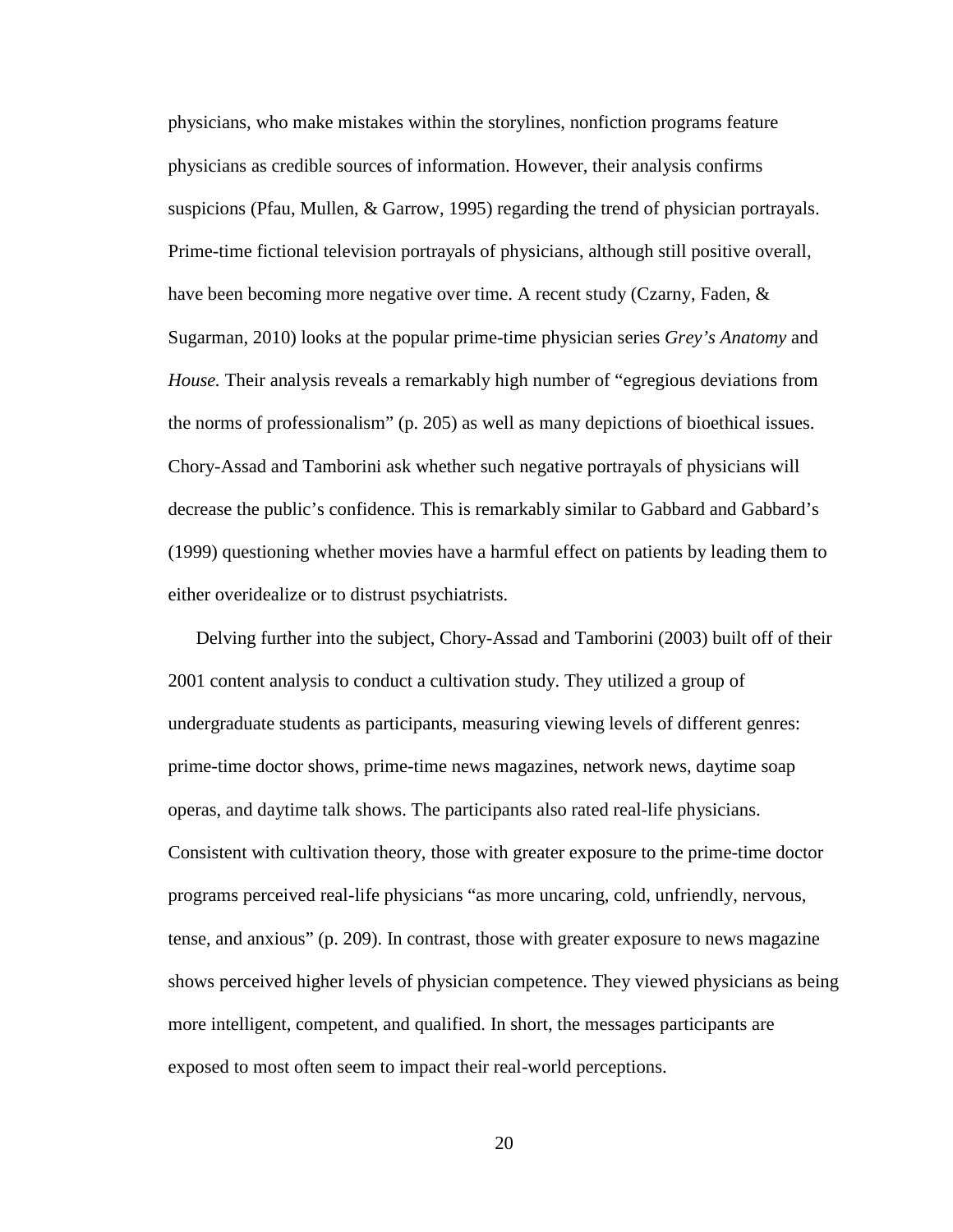physicians, who make mistakes within the storylines, nonfiction programs feature physicians as credible sources of information. However, their analysis confirms suspicions (Pfau, Mullen, & Garrow, 1995) regarding the trend of physician portrayals. Prime-time fictional television portrayals of physicians, although still positive overall, have been becoming more negative over time. A recent study (Czarny, Faden, & Sugarman, 2010) looks at the popular prime-time physician series *Grey's Anatomy* and *House.* Their analysis reveals a remarkably high number of "egregious deviations from the norms of professionalism" (p. 205) as well as many depictions of bioethical issues. Chory-Assad and Tamborini ask whether such negative portrayals of physicians will decrease the public's confidence. This is remarkably similar to Gabbard and Gabbard's (1999) questioning whether movies have a harmful effect on patients by leading them to either overidealize or to distrust psychiatrists.

Delving further into the subject, Chory-Assad and Tamborini (2003) built off of their 2001 content analysis to conduct a cultivation study. They utilized a group of undergraduate students as participants, measuring viewing levels of different genres: prime-time doctor shows, prime-time news magazines, network news, daytime soap operas, and daytime talk shows. The participants also rated real-life physicians. Consistent with cultivation theory, those with greater exposure to the prime-time doctor programs perceived real-life physicians "as more uncaring, cold, unfriendly, nervous, tense, and anxious" (p. 209). In contrast, those with greater exposure to news magazine shows perceived higher levels of physician competence. They viewed physicians as being more intelligent, competent, and qualified. In short, the messages participants are exposed to most often seem to impact their real-world perceptions.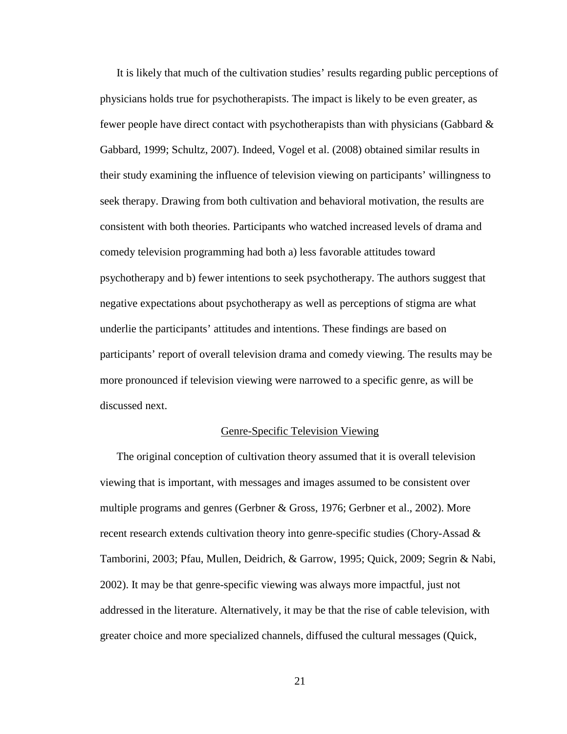It is likely that much of the cultivation studies' results regarding public perceptions of physicians holds true for psychotherapists. The impact is likely to be even greater, as fewer people have direct contact with psychotherapists than with physicians (Gabbard & Gabbard, 1999; Schultz, 2007). Indeed, Vogel et al. (2008) obtained similar results in their study examining the influence of television viewing on participants' willingness to seek therapy. Drawing from both cultivation and behavioral motivation, the results are consistent with both theories. Participants who watched increased levels of drama and comedy television programming had both a) less favorable attitudes toward psychotherapy and b) fewer intentions to seek psychotherapy. The authors suggest that negative expectations about psychotherapy as well as perceptions of stigma are what underlie the participants' attitudes and intentions. These findings are based on participants' report of overall television drama and comedy viewing. The results may be more pronounced if television viewing were narrowed to a specific genre, as will be discussed next.

## Genre-Specific Television Viewing

The original conception of cultivation theory assumed that it is overall television viewing that is important, with messages and images assumed to be consistent over multiple programs and genres (Gerbner & Gross, 1976; Gerbner et al., 2002). More recent research extends cultivation theory into genre-specific studies (Chory-Assad & Tamborini, 2003; Pfau, Mullen, Deidrich, & Garrow, 1995; Quick, 2009; Segrin & Nabi, 2002). It may be that genre-specific viewing was always more impactful, just not addressed in the literature. Alternatively, it may be that the rise of cable television, with greater choice and more specialized channels, diffused the cultural messages (Quick,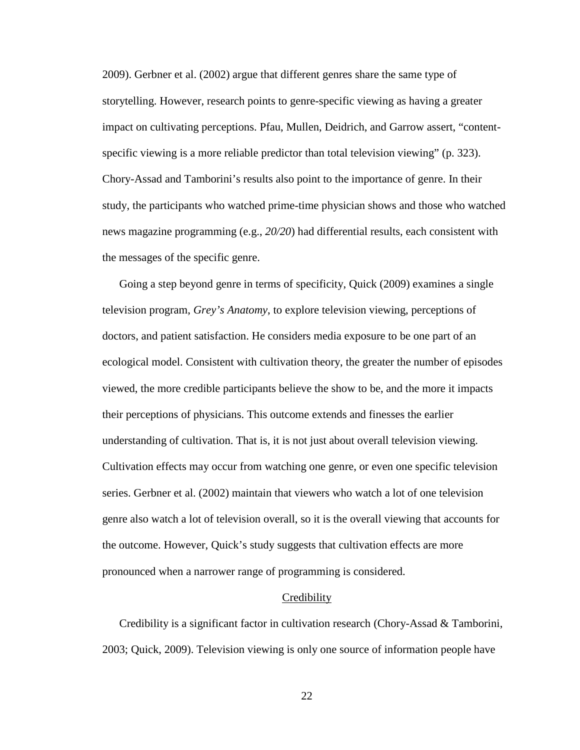2009). Gerbner et al. (2002) argue that different genres share the same type of storytelling. However, research points to genre-specific viewing as having a greater impact on cultivating perceptions. Pfau, Mullen, Deidrich, and Garrow assert, "content-specific viewing is a more reliable predictor than total television viewing" (p. 323). Chory-Assad and Tamborini's results also point to the importance of genre. In their study, the participants who watched prime-time physician shows and those who watched news magazine programming (e.g., *20/20*) had differential results, each consistent with the messages of the specific genre.

Going a step beyond genre in terms of specificity, Quick (2009) examines a single television program, *Grey's Anatomy*, to explore television viewing, perceptions of doctors, and patient satisfaction. He considers media exposure to be one part of an ecological model. Consistent with cultivation theory, the greater the number of episodes viewed, the more credible participants believe the show to be, and the more it impacts their perceptions of physicians. This outcome extends and finesses the earlier understanding of cultivation. That is, it is not just about overall television viewing. Cultivation effects may occur from watching one genre, or even one specific television series. Gerbner et al. (2002) maintain that viewers who watch a lot of one television genre also watch a lot of television overall, so it is the overall viewing that accounts for the outcome. However, Quick's study suggests that cultivation effects are more pronounced when a narrower range of programming is considered.

## Credibility

Credibility is a significant factor in cultivation research (Chory-Assad & Tamborini, 2003; Quick, 2009). Television viewing is only one source of information people have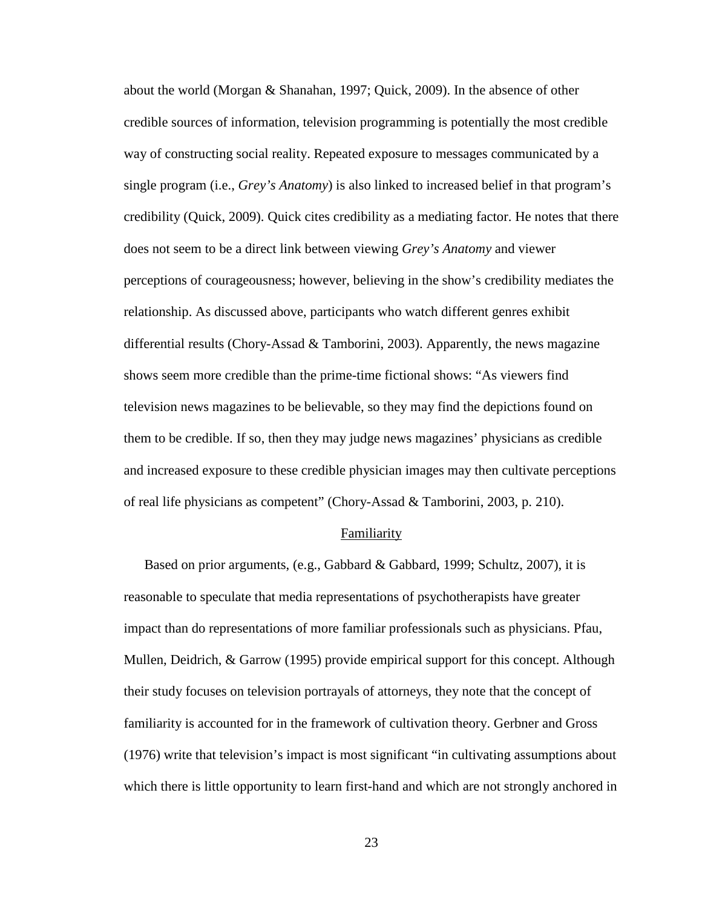about the world (Morgan & Shanahan, 1997; Quick, 2009). In the absence of other credible sources of information, television programming is potentially the most credible way of constructing social reality. Repeated exposure to messages communicated by a single program (i.e., *Grey's Anatomy*) is also linked to increased belief in that program's credibility (Quick, 2009). Quick cites credibility as a mediating factor. He notes that there does not seem to be a direct link between viewing *Grey's Anatomy* and viewer perceptions of courageousness; however, believing in the show's credibility mediates the relationship. As discussed above, participants who watch different genres exhibit differential results (Chory-Assad & Tamborini, 2003). Apparently, the news magazine shows seem more credible than the prime-time fictional shows: "As viewers find television news magazines to be believable, so they may find the depictions found on them to be credible. If so, then they may judge news magazines' physicians as credible and increased exposure to these credible physician images may then cultivate perceptions of real life physicians as competent" (Chory-Assad & Tamborini, 2003, p. 210).

## Familiarity

Based on prior arguments, (e.g., Gabbard & Gabbard, 1999; Schultz, 2007), it is reasonable to speculate that media representations of psychotherapists have greater impact than do representations of more familiar professionals such as physicians. Pfau, Mullen, Deidrich, & Garrow (1995) provide empirical support for this concept. Although their study focuses on television portrayals of attorneys, they note that the concept of familiarity is accounted for in the framework of cultivation theory. Gerbner and Gross (1976) write that television's impact is most significant "in cultivating assumptions about which there is little opportunity to learn first-hand and which are not strongly anchored in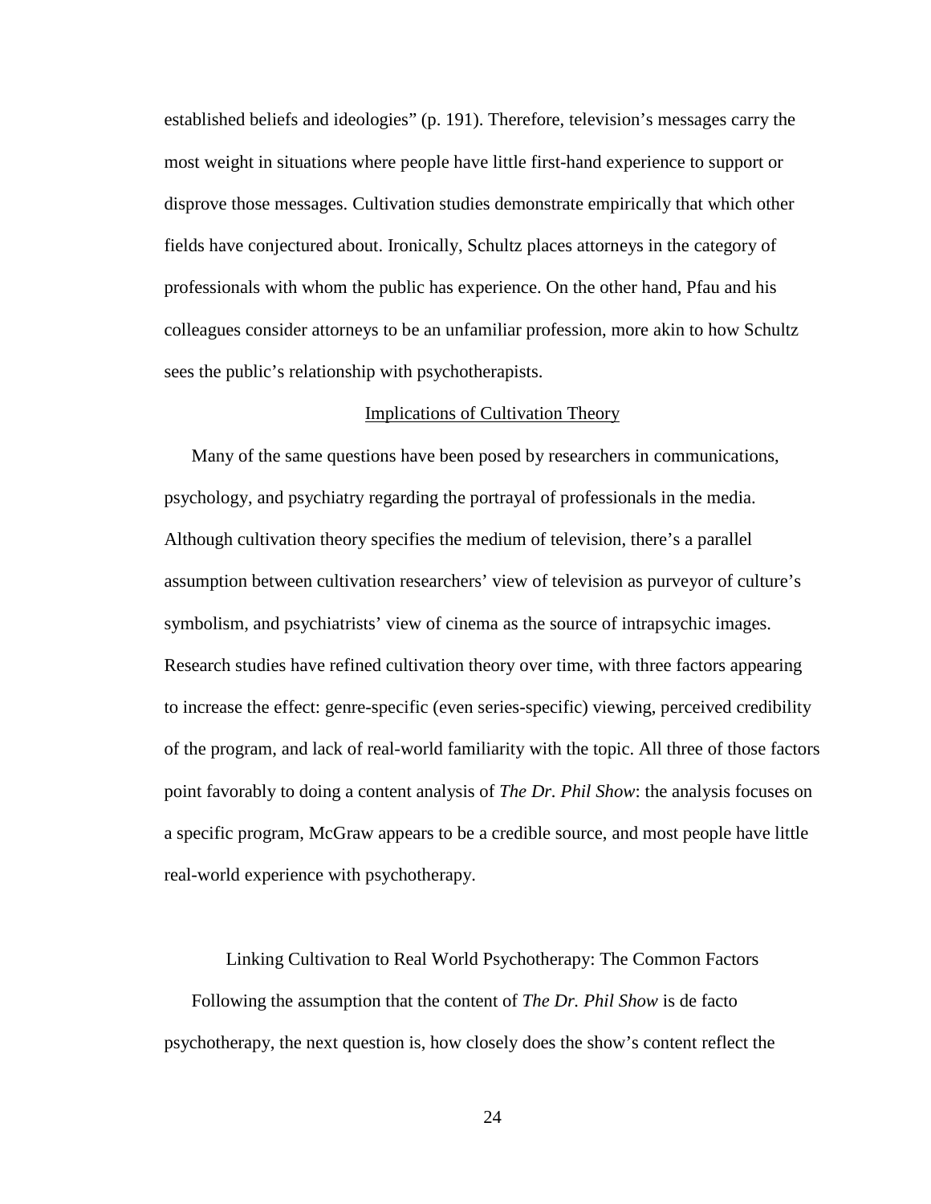established beliefs and ideologies" (p. 191). Therefore, television's messages carry the most weight in situations where people have little first-hand experience to support or disprove those messages. Cultivation studies demonstrate empirically that which other fields have conjectured about. Ironically, Schultz places attorneys in the category of professionals with whom the public has experience. On the other hand, Pfau and his colleagues consider attorneys to be an unfamiliar profession, more akin to how Schultz sees the public's relationship with psychotherapists.

### Implications of Cultivation Theory

Many of the same questions have been posed by researchers in communications, psychology, and psychiatry regarding the portrayal of professionals in the media. Although cultivation theory specifies the medium of television, there's a parallel assumption between cultivation researchers' view of television as purveyor of culture's symbolism, and psychiatrists' view of cinema as the source of intrapsychic images. Research studies have refined cultivation theory over time, with three factors appearing to increase the effect: genre-specific (even series-specific) viewing, perceived credibility of the program, and lack of real-world familiarity with the topic. All three of those factors point favorably to doing a content analysis of *The Dr. Phil Show*: the analysis focuses on a specific program, McGraw appears to be a credible source, and most people have little real-world experience with psychotherapy.

## Linking Cultivation to Real World Psychotherapy: The Common Factors

Following the assumption that the content of *The Dr. Phil Show* is de facto psychotherapy, the next question is, how closely does the show's content reflect the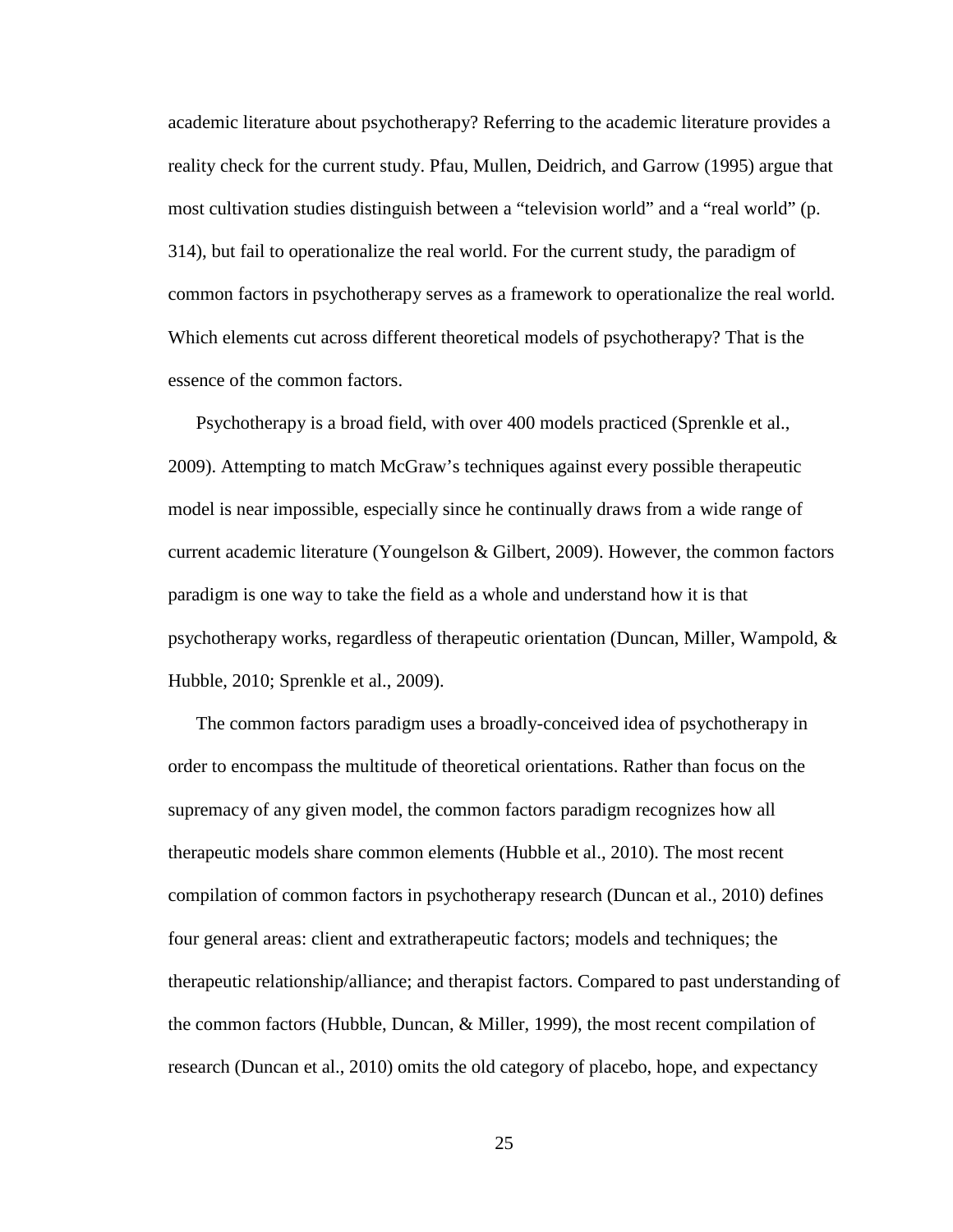academic literature about psychotherapy? Referring to the academic literature provides a reality check for the current study. Pfau, Mullen, Deidrich, and Garrow (1995) argue that most cultivation studies distinguish between a "television world" and a "real world" (p. 314), but fail to operationalize the real world. For the current study, the paradigm of common factors in psychotherapy serves as a framework to operationalize the real world. Which elements cut across different theoretical models of psychotherapy? That is the essence of the common factors.

Psychotherapy is a broad field, with over 400 models practiced (Sprenkle et al., 2009). Attempting to match McGraw's techniques against every possible therapeutic model is near impossible, especially since he continually draws from a wide range of current academic literature (Youngelson & Gilbert, 2009). However, the common factors paradigm is one way to take the field as a whole and understand how it is that psychotherapy works, regardless of therapeutic orientation (Duncan, Miller, Wampold, & Hubble, 2010; Sprenkle et al., 2009).

The common factors paradigm uses a broadly-conceived idea of psychotherapy in order to encompass the multitude of theoretical orientations. Rather than focus on the supremacy of any given model, the common factors paradigm recognizes how all therapeutic models share common elements (Hubble et al., 2010). The most recent compilation of common factors in psychotherapy research (Duncan et al., 2010) defines four general areas: client and extratherapeutic factors; models and techniques; the therapeutic relationship/alliance; and therapist factors. Compared to past understanding of the common factors (Hubble, Duncan, & Miller, 1999), the most recent compilation of research (Duncan et al., 2010) omits the old category of placebo, hope, and expectancy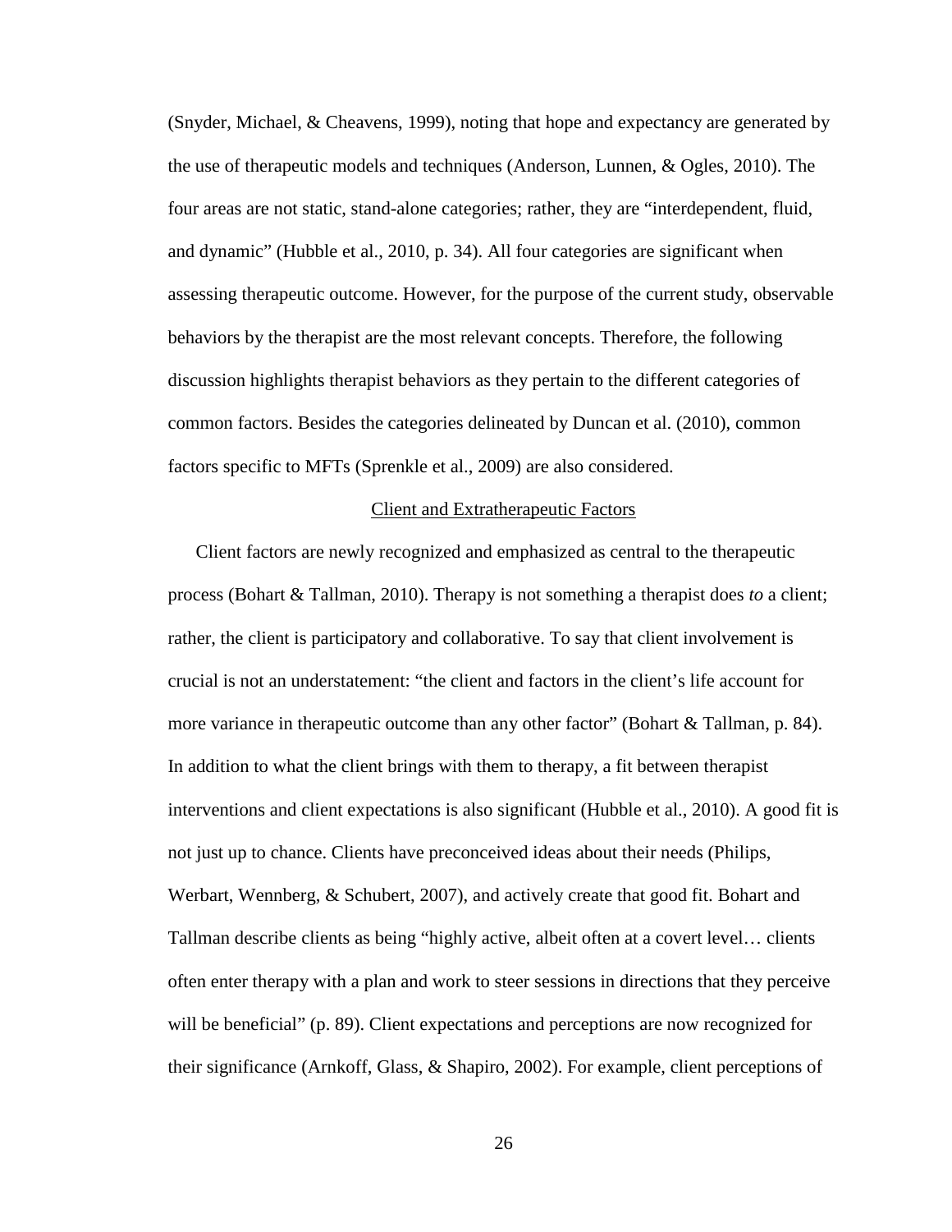(Snyder, Michael, & Cheavens, 1999), noting that hope and expectancy are generated by the use of therapeutic models and techniques (Anderson, Lunnen, & Ogles, 2010). The four areas are not static, stand-alone categories; rather, they are "interdependent, fluid, and dynamic" (Hubble et al., 2010, p. 34). All four categories are significant when assessing therapeutic outcome. However, for the purpose of the current study, observable behaviors by the therapist are the most relevant concepts. Therefore, the following discussion highlights therapist behaviors as they pertain to the different categories of common factors. Besides the categories delineated by Duncan et al. (2010), common factors specific to MFTs (Sprenkle et al., 2009) are also considered.

## Client and Extratherapeutic Factors

Client factors are newly recognized and emphasized as central to the therapeutic process (Bohart & Tallman, 2010). Therapy is not something a therapist does *to* a client; rather, the client is participatory and collaborative. To say that client involvement is crucial is not an understatement: "the client and factors in the client's life account for more variance in therapeutic outcome than any other factor" (Bohart & Tallman, p. 84). In addition to what the client brings with them to therapy, a fit between therapist interventions and client expectations is also significant (Hubble et al., 2010). A good fit is not just up to chance. Clients have preconceived ideas about their needs (Philips, Werbart, Wennberg, & Schubert, 2007), and actively create that good fit. Bohart and Tallman describe clients as being "highly active, albeit often at a covert level… clients often enter therapy with a plan and work to steer sessions in directions that they perceive will be beneficial" (p. 89). Client expectations and perceptions are now recognized for their significance (Arnkoff, Glass, & Shapiro, 2002). For example, client perceptions of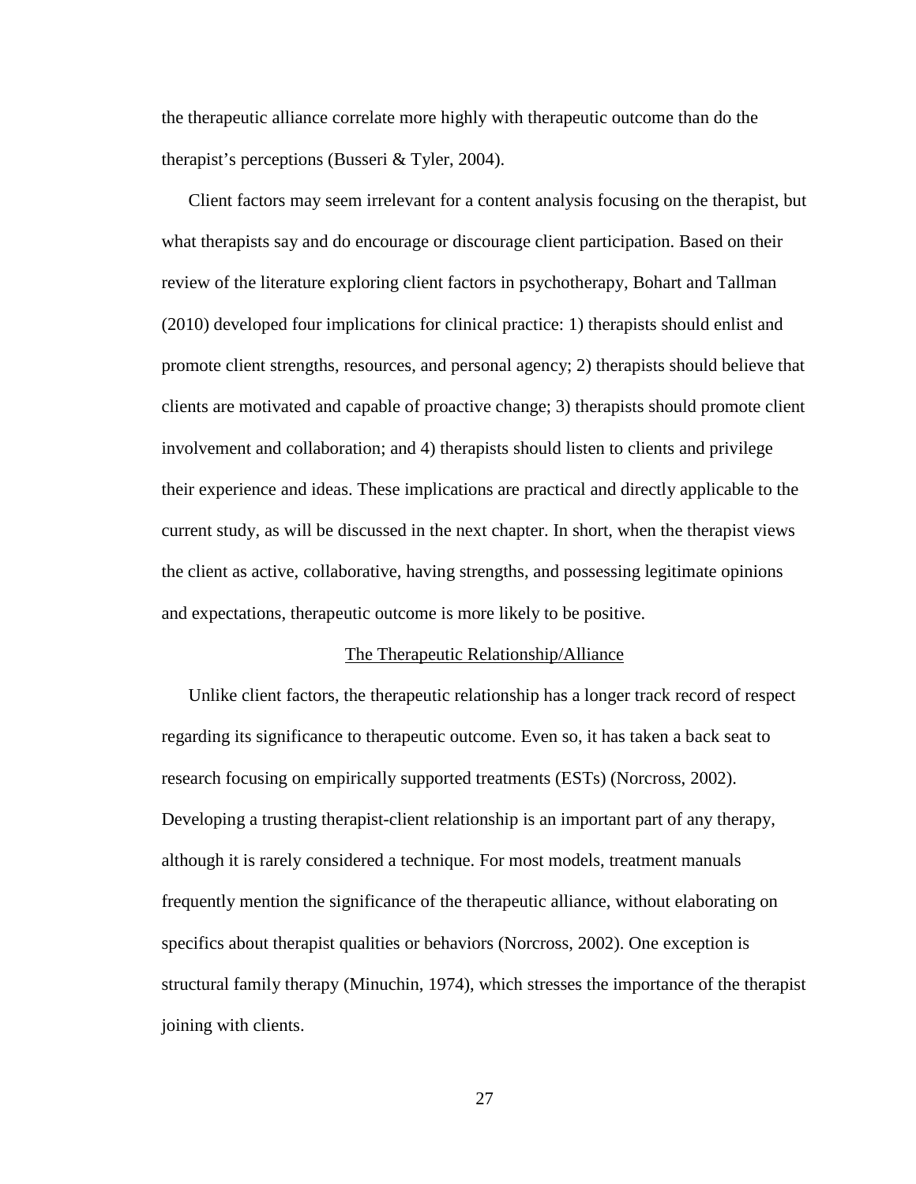the therapeutic alliance correlate more highly with therapeutic outcome than do the therapist's perceptions (Busseri & Tyler, 2004).

Client factors may seem irrelevant for a content analysis focusing on the therapist, but what therapists say and do encourage or discourage client participation. Based on their review of the literature exploring client factors in psychotherapy, Bohart and Tallman (2010) developed four implications for clinical practice: 1) therapists should enlist and promote client strengths, resources, and personal agency; 2) therapists should believe that clients are motivated and capable of proactive change; 3) therapists should promote client involvement and collaboration; and 4) therapists should listen to clients and privilege their experience and ideas. These implications are practical and directly applicable to the current study, as will be discussed in the next chapter. In short, when the therapist views the client as active, collaborative, having strengths, and possessing legitimate opinions and expectations, therapeutic outcome is more likely to be positive.

## The Therapeutic Relationship/Alliance

Unlike client factors, the therapeutic relationship has a longer track record of respect regarding its significance to therapeutic outcome. Even so, it has taken a back seat to research focusing on empirically supported treatments (ESTs) (Norcross, 2002). Developing a trusting therapist-client relationship is an important part of any therapy, although it is rarely considered a technique. For most models, treatment manuals frequently mention the significance of the therapeutic alliance, without elaborating on specifics about therapist qualities or behaviors (Norcross, 2002). One exception is structural family therapy (Minuchin, 1974), which stresses the importance of the therapist joining with clients.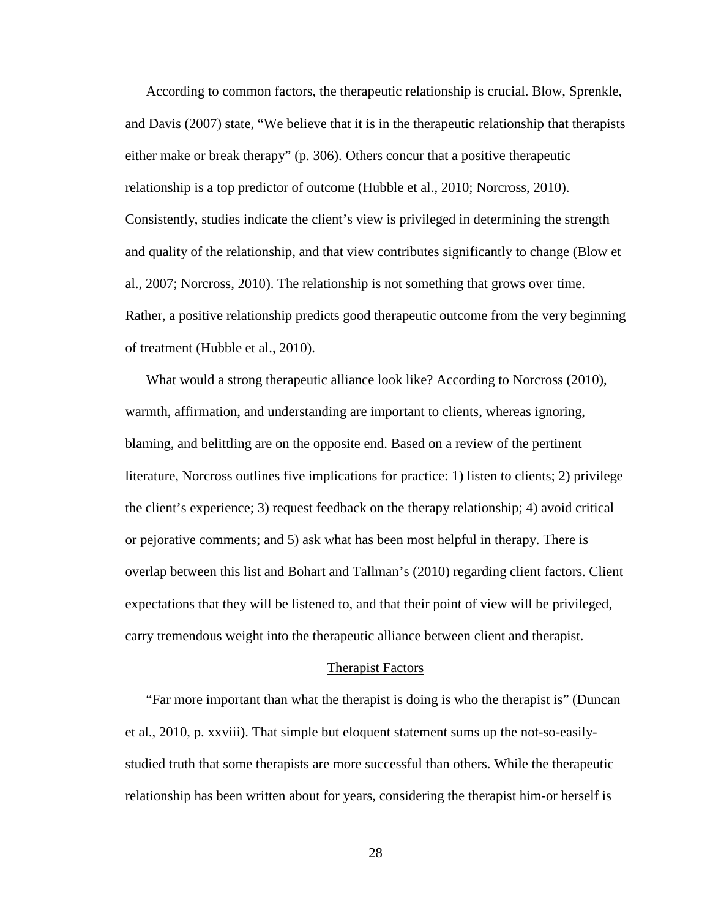According to common factors, the therapeutic relationship is crucial. Blow, Sprenkle, and Davis (2007) state, "We believe that it is in the therapeutic relationship that therapists either make or break therapy" (p. 306). Others concur that a positive therapeutic relationship is a top predictor of outcome (Hubble et al., 2010; Norcross, 2010). Consistently, studies indicate the client's view is privileged in determining the strength and quality of the relationship, and that view contributes significantly to change (Blow et al., 2007; Norcross, 2010). The relationship is not something that grows over time. Rather, a positive relationship predicts good therapeutic outcome from the very beginning of treatment (Hubble et al., 2010).

What would a strong therapeutic alliance look like? According to Norcross (2010), warmth, affirmation, and understanding are important to clients, whereas ignoring, blaming, and belittling are on the opposite end. Based on a review of the pertinent literature, Norcross outlines five implications for practice: 1) listen to clients; 2) privilege the client's experience; 3) request feedback on the therapy relationship; 4) avoid critical or pejorative comments; and 5) ask what has been most helpful in therapy. There is overlap between this list and Bohart and Tallman's (2010) regarding client factors. Client expectations that they will be listened to, and that their point of view will be privileged, carry tremendous weight into the therapeutic alliance between client and therapist.

### Therapist Factors

"Far more important than what the therapist is doing is who the therapist is" (Duncan et al., 2010, p. xxviii). That simple but eloquent statement sums up the not-so-easily-studied truth that some therapists are more successful than others. While the therapeutic relationship has been written about for years, considering the therapist him-or herself is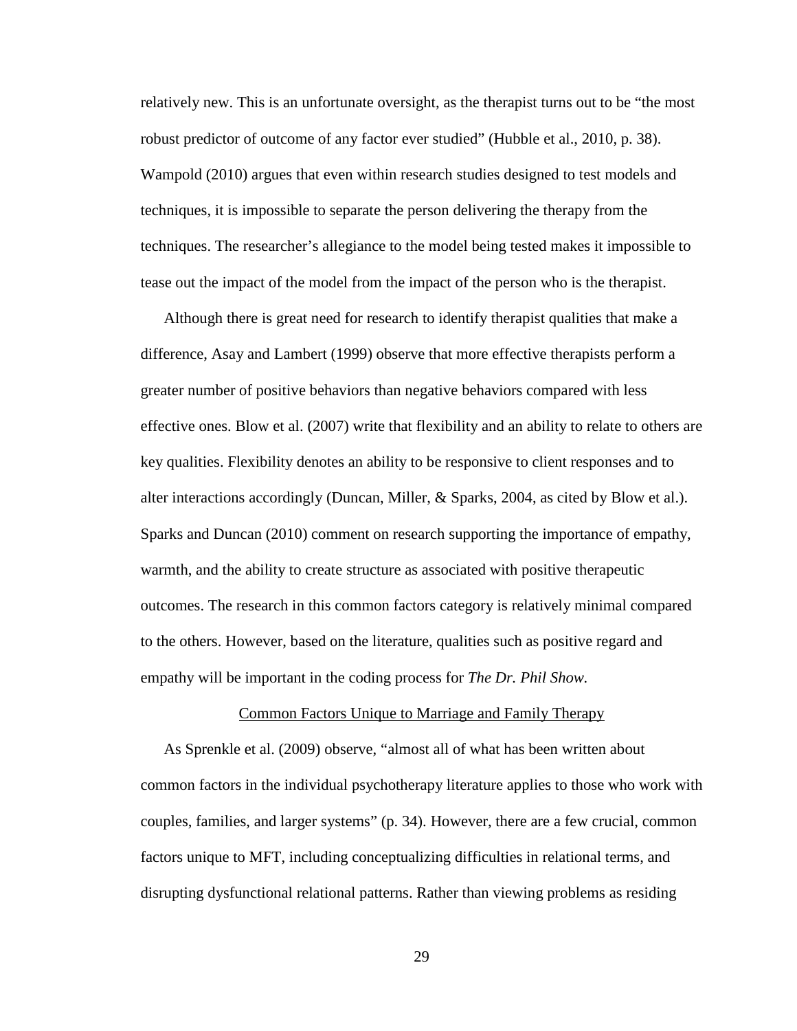relatively new. This is an unfortunate oversight, as the therapist turns out to be "the most robust predictor of outcome of any factor ever studied" (Hubble et al., 2010, p. 38). Wampold (2010) argues that even within research studies designed to test models and techniques, it is impossible to separate the person delivering the therapy from the techniques. The researcher's allegiance to the model being tested makes it impossible to tease out the impact of the model from the impact of the person who is the therapist.

Although there is great need for research to identify therapist qualities that make a difference, Asay and Lambert (1999) observe that more effective therapists perform a greater number of positive behaviors than negative behaviors compared with less effective ones. Blow et al. (2007) write that flexibility and an ability to relate to others are key qualities. Flexibility denotes an ability to be responsive to client responses and to alter interactions accordingly (Duncan, Miller, & Sparks, 2004, as cited by Blow et al.). Sparks and Duncan (2010) comment on research supporting the importance of empathy, warmth, and the ability to create structure as associated with positive therapeutic outcomes. The research in this common factors category is relatively minimal compared to the others. However, based on the literature, qualities such as positive regard and empathy will be important in the coding process for *The Dr. Phil Show.*

## Common Factors Unique to Marriage and Family Therapy

As Sprenkle et al. (2009) observe, "almost all of what has been written about common factors in the individual psychotherapy literature applies to those who work with couples, families, and larger systems" (p. 34). However, there are a few crucial, common factors unique to MFT, including conceptualizing difficulties in relational terms, and disrupting dysfunctional relational patterns. Rather than viewing problems as residing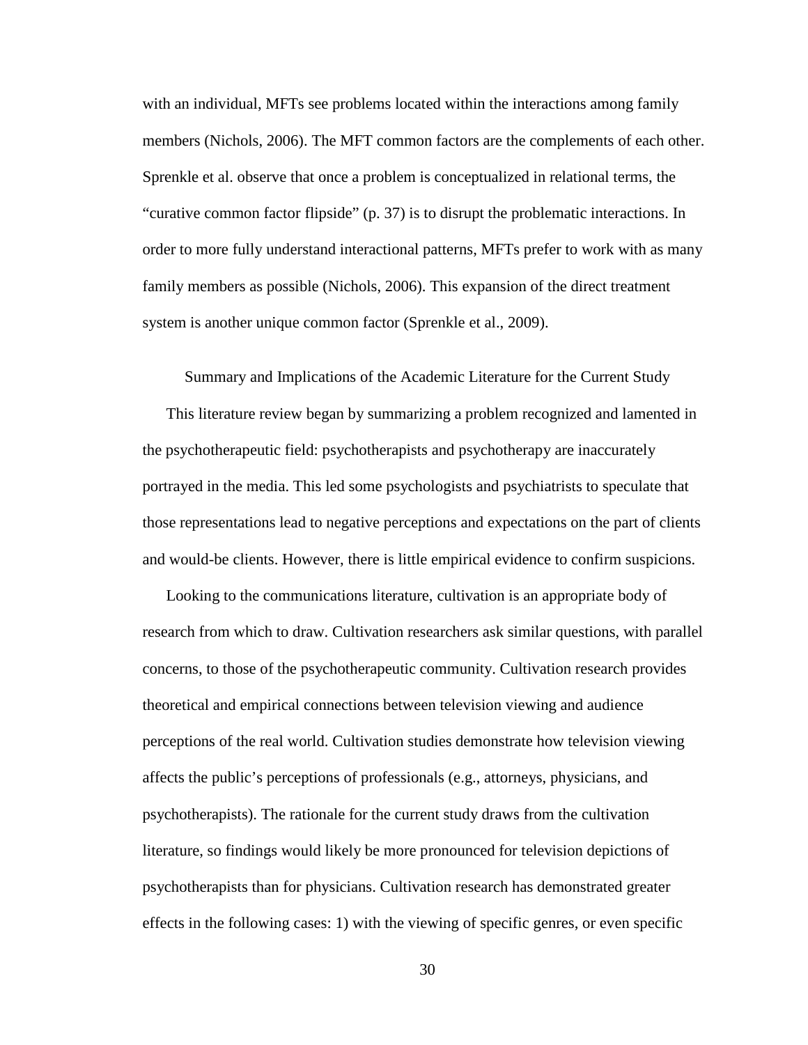with an individual, MFTs see problems located within the interactions among family members (Nichols, 2006). The MFT common factors are the complements of each other. Sprenkle et al. observe that once a problem is conceptualized in relational terms, the "curative common factor flipside" (p. 37) is to disrupt the problematic interactions. In order to more fully understand interactional patterns, MFTs prefer to work with as many family members as possible (Nichols, 2006). This expansion of the direct treatment system is another unique common factor (Sprenkle et al., 2009).

## Summary and Implications of the Academic Literature for the Current Study

This literature review began by summarizing a problem recognized and lamented in the psychotherapeutic field: psychotherapists and psychotherapy are inaccurately portrayed in the media. This led some psychologists and psychiatrists to speculate that those representations lead to negative perceptions and expectations on the part of clients and would-be clients. However, there is little empirical evidence to confirm suspicions.

Looking to the communications literature, cultivation is an appropriate body of research from which to draw. Cultivation researchers ask similar questions, with parallel concerns, to those of the psychotherapeutic community. Cultivation research provides theoretical and empirical connections between television viewing and audience perceptions of the real world. Cultivation studies demonstrate how television viewing affects the public's perceptions of professionals (e.g., attorneys, physicians, and psychotherapists). The rationale for the current study draws from the cultivation literature, so findings would likely be more pronounced for television depictions of psychotherapists than for physicians. Cultivation research has demonstrated greater effects in the following cases: 1) with the viewing of specific genres, or even specific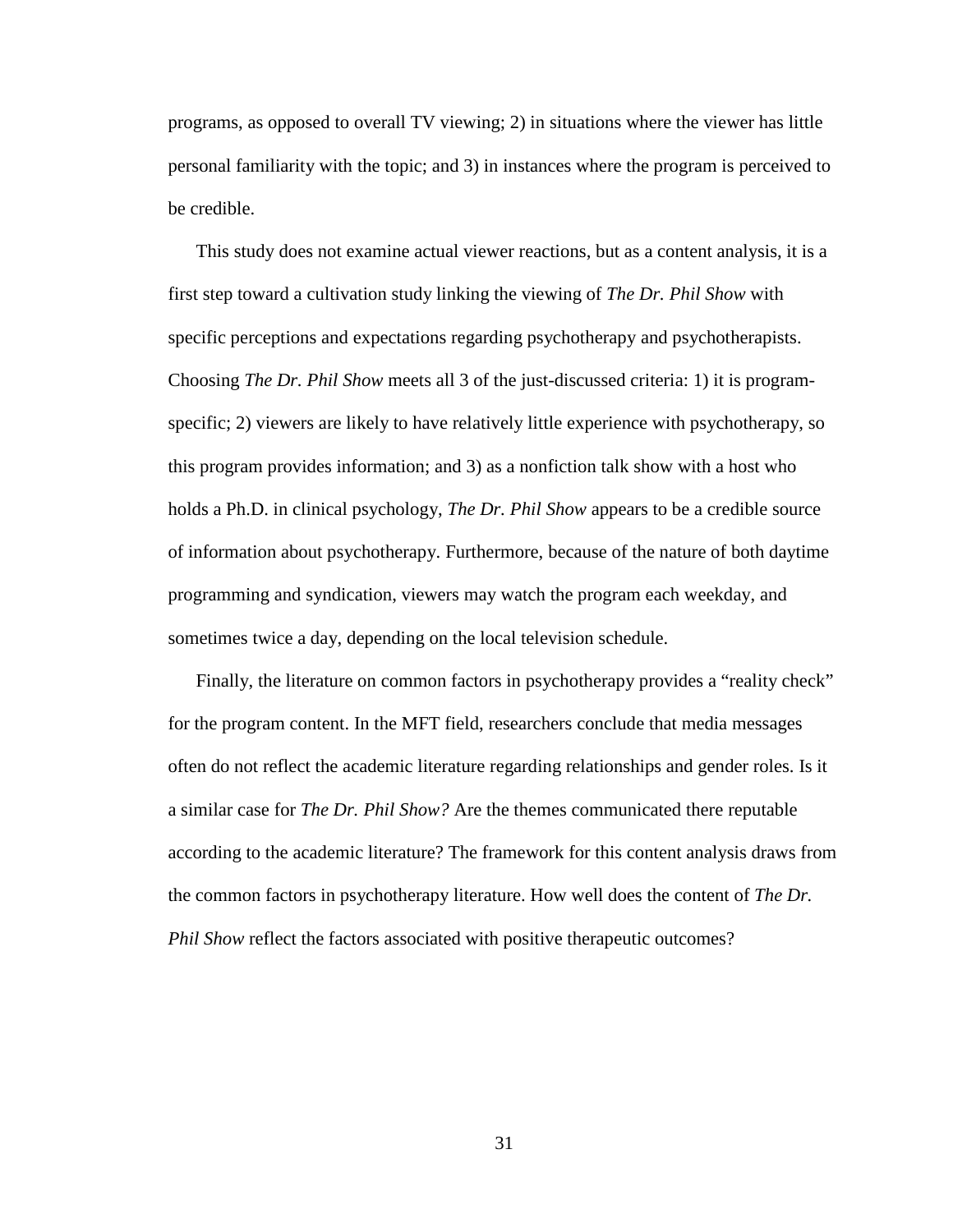programs, as opposed to overall TV viewing; 2) in situations where the viewer has little personal familiarity with the topic; and 3) in instances where the program is perceived to be credible.

This study does not examine actual viewer reactions, but as a content analysis, it is a first step toward a cultivation study linking the viewing of *The Dr. Phil Show* with specific perceptions and expectations regarding psychotherapy and psychotherapists. Choosing *The Dr. Phil Show* meets all 3 of the just-discussed criteria: 1) it is program-specific; 2) viewers are likely to have relatively little experience with psychotherapy, so this program provides information; and 3) as a nonfiction talk show with a host who holds a Ph.D. in clinical psychology, *The Dr. Phil Show* appears to be a credible source of information about psychotherapy. Furthermore, because of the nature of both daytime programming and syndication, viewers may watch the program each weekday, and sometimes twice a day, depending on the local television schedule.

Finally, the literature on common factors in psychotherapy provides a "reality check" for the program content. In the MFT field, researchers conclude that media messages often do not reflect the academic literature regarding relationships and gender roles. Is it a similar case for *The Dr. Phil Show?* Are the themes communicated there reputable according to the academic literature? The framework for this content analysis draws from the common factors in psychotherapy literature. How well does the content of *The Dr. Phil Show* reflect the factors associated with positive therapeutic outcomes?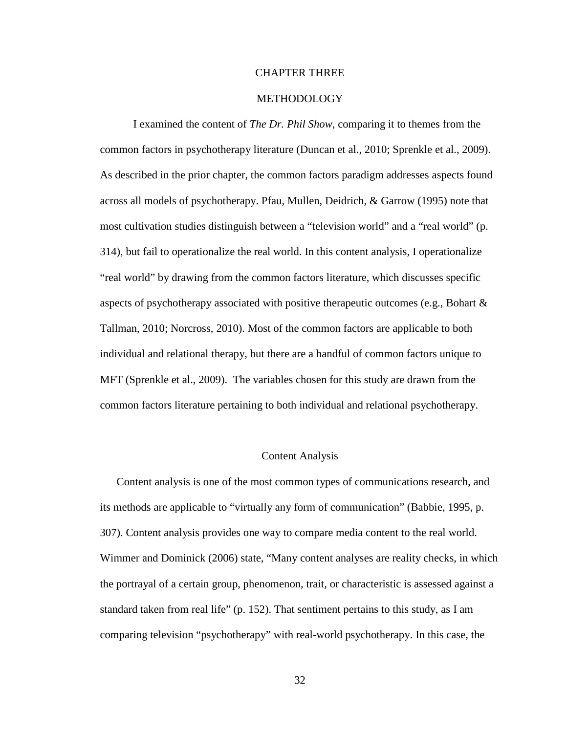# CHAPTER THREE

# METHODOLOGY

I examined the content of *The Dr. Phil Show*, comparing it to themes from the common factors in psychotherapy literature (Duncan et al., 2010; Sprenkle et al., 2009). As described in the prior chapter, the common factors paradigm addresses aspects found across all models of psychotherapy. Pfau, Mullen, Deidrich, & Garrow (1995) note that most cultivation studies distinguish between a "television world" and a "real world" (p. 314), but fail to operationalize the real world. In this content analysis, I operationalize "real world" by drawing from the common factors literature, which discusses specific aspects of psychotherapy associated with positive therapeutic outcomes (e.g., Bohart & Tallman, 2010; Norcross, 2010). Most of the common factors are applicable to both individual and relational therapy, but there are a handful of common factors unique to MFT (Sprenkle et al., 2009). The variables chosen for this study are drawn from the common factors literature pertaining to both individual and relational psychotherapy.

## Content Analysis

Content analysis is one of the most common types of communications research, and its methods are applicable to "virtually any form of communication" (Babbie, 1995, p. 307). Content analysis provides one way to compare media content to the real world. Wimmer and Dominick (2006) state, "Many content analyses are reality checks, in which the portrayal of a certain group, phenomenon, trait, or characteristic is assessed against a standard taken from real life" (p. 152). That sentiment pertains to this study, as I am comparing television "psychotherapy" with real-world psychotherapy. In this case, the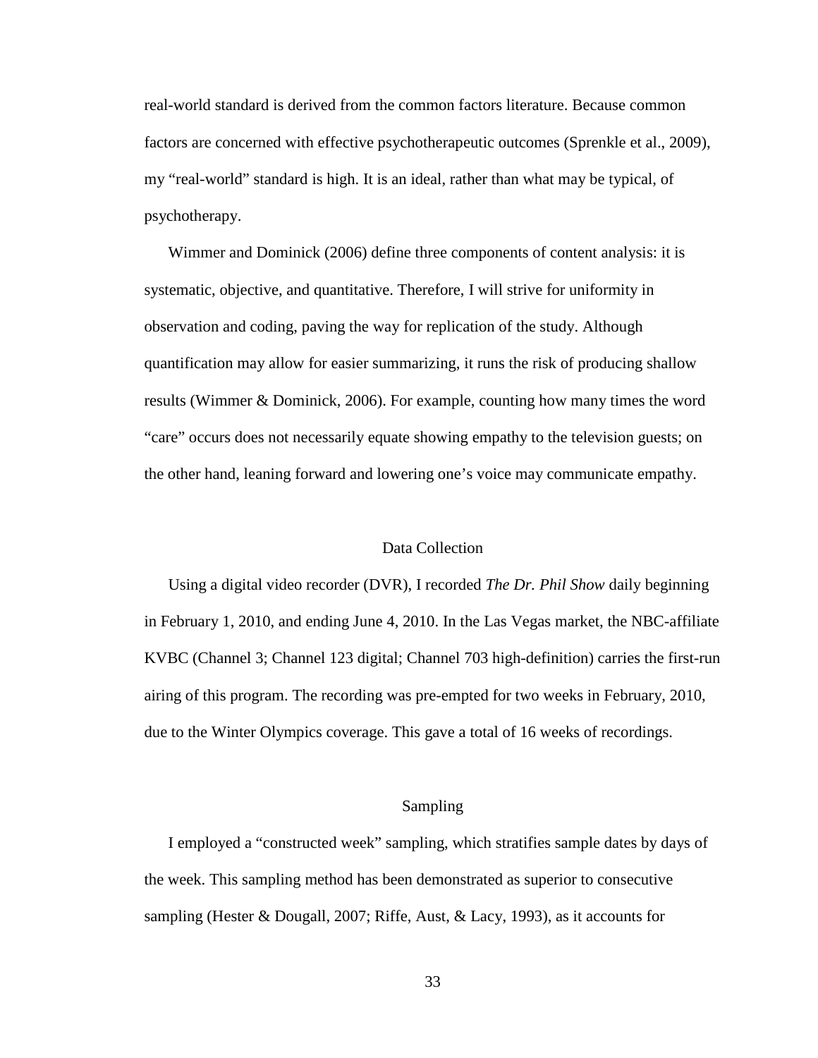real-world standard is derived from the common factors literature. Because common factors are concerned with effective psychotherapeutic outcomes (Sprenkle et al., 2009), my "real-world" standard is high. It is an ideal, rather than what may be typical, of psychotherapy.

Wimmer and Dominick (2006) define three components of content analysis: it is systematic, objective, and quantitative. Therefore, I will strive for uniformity in observation and coding, paving the way for replication of the study. Although quantification may allow for easier summarizing, it runs the risk of producing shallow results (Wimmer & Dominick, 2006). For example, counting how many times the word "care" occurs does not necessarily equate showing empathy to the television guests; on the other hand, leaning forward and lowering one's voice may communicate empathy.

## Data Collection

Using a digital video recorder (DVR), I recorded *The Dr. Phil Show* daily beginning in February 1, 2010, and ending June 4, 2010. In the Las Vegas market, the NBC-affiliate KVBC (Channel 3; Channel 123 digital; Channel 703 high-definition) carries the first-run airing of this program. The recording was pre-empted for two weeks in February, 2010, due to the Winter Olympics coverage. This gave a total of 16 weeks of recordings.

## Sampling

I employed a "constructed week" sampling, which stratifies sample dates by days of the week. This sampling method has been demonstrated as superior to consecutive sampling (Hester & Dougall, 2007; Riffe, Aust, & Lacy, 1993), as it accounts for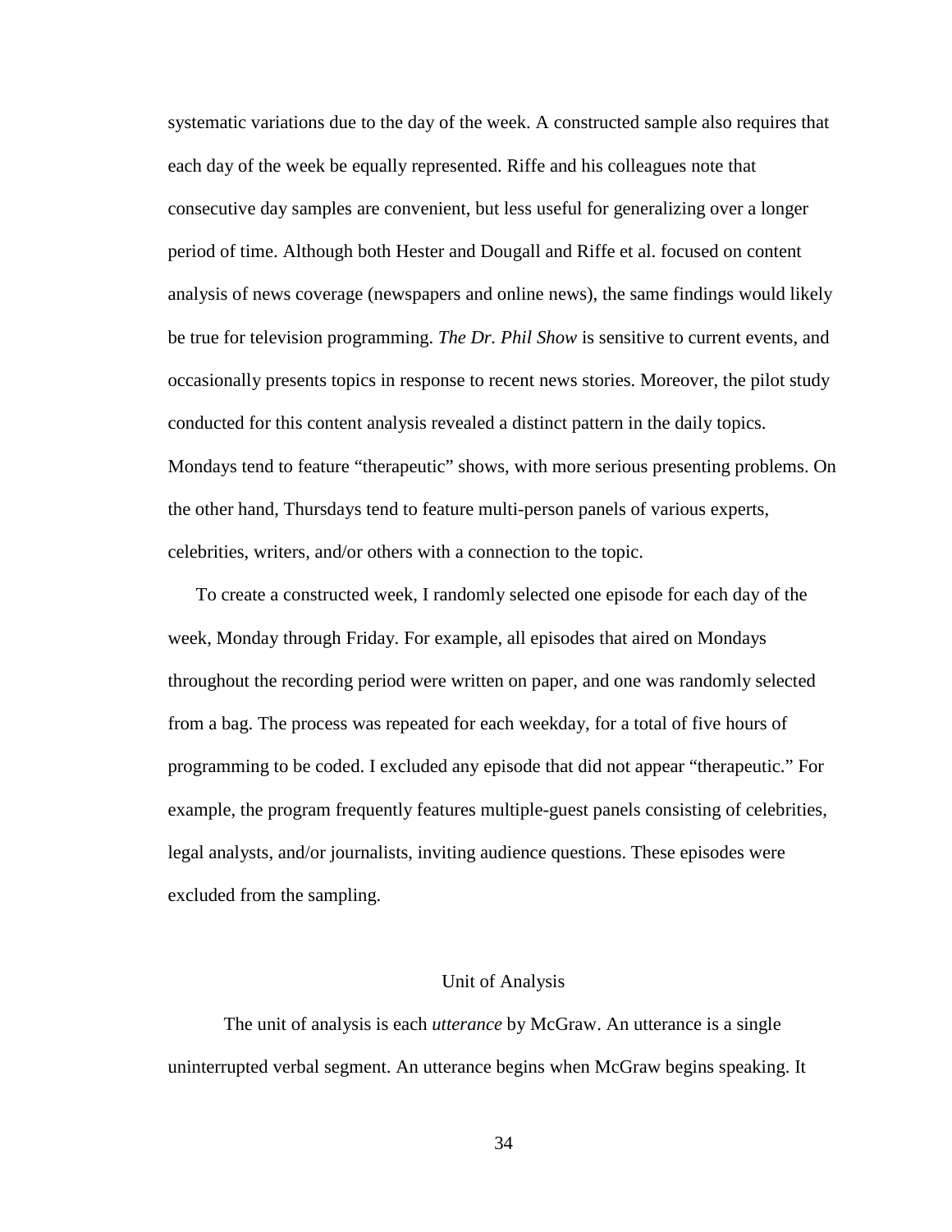systematic variations due to the day of the week. A constructed sample also requires that each day of the week be equally represented. Riffe and his colleagues note that consecutive day samples are convenient, but less useful for generalizing over a longer period of time. Although both Hester and Dougall and Riffe et al. focused on content analysis of news coverage (newspapers and online news), the same findings would likely be true for television programming. *The Dr. Phil Show* is sensitive to current events, and occasionally presents topics in response to recent news stories. Moreover, the pilot study conducted for this content analysis revealed a distinct pattern in the daily topics. Mondays tend to feature "therapeutic" shows, with more serious presenting problems. On the other hand, Thursdays tend to feature multi-person panels of various experts, celebrities, writers, and/or others with a connection to the topic.

To create a constructed week, I randomly selected one episode for each day of the week, Monday through Friday. For example, all episodes that aired on Mondays throughout the recording period were written on paper, and one was randomly selected from a bag. The process was repeated for each weekday, for a total of five hours of programming to be coded. I excluded any episode that did not appear "therapeutic." For example, the program frequently features multiple-guest panels consisting of celebrities, legal analysts, and/or journalists, inviting audience questions. These episodes were excluded from the sampling.

## Unit of Analysis

The unit of analysis is each *utterance* by McGraw. An utterance is a single uninterrupted verbal segment. An utterance begins when McGraw begins speaking. It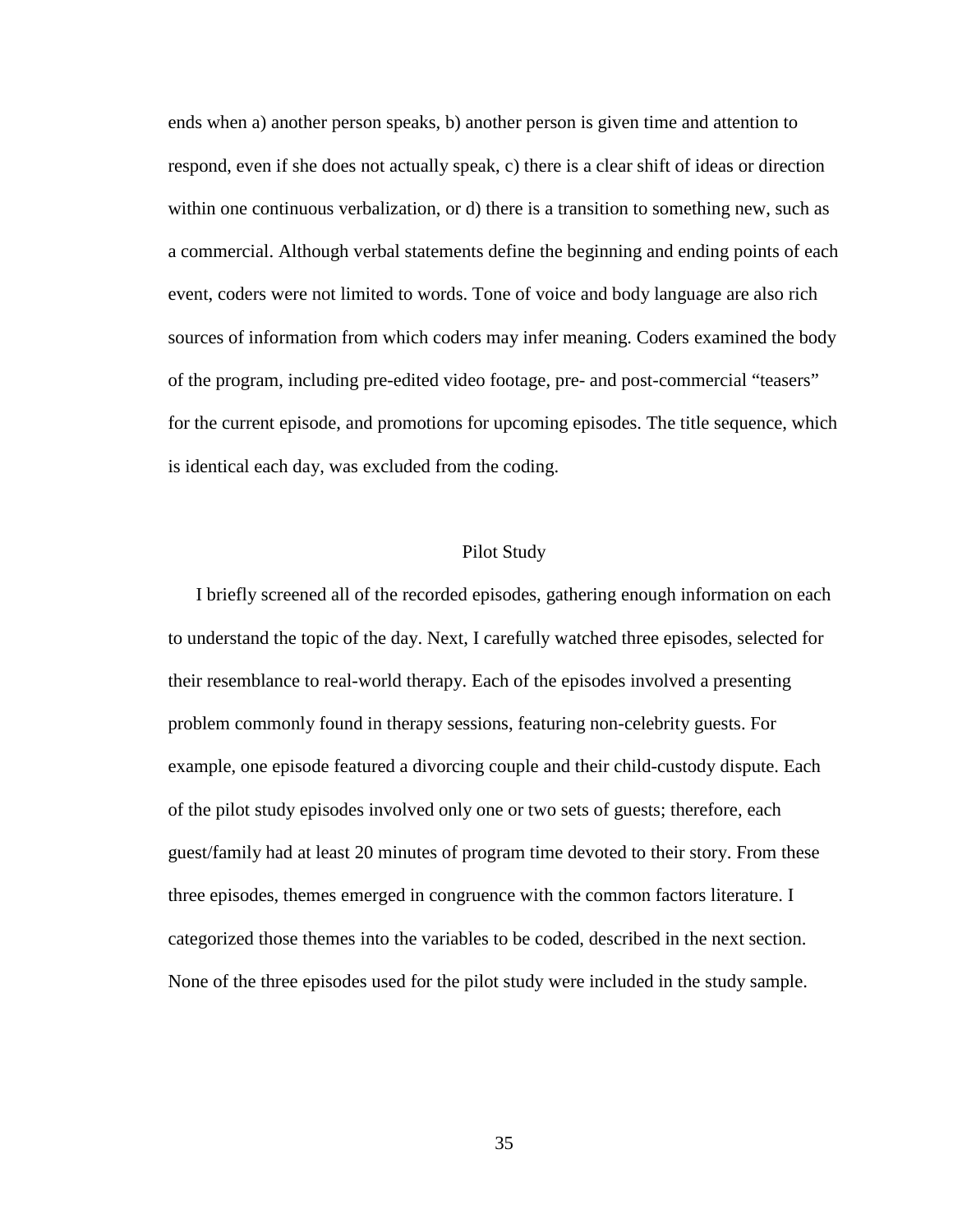ends when a) another person speaks, b) another person is given time and attention to respond, even if she does not actually speak, c) there is a clear shift of ideas or direction within one continuous verbalization, or d) there is a transition to something new, such as a commercial. Although verbal statements define the beginning and ending points of each event, coders were not limited to words. Tone of voice and body language are also rich sources of information from which coders may infer meaning. Coders examined the body of the program, including pre-edited video footage, pre- and post-commercial "teasers" for the current episode, and promotions for upcoming episodes. The title sequence, which is identical each day, was excluded from the coding.

## Pilot Study

I briefly screened all of the recorded episodes, gathering enough information on each to understand the topic of the day. Next, I carefully watched three episodes, selected for their resemblance to real-world therapy. Each of the episodes involved a presenting problem commonly found in therapy sessions, featuring non-celebrity guests. For example, one episode featured a divorcing couple and their child-custody dispute. Each of the pilot study episodes involved only one or two sets of guests; therefore, each guest/family had at least 20 minutes of program time devoted to their story. From these three episodes, themes emerged in congruence with the common factors literature. I categorized those themes into the variables to be coded, described in the next section. None of the three episodes used for the pilot study were included in the study sample.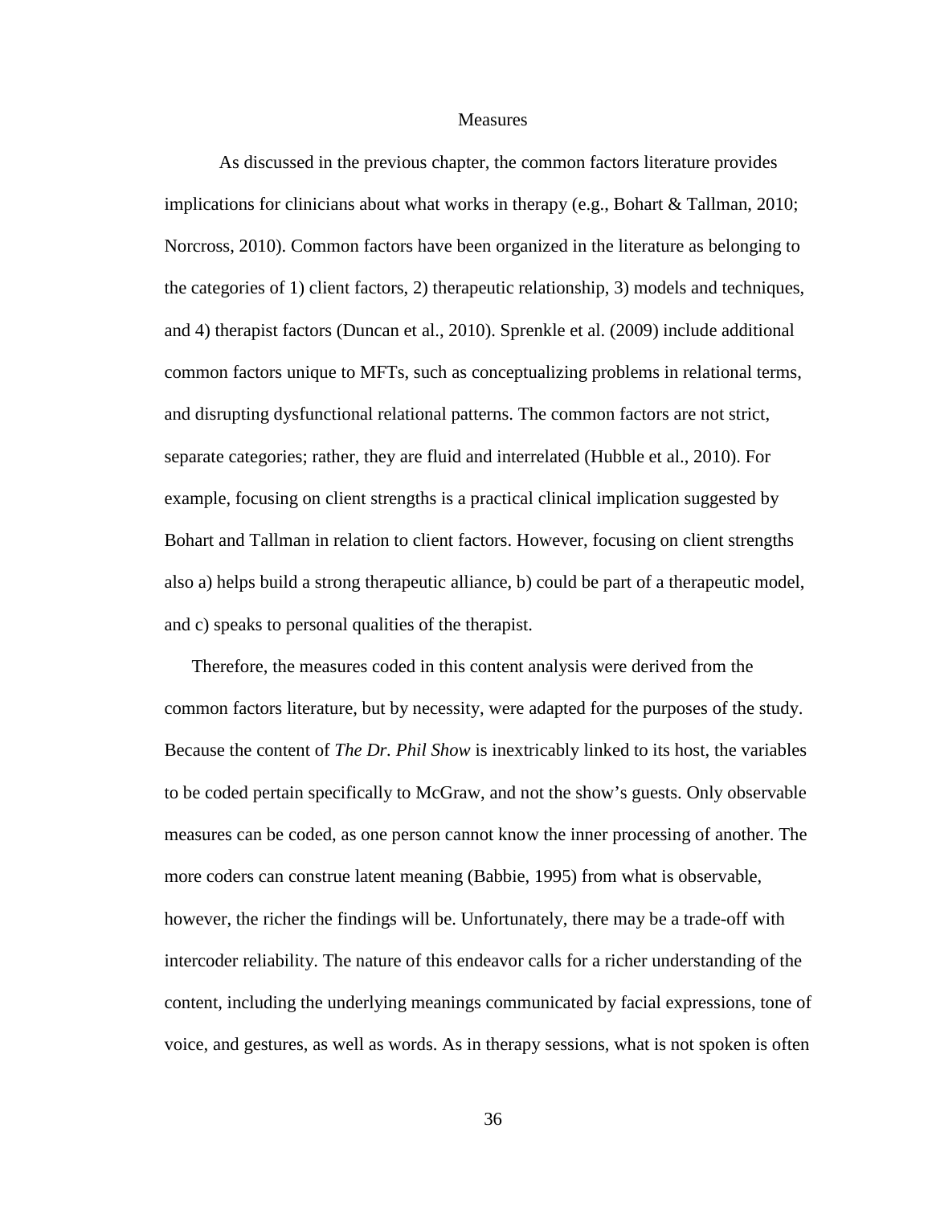## Measures

As discussed in the previous chapter, the common factors literature provides implications for clinicians about what works in therapy (e.g., Bohart & Tallman, 2010; Norcross, 2010). Common factors have been organized in the literature as belonging to the categories of 1) client factors, 2) therapeutic relationship, 3) models and techniques, and 4) therapist factors (Duncan et al., 2010). Sprenkle et al. (2009) include additional common factors unique to MFTs, such as conceptualizing problems in relational terms, and disrupting dysfunctional relational patterns. The common factors are not strict, separate categories; rather, they are fluid and interrelated (Hubble et al., 2010). For example, focusing on client strengths is a practical clinical implication suggested by Bohart and Tallman in relation to client factors. However, focusing on client strengths also a) helps build a strong therapeutic alliance, b) could be part of a therapeutic model, and c) speaks to personal qualities of the therapist.

Therefore, the measures coded in this content analysis were derived from the common factors literature, but by necessity, were adapted for the purposes of the study. Because the content of *The Dr. Phil Show* is inextricably linked to its host, the variables to be coded pertain specifically to McGraw, and not the show's guests. Only observable measures can be coded, as one person cannot know the inner processing of another. The more coders can construe latent meaning (Babbie, 1995) from what is observable, however, the richer the findings will be. Unfortunately, there may be a trade-off with intercoder reliability. The nature of this endeavor calls for a richer understanding of the content, including the underlying meanings communicated by facial expressions, tone of voice, and gestures, as well as words. As in therapy sessions, what is not spoken is often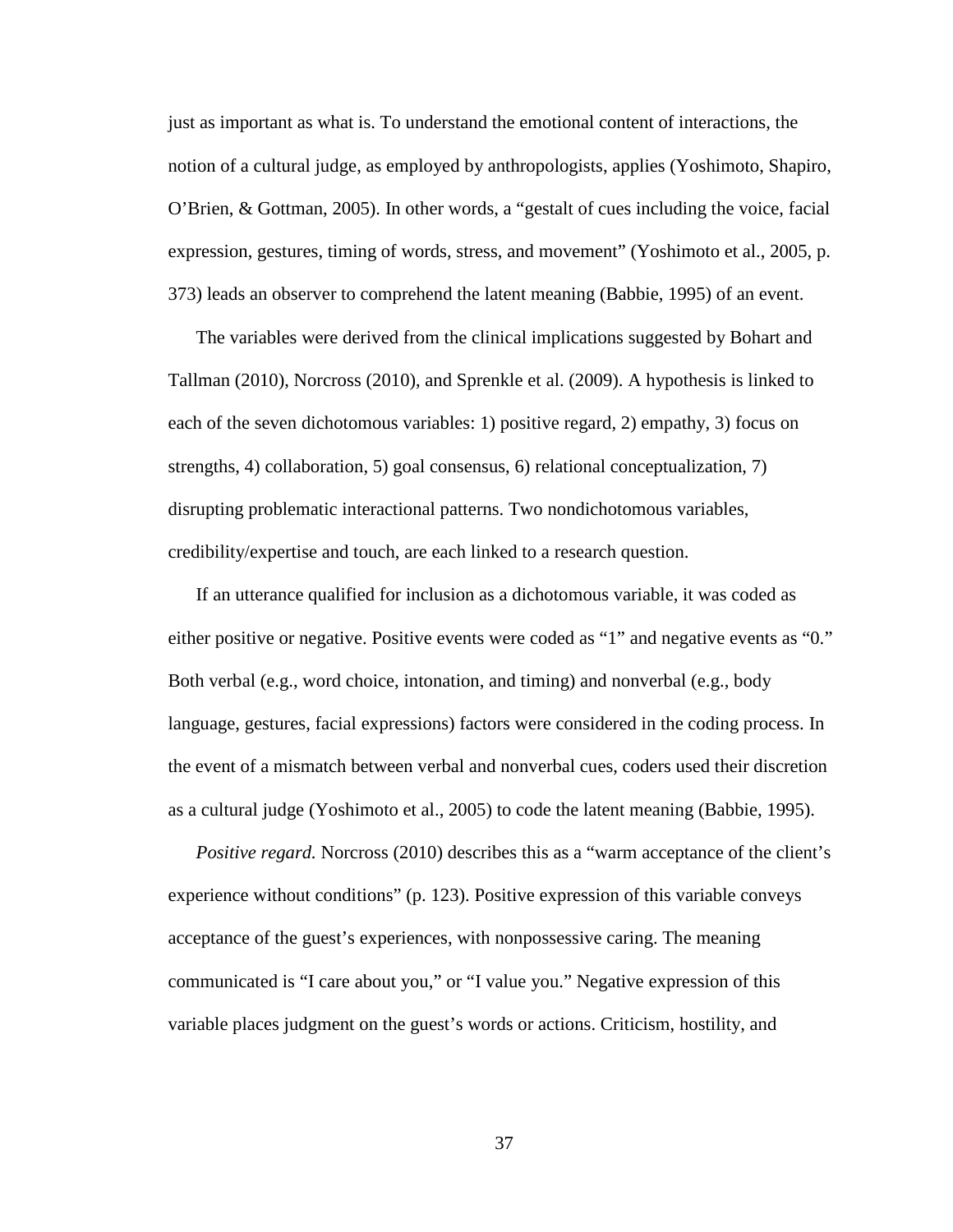just as important as what is. To understand the emotional content of interactions, the notion of a cultural judge, as employed by anthropologists, applies (Yoshimoto, Shapiro, O'Brien, & Gottman, 2005). In other words, a "gestalt of cues including the voice, facial expression, gestures, timing of words, stress, and movement" (Yoshimoto et al., 2005, p. 373) leads an observer to comprehend the latent meaning (Babbie, 1995) of an event.

The variables were derived from the clinical implications suggested by Bohart and Tallman (2010), Norcross (2010), and Sprenkle et al. (2009). A hypothesis is linked to each of the seven dichotomous variables: 1) positive regard, 2) empathy, 3) focus on strengths, 4) collaboration, 5) goal consensus, 6) relational conceptualization, 7) disrupting problematic interactional patterns. Two nondichotomous variables, credibility/expertise and touch, are each linked to a research question.

If an utterance qualified for inclusion as a dichotomous variable, it was coded as either positive or negative. Positive events were coded as "1" and negative events as "0." Both verbal (e.g., word choice, intonation, and timing) and nonverbal (e.g., body language, gestures, facial expressions) factors were considered in the coding process. In the event of a mismatch between verbal and nonverbal cues, coders used their discretion as a cultural judge (Yoshimoto et al., 2005) to code the latent meaning (Babbie, 1995).

*Positive regard.* Norcross (2010) describes this as a "warm acceptance of the client's experience without conditions" (p. 123). Positive expression of this variable conveys acceptance of the guest's experiences, with nonpossessive caring. The meaning communicated is "I care about you," or "I value you." Negative expression of this variable places judgment on the guest's words or actions. Criticism, hostility, and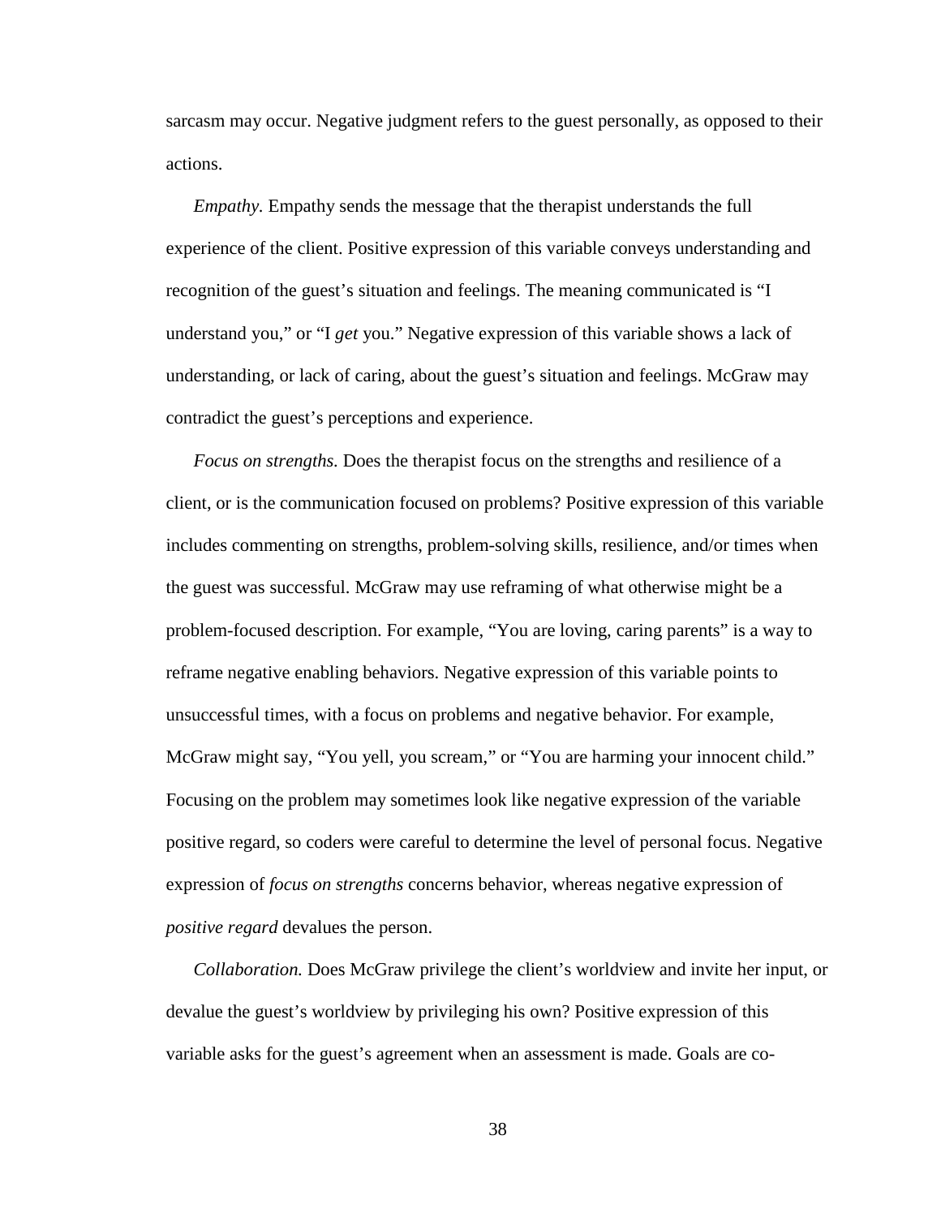sarcasm may occur. Negative judgment refers to the guest personally, as opposed to their actions.

*Empathy.* Empathy sends the message that the therapist understands the full experience of the client. Positive expression of this variable conveys understanding and recognition of the guest's situation and feelings. The meaning communicated is "I understand you," or "I *get* you." Negative expression of this variable shows a lack of understanding, or lack of caring, about the guest's situation and feelings. McGraw may contradict the guest's perceptions and experience.

*Focus on strengths.* Does the therapist focus on the strengths and resilience of a client, or is the communication focused on problems? Positive expression of this variable includes commenting on strengths, problem-solving skills, resilience, and/or times when the guest was successful. McGraw may use reframing of what otherwise might be a problem-focused description. For example, "You are loving, caring parents" is a way to reframe negative enabling behaviors. Negative expression of this variable points to unsuccessful times, with a focus on problems and negative behavior. For example, McGraw might say, "You yell, you scream," or "You are harming your innocent child." Focusing on the problem may sometimes look like negative expression of the variable positive regard, so coders were careful to determine the level of personal focus. Negative expression of *focus on strengths* concerns behavior, whereas negative expression of *positive regard* devalues the person.

*Collaboration.* Does McGraw privilege the client's worldview and invite her input, or devalue the guest's worldview by privileging his own? Positive expression of this variable asks for the guest's agreement when an assessment is made. Goals are co-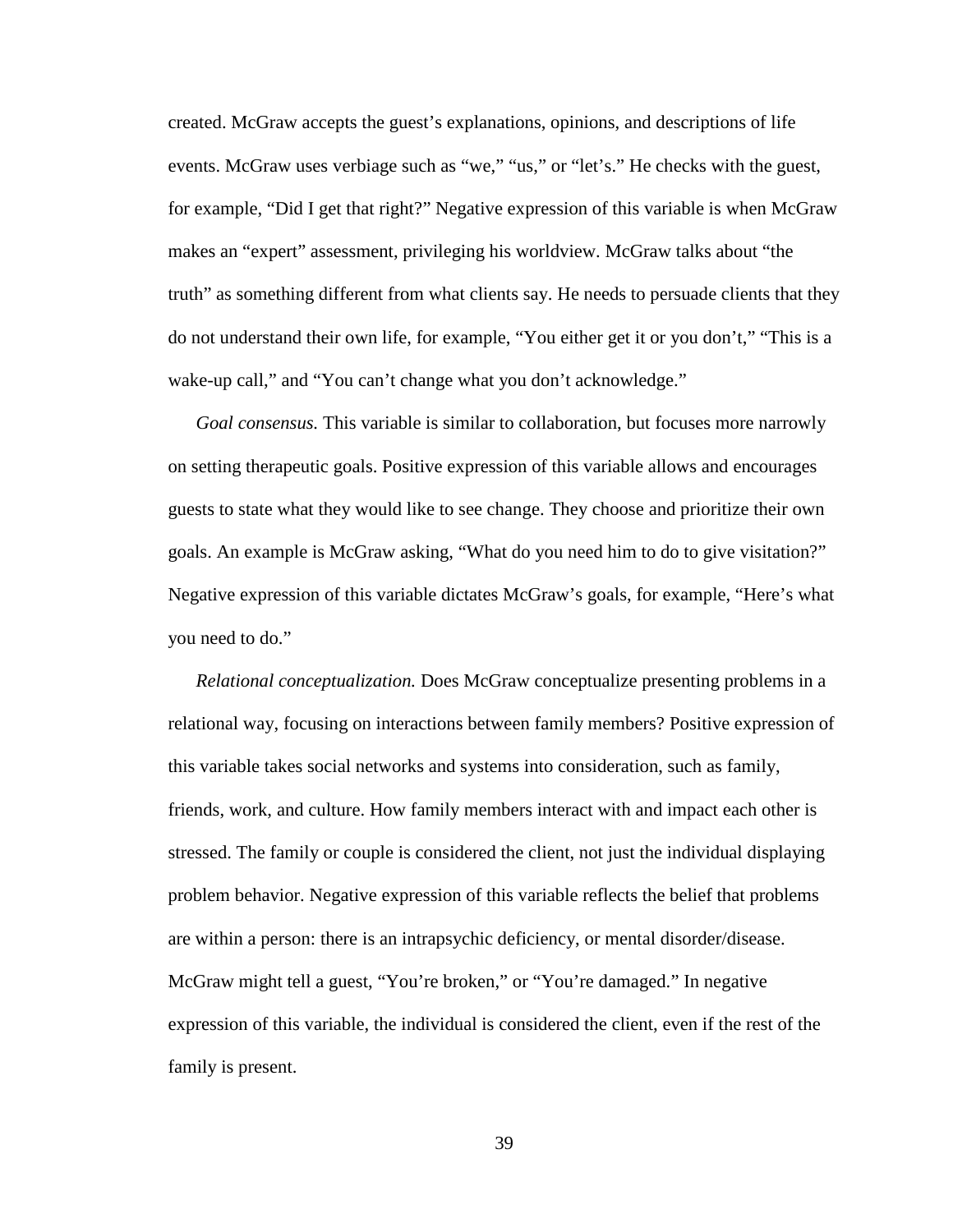created. McGraw accepts the guest's explanations, opinions, and descriptions of life events. McGraw uses verbiage such as "we," "us," or "let's." He checks with the guest, for example, "Did I get that right?" Negative expression of this variable is when McGraw makes an "expert" assessment, privileging his worldview. McGraw talks about "the truth" as something different from what clients say. He needs to persuade clients that they do not understand their own life, for example, "You either get it or you don't," "This is a wake-up call," and "You can't change what you don't acknowledge."

*Goal consensus.* This variable is similar to collaboration, but focuses more narrowly on setting therapeutic goals. Positive expression of this variable allows and encourages guests to state what they would like to see change. They choose and prioritize their own goals. An example is McGraw asking, "What do you need him to do to give visitation?" Negative expression of this variable dictates McGraw's goals, for example, "Here's what you need to do."

*Relational conceptualization.* Does McGraw conceptualize presenting problems in a relational way, focusing on interactions between family members? Positive expression of this variable takes social networks and systems into consideration, such as family, friends, work, and culture. How family members interact with and impact each other is stressed. The family or couple is considered the client, not just the individual displaying problem behavior. Negative expression of this variable reflects the belief that problems are within a person: there is an intrapsychic deficiency, or mental disorder/disease. McGraw might tell a guest, "You're broken," or "You're damaged." In negative expression of this variable, the individual is considered the client, even if the rest of the family is present.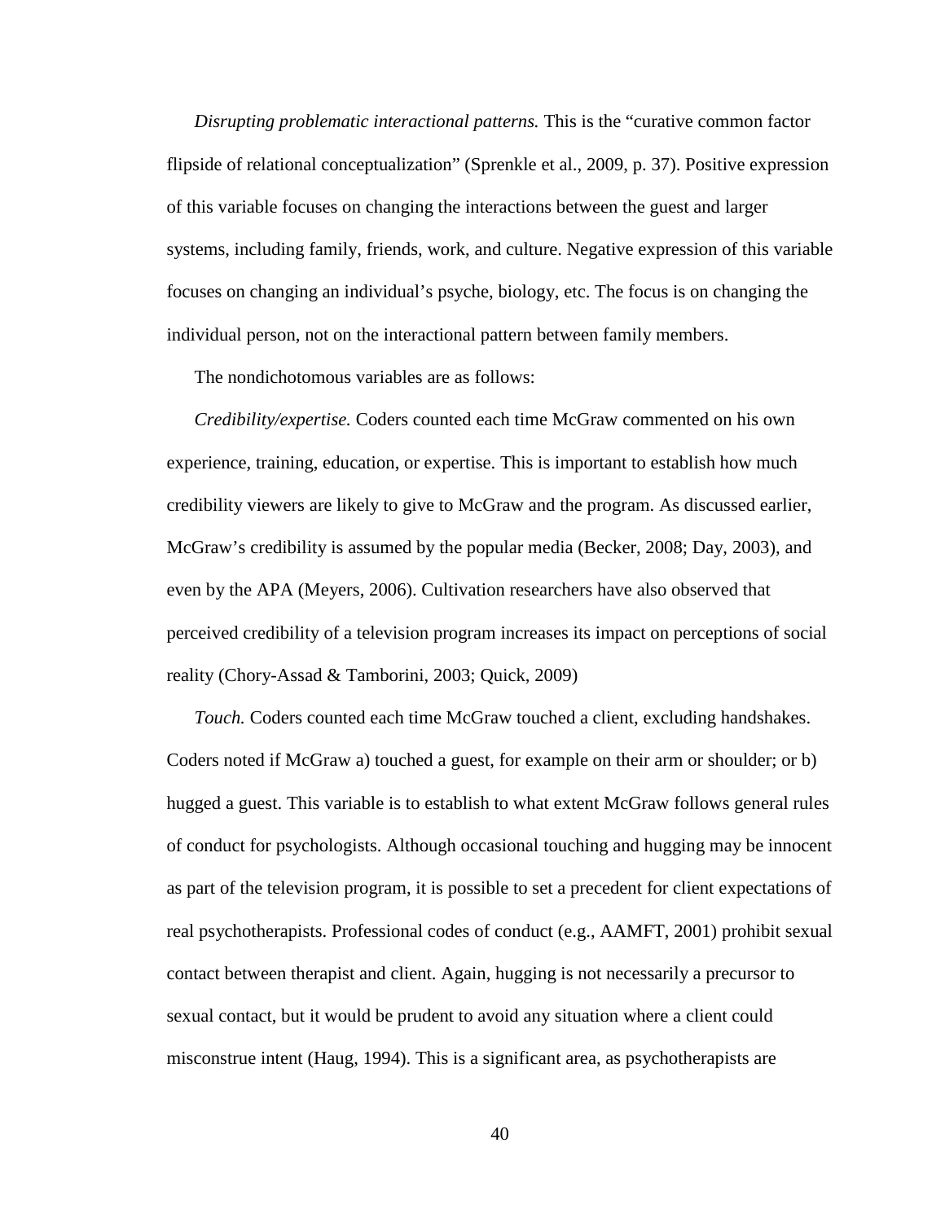*Disrupting problematic interactional patterns.* This is the "curative common factor flipside of relational conceptualization" (Sprenkle et al., 2009, p. 37). Positive expression of this variable focuses on changing the interactions between the guest and larger systems, including family, friends, work, and culture. Negative expression of this variable focuses on changing an individual's psyche, biology, etc. The focus is on changing the individual person, not on the interactional pattern between family members.

The nondichotomous variables are as follows:

*Credibility/expertise.* Coders counted each time McGraw commented on his own experience, training, education, or expertise. This is important to establish how much credibility viewers are likely to give to McGraw and the program. As discussed earlier, McGraw's credibility is assumed by the popular media (Becker, 2008; Day, 2003), and even by the APA (Meyers, 2006). Cultivation researchers have also observed that perceived credibility of a television program increases its impact on perceptions of social reality (Chory-Assad & Tamborini, 2003; Quick, 2009)

*Touch.* Coders counted each time McGraw touched a client, excluding handshakes. Coders noted if McGraw a) touched a guest, for example on their arm or shoulder; or b) hugged a guest. This variable is to establish to what extent McGraw follows general rules of conduct for psychologists. Although occasional touching and hugging may be innocent as part of the television program, it is possible to set a precedent for client expectations of real psychotherapists. Professional codes of conduct (e.g., AAMFT, 2001) prohibit sexual contact between therapist and client. Again, hugging is not necessarily a precursor to sexual contact, but it would be prudent to avoid any situation where a client could misconstrue intent (Haug, 1994). This is a significant area, as psychotherapists are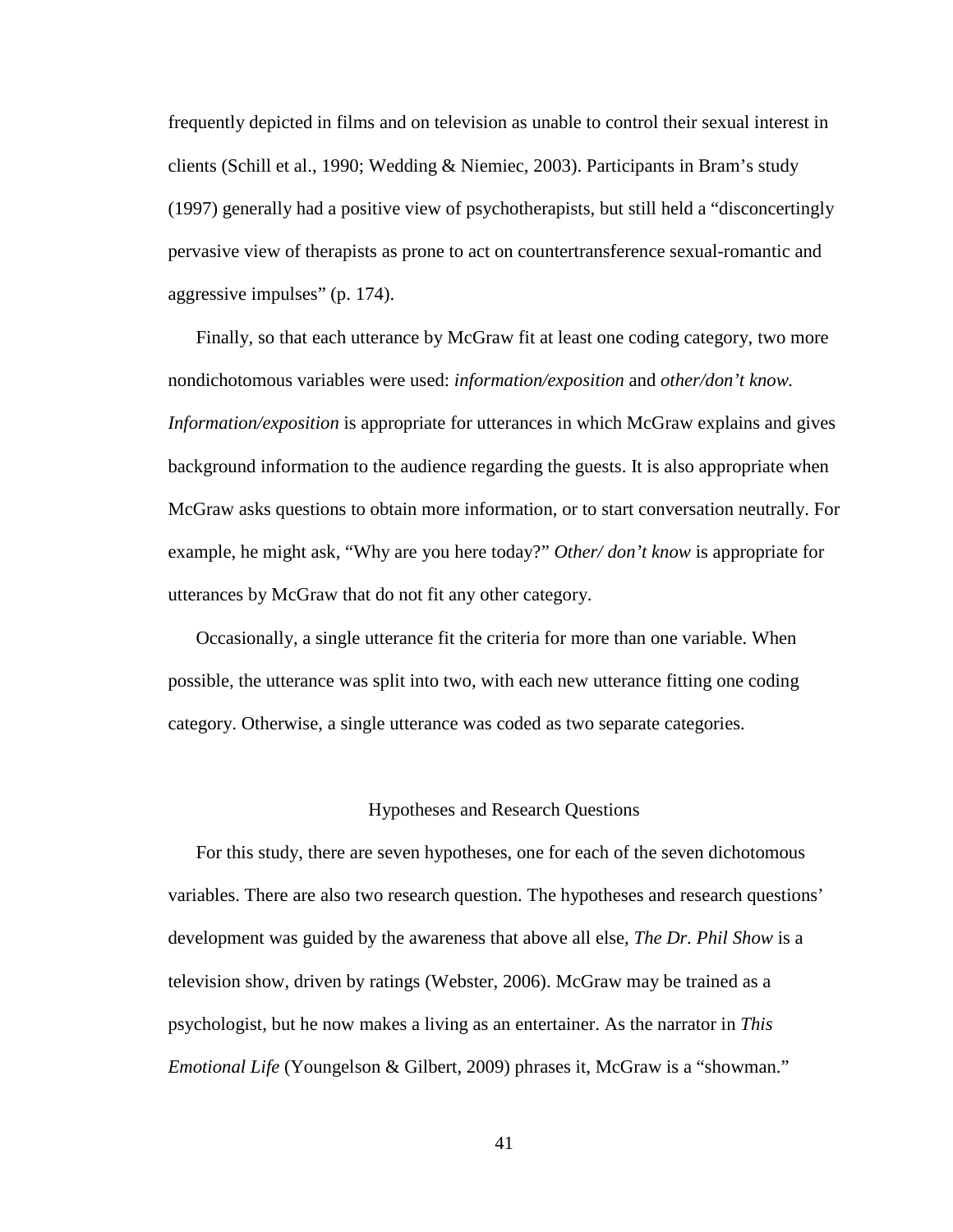frequently depicted in films and on television as unable to control their sexual interest in clients (Schill et al., 1990; Wedding & Niemiec, 2003). Participants in Bram's study (1997) generally had a positive view of psychotherapists, but still held a "disconcertingly pervasive view of therapists as prone to act on countertransference sexual-romantic and aggressive impulses" (p. 174).

Finally, so that each utterance by McGraw fit at least one coding category, two more nondichotomous variables were used: *information/exposition* and *other/don't know. Information/exposition* is appropriate for utterances in which McGraw explains and gives background information to the audience regarding the guests. It is also appropriate when McGraw asks questions to obtain more information, or to start conversation neutrally. For example, he might ask, "Why are you here today?" *Other/ don't know* is appropriate for utterances by McGraw that do not fit any other category.

Occasionally, a single utterance fit the criteria for more than one variable. When possible, the utterance was split into two, with each new utterance fitting one coding category. Otherwise, a single utterance was coded as two separate categories.

## Hypotheses and Research Questions

For this study, there are seven hypotheses, one for each of the seven dichotomous variables. There are also two research question. The hypotheses and research questions' development was guided by the awareness that above all else, *The Dr. Phil Show* is a television show, driven by ratings (Webster, 2006). McGraw may be trained as a psychologist, but he now makes a living as an entertainer. As the narrator in *This Emotional Life* (Youngelson & Gilbert, 2009) phrases it, McGraw is a "showman."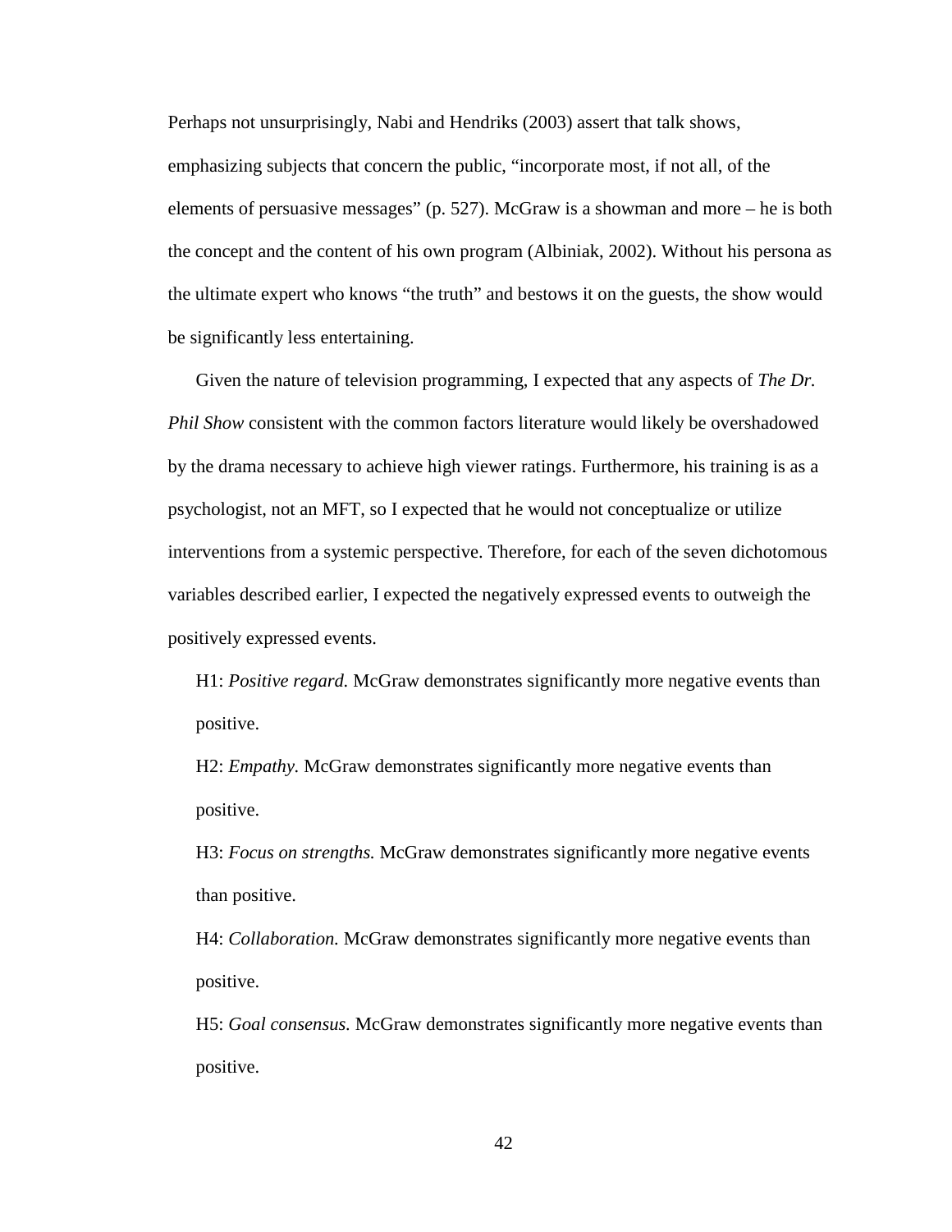Perhaps not unsurprisingly, Nabi and Hendriks (2003) assert that talk shows, emphasizing subjects that concern the public, "incorporate most, if not all, of the elements of persuasive messages" (p. 527). McGraw is a showman and more – he is both the concept and the content of his own program (Albiniak, 2002). Without his persona as the ultimate expert who knows "the truth" and bestows it on the guests, the show would be significantly less entertaining.

Given the nature of television programming, I expected that any aspects of *The Dr. Phil Show* consistent with the common factors literature would likely be overshadowed by the drama necessary to achieve high viewer ratings. Furthermore, his training is as a psychologist, not an MFT, so I expected that he would not conceptualize or utilize interventions from a systemic perspective. Therefore, for each of the seven dichotomous variables described earlier, I expected the negatively expressed events to outweigh the positively expressed events.

H1: *Positive regard.* McGraw demonstrates significantly more negative events than positive.

H2: *Empathy.* McGraw demonstrates significantly more negative events than positive.

H3: *Focus on strengths.* McGraw demonstrates significantly more negative events than positive.

H4: *Collaboration.* McGraw demonstrates significantly more negative events than positive.

H5: *Goal consensus.* McGraw demonstrates significantly more negative events than positive.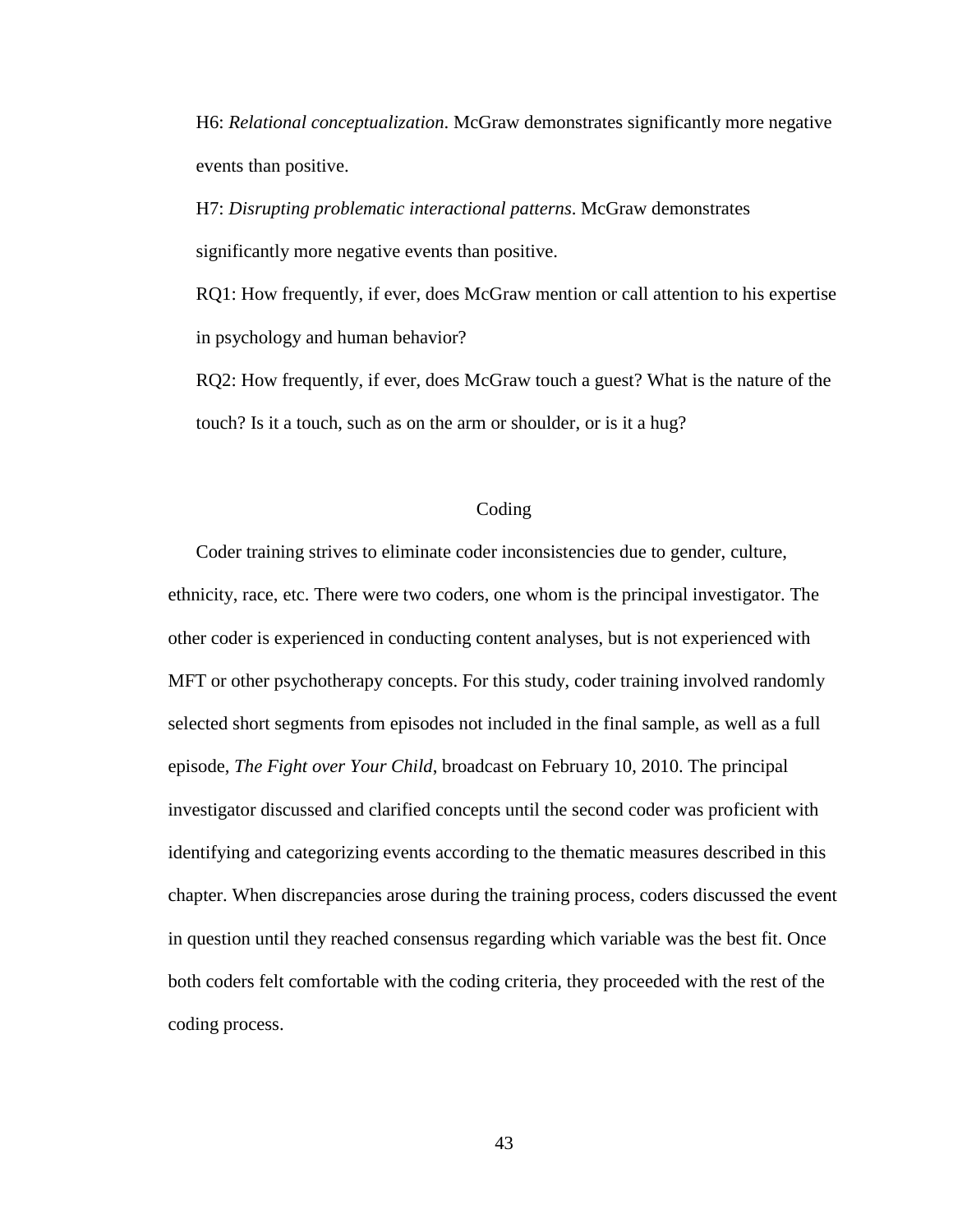H6: *Relational conceptualization*. McGraw demonstrates significantly more negative events than positive.

H7: *Disrupting problematic interactional patterns*. McGraw demonstrates significantly more negative events than positive.

RQ1: How frequently, if ever, does McGraw mention or call attention to his expertise in psychology and human behavior?

RQ2: How frequently, if ever, does McGraw touch a guest? What is the nature of the touch? Is it a touch, such as on the arm or shoulder, or is it a hug?

## Coding

Coder training strives to eliminate coder inconsistencies due to gender, culture, ethnicity, race, etc. There were two coders, one whom is the principal investigator. The other coder is experienced in conducting content analyses, but is not experienced with MFT or other psychotherapy concepts. For this study, coder training involved randomly selected short segments from episodes not included in the final sample, as well as a full episode, *The Fight over Your Child*, broadcast on February 10, 2010. The principal investigator discussed and clarified concepts until the second coder was proficient with identifying and categorizing events according to the thematic measures described in this chapter. When discrepancies arose during the training process, coders discussed the event in question until they reached consensus regarding which variable was the best fit. Once both coders felt comfortable with the coding criteria, they proceeded with the rest of the coding process.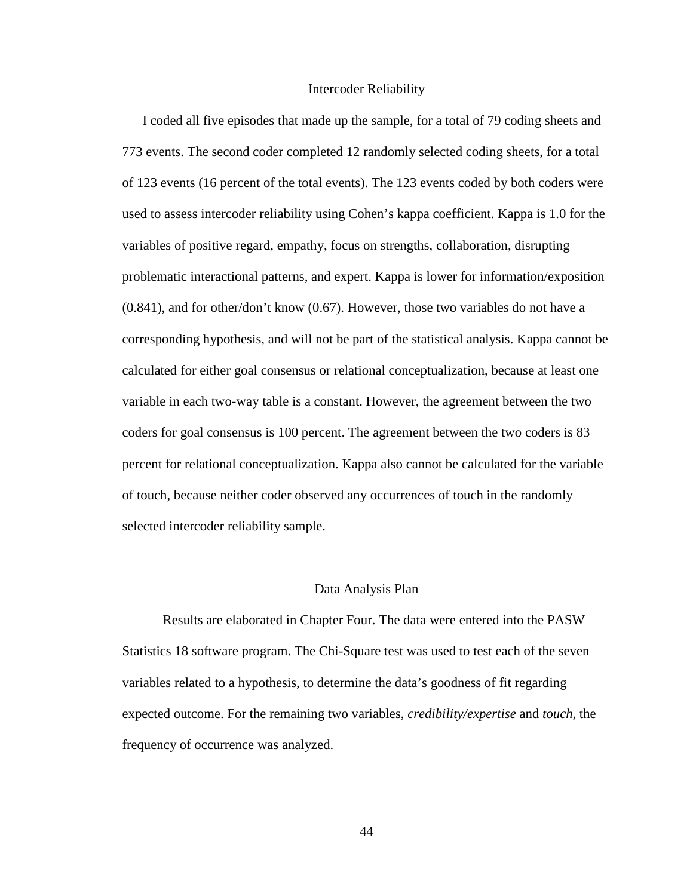## Intercoder Reliability

I coded all five episodes that made up the sample, for a total of 79 coding sheets and 773 events. The second coder completed 12 randomly selected coding sheets, for a total of 123 events (16 percent of the total events). The 123 events coded by both coders were used to assess intercoder reliability using Cohen's kappa coefficient. Kappa is 1.0 for the variables of positive regard, empathy, focus on strengths, collaboration, disrupting problematic interactional patterns, and expert. Kappa is lower for information/exposition (0.841), and for other/don't know (0.67). However, those two variables do not have a corresponding hypothesis, and will not be part of the statistical analysis. Kappa cannot be calculated for either goal consensus or relational conceptualization, because at least one variable in each two-way table is a constant. However, the agreement between the two coders for goal consensus is 100 percent. The agreement between the two coders is 83 percent for relational conceptualization. Kappa also cannot be calculated for the variable of touch, because neither coder observed any occurrences of touch in the randomly selected intercoder reliability sample.

## Data Analysis Plan

Results are elaborated in Chapter Four. The data were entered into the PASW Statistics 18 software program. The Chi-Square test was used to test each of the seven variables related to a hypothesis, to determine the data's goodness of fit regarding expected outcome. For the remaining two variables, *credibility/expertise* and *touch*, the frequency of occurrence was analyzed.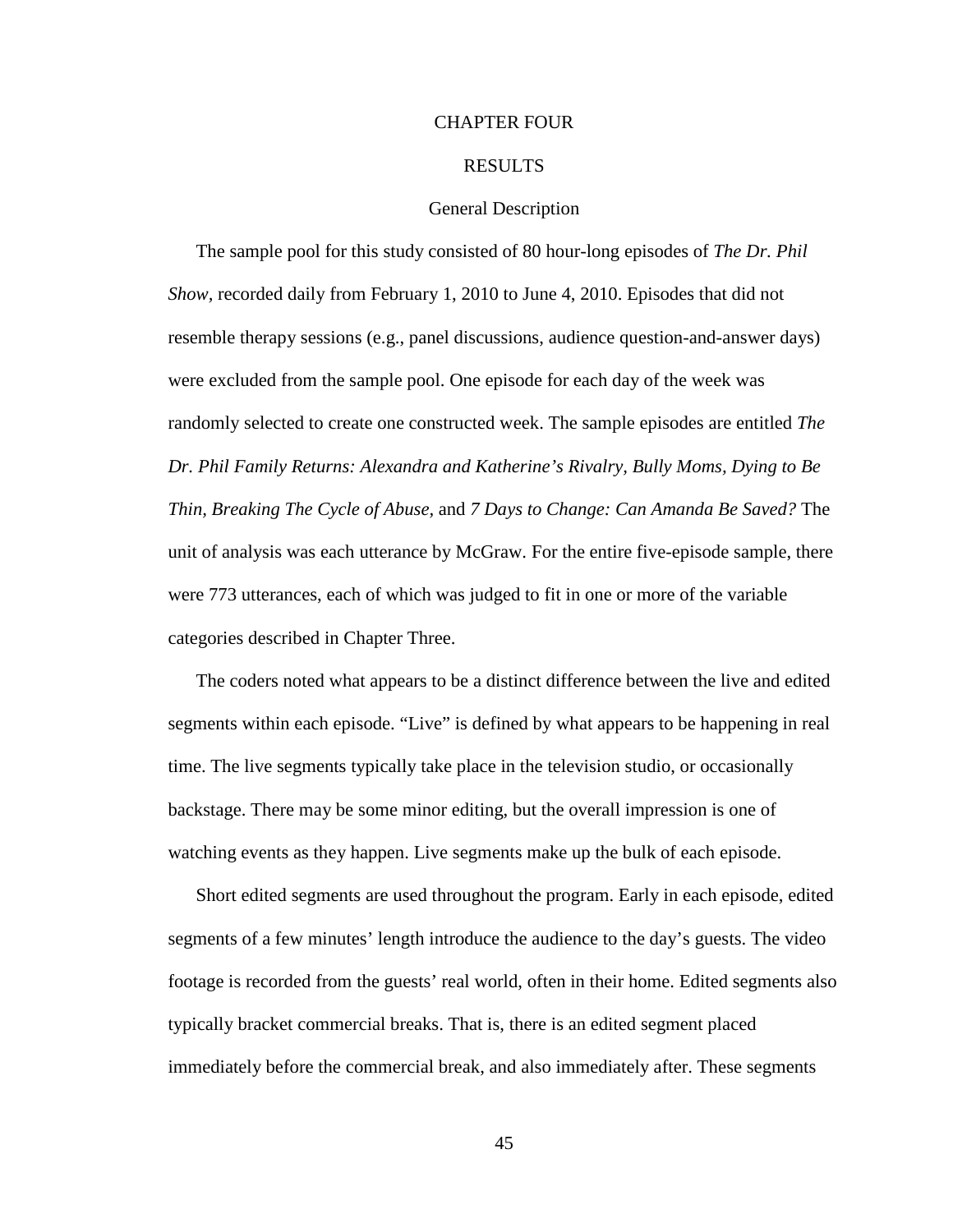# CHAPTER FOUR

# RESULTS

## General Description

The sample pool for this study consisted of 80 hour-long episodes of *The Dr. Phil Show*, recorded daily from February 1, 2010 to June 4, 2010. Episodes that did not resemble therapy sessions (e.g., panel discussions, audience question-and-answer days) were excluded from the sample pool. One episode for each day of the week was randomly selected to create one constructed week. The sample episodes are entitled *The Dr. Phil Family Returns: Alexandra and Katherine's Rivalry, Bully Moms, Dying to Be Thin, Breaking The Cycle of Abuse,* and *7 Days to Change: Can Amanda Be Saved?* The unit of analysis was each utterance by McGraw. For the entire five-episode sample, there were 773 utterances, each of which was judged to fit in one or more of the variable categories described in Chapter Three.

The coders noted what appears to be a distinct difference between the live and edited segments within each episode. "Live" is defined by what appears to be happening in real time. The live segments typically take place in the television studio, or occasionally backstage. There may be some minor editing, but the overall impression is one of watching events as they happen. Live segments make up the bulk of each episode.

Short edited segments are used throughout the program. Early in each episode, edited segments of a few minutes' length introduce the audience to the day's guests. The video footage is recorded from the guests' real world, often in their home. Edited segments also typically bracket commercial breaks. That is, there is an edited segment placed immediately before the commercial break, and also immediately after. These segments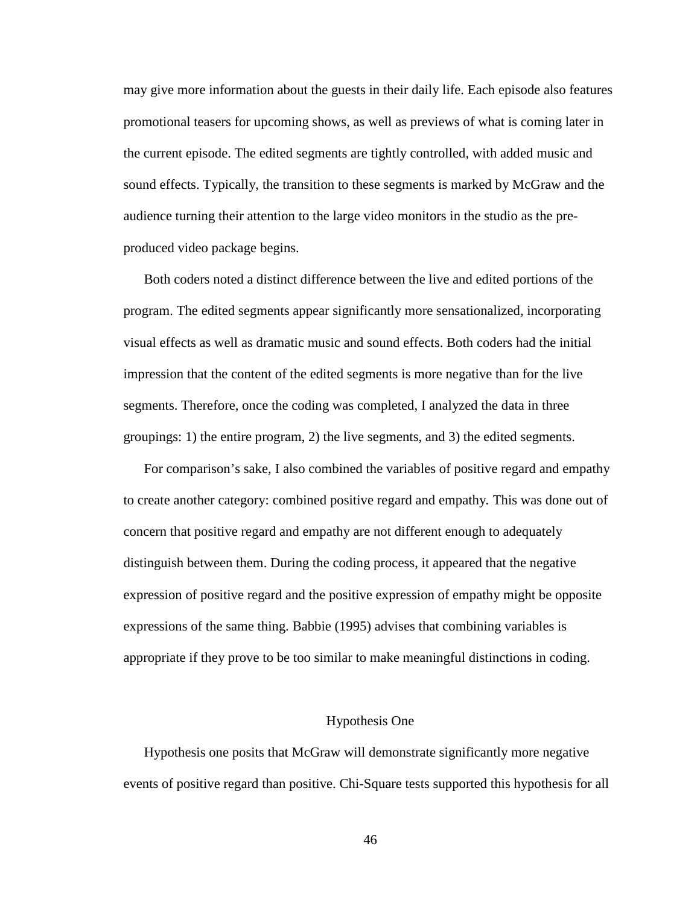may give more information about the guests in their daily life. Each episode also features promotional teasers for upcoming shows, as well as previews of what is coming later in the current episode. The edited segments are tightly controlled, with added music and sound effects. Typically, the transition to these segments is marked by McGraw and the audience turning their attention to the large video monitors in the studio as the pre-produced video package begins.

Both coders noted a distinct difference between the live and edited portions of the program. The edited segments appear significantly more sensationalized, incorporating visual effects as well as dramatic music and sound effects. Both coders had the initial impression that the content of the edited segments is more negative than for the live segments. Therefore, once the coding was completed, I analyzed the data in three groupings: 1) the entire program, 2) the live segments, and 3) the edited segments.

For comparison's sake, I also combined the variables of positive regard and empathy to create another category: combined positive regard and empathy. This was done out of concern that positive regard and empathy are not different enough to adequately distinguish between them. During the coding process, it appeared that the negative expression of positive regard and the positive expression of empathy might be opposite expressions of the same thing. Babbie (1995) advises that combining variables is appropriate if they prove to be too similar to make meaningful distinctions in coding.

## Hypothesis One

Hypothesis one posits that McGraw will demonstrate significantly more negative events of positive regard than positive. Chi-Square tests supported this hypothesis for all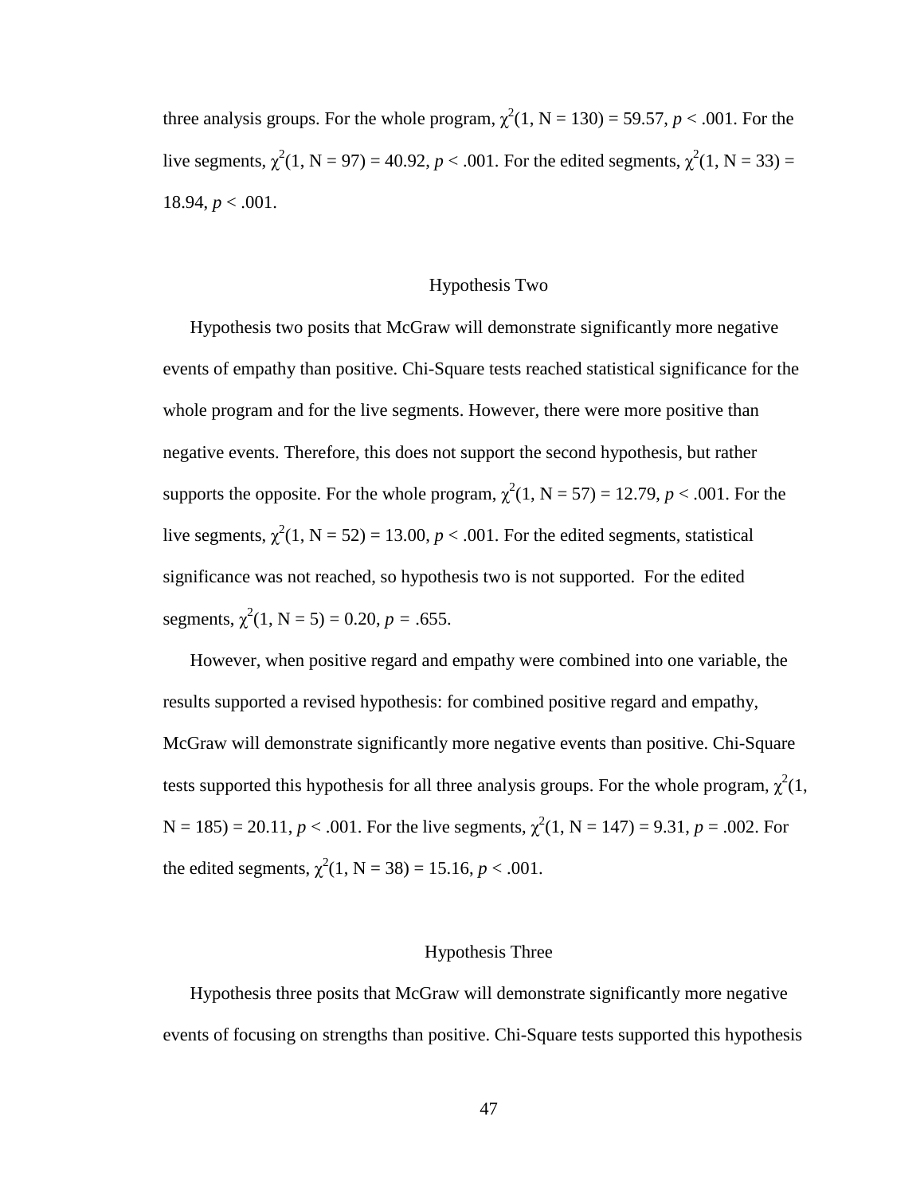three analysis groups. For the whole program, $\chi^2(1, N = 130) = 59.57$, $p < .001$. For the live segments, $\chi^2(1, N = 97) = 40.92$, $p < .001$. For the edited segments, $\chi^2(1, N = 33) = 18.94$, $p < .001$.

## Hypothesis Two

Hypothesis two posits that McGraw will demonstrate significantly more negative events of empathy than positive. Chi-Square tests reached statistical significance for the whole program and for the live segments. However, there were more positive than negative events. Therefore, this does not support the second hypothesis, but rather supports the opposite. For the whole program, $\chi^2(1, N = 57) = 12.79$, $p < .001$. For the live segments, $\chi^2(1, N = 52) = 13.00$, $p < .001$. For the edited segments, statistical significance was not reached, so hypothesis two is not supported. For the edited segments, $\chi^2(1, N = 5) = 0.20$, $p = .655$.

However, when positive regard and empathy were combined into one variable, the results supported a revised hypothesis: for combined positive regard and empathy, McGraw will demonstrate significantly more negative events than positive. Chi-Square tests supported this hypothesis for all three analysis groups. For the whole program, $\chi^2(1, N = 185) = 20.11$, $p < .001$. For the live segments, $\chi^2(1, N = 147) = 9.31$, $p = .002$. For the edited segments, $\chi^2(1, N = 38) = 15.16$, $p < .001$.

## Hypothesis Three

Hypothesis three posits that McGraw will demonstrate significantly more negative events of focusing on strengths than positive. Chi-Square tests supported this hypothesis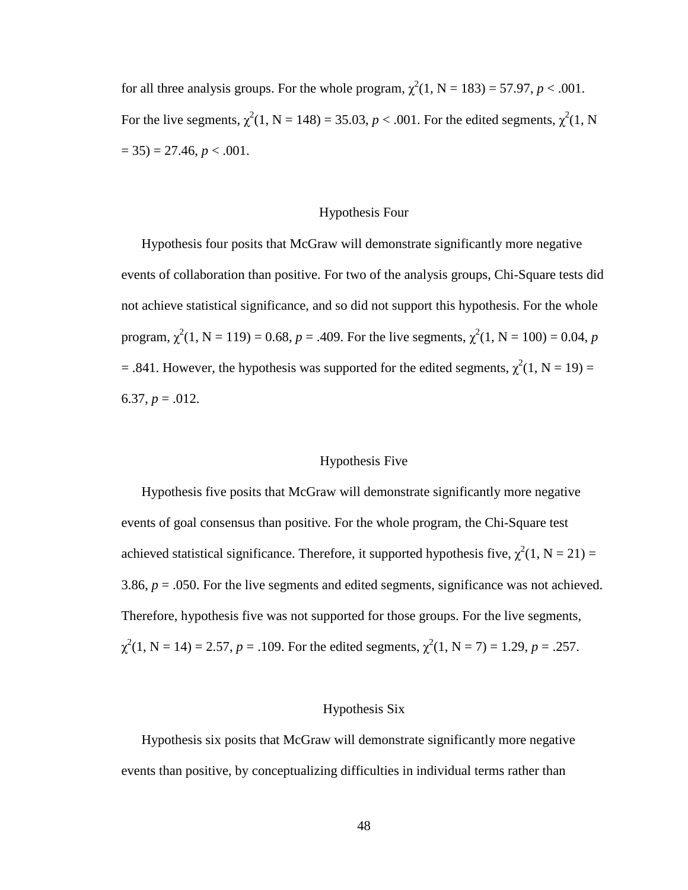for all three analysis groups. For the whole program, $\chi^2(1, N = 183) = 57.97$, $p < .001$. For the live segments, $\chi^2(1, N = 148) = 35.03$, $p < .001$. For the edited segments, $\chi^2(1, N = 35) = 27.46$, $p < .001$.

## Hypothesis Four

Hypothesis four posits that McGraw will demonstrate significantly more negative events of collaboration than positive. For two of the analysis groups, Chi-Square tests did not achieve statistical significance, and so did not support this hypothesis. For the whole program, $\chi^2(1, N = 119) = 0.68$, $p = .409$. For the live segments, $\chi^2(1, N = 100) = 0.04$, $p = .841$. However, the hypothesis was supported for the edited segments, $\chi^2(1, N = 19) = 6.37$, $p = .012$.

## Hypothesis Five

Hypothesis five posits that McGraw will demonstrate significantly more negative events of goal consensus than positive. For the whole program, the Chi-Square test achieved statistical significance. Therefore, it supported hypothesis five, $\chi^2(1, N = 21) = 3.86$, $p = .050$. For the live segments and edited segments, significance was not achieved. Therefore, hypothesis five was not supported for those groups. For the live segments, $\chi^2(1, N = 14) = 2.57$, $p = .109$. For the edited segments, $\chi^2(1, N = 7) = 1.29$, $p = .257$.

## Hypothesis Six

Hypothesis six posits that McGraw will demonstrate significantly more negative events than positive, by conceptualizing difficulties in individual terms rather than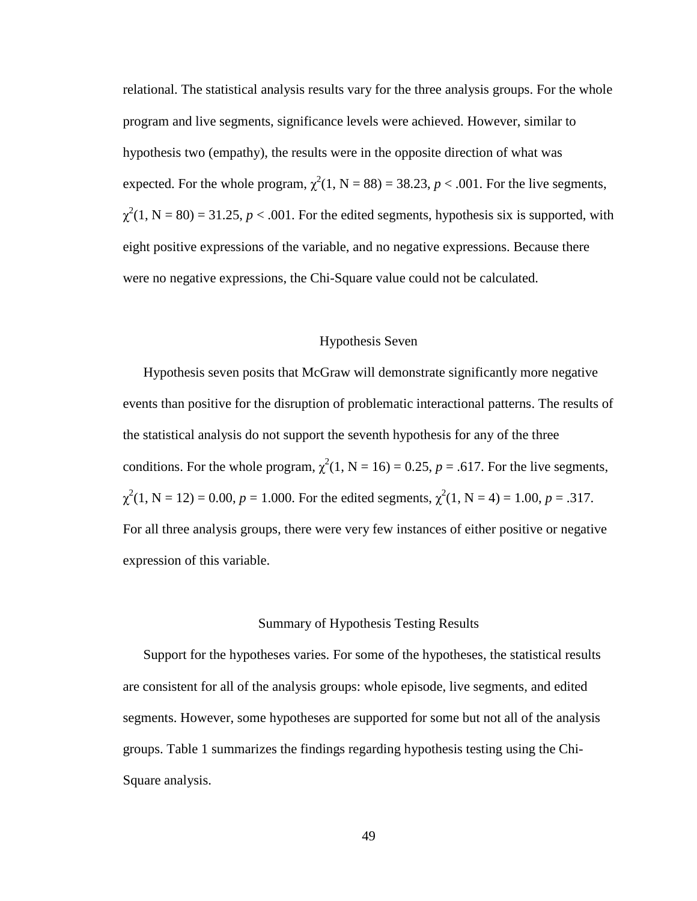relational. The statistical analysis results vary for the three analysis groups. For the whole program and live segments, significance levels were achieved. However, similar to hypothesis two (empathy), the results were in the opposite direction of what was expected. For the whole program, $\chi^2(1, N = 88) = 38.23$, $p < .001$. For the live segments, $\chi^2(1, N = 80) = 31.25$, $p < .001$. For the edited segments, hypothesis six is supported, with eight positive expressions of the variable, and no negative expressions. Because there were no negative expressions, the Chi-Square value could not be calculated.

## Hypothesis Seven

Hypothesis seven posits that McGraw will demonstrate significantly more negative events than positive for the disruption of problematic interactional patterns. The results of the statistical analysis do not support the seventh hypothesis for any of the three conditions. For the whole program, $\chi^2(1, N = 16) = 0.25$, $p = .617$. For the live segments, $\chi^2(1, N = 12) = 0.00$, $p = 1.000$. For the edited segments, $\chi^2(1, N = 4) = 1.00$, $p = .317$. For all three analysis groups, there were very few instances of either positive or negative expression of this variable.

## Summary of Hypothesis Testing Results

Support for the hypotheses varies. For some of the hypotheses, the statistical results are consistent for all of the analysis groups: whole episode, live segments, and edited segments. However, some hypotheses are supported for some but not all of the analysis groups. Table 1 summarizes the findings regarding hypothesis testing using the Chi-Square analysis.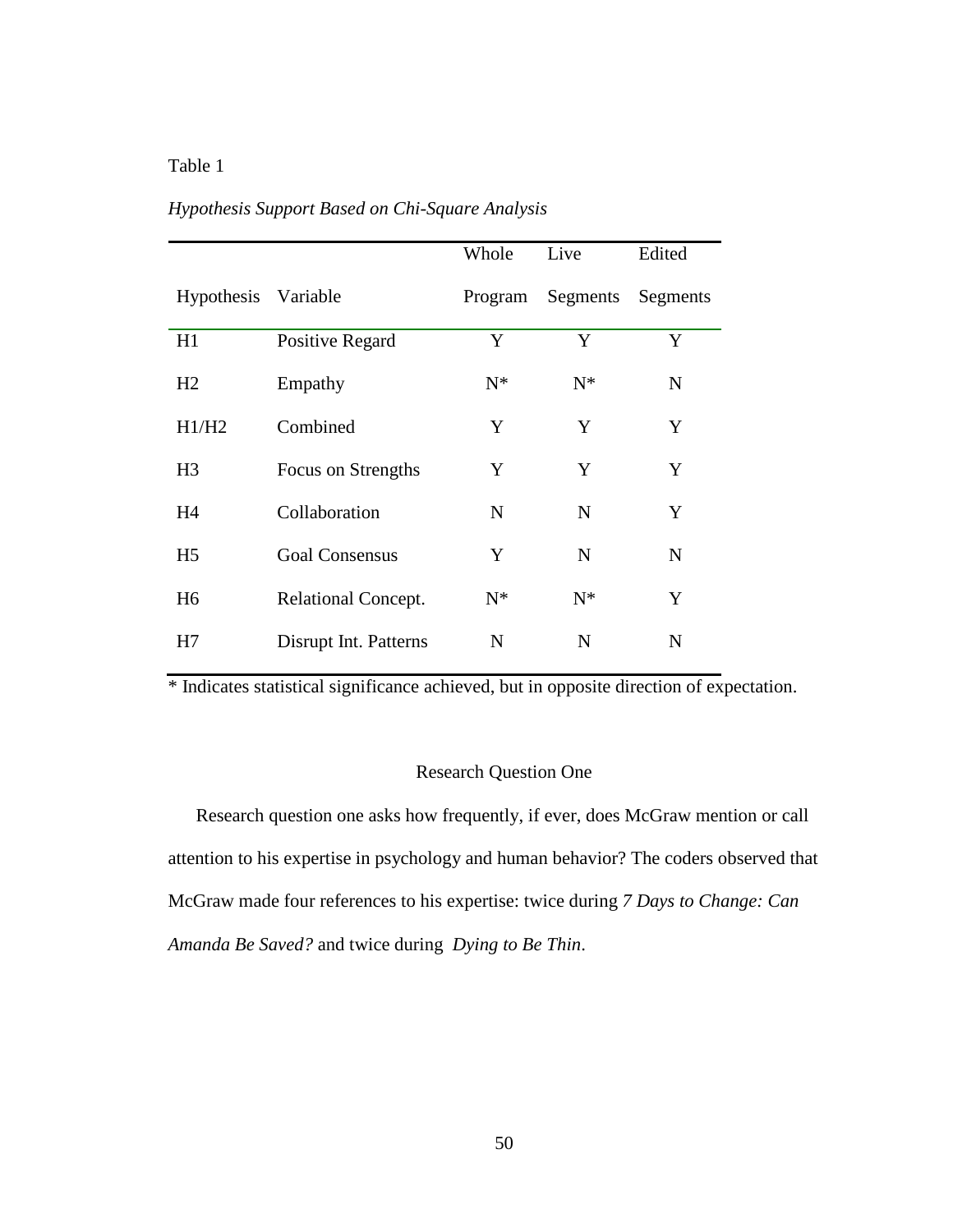Table 1

*Hypothesis Support Based on Chi-Square Analysis*

| Hypothesis | Variable | Whole Program | Live Segments | Edited Segments |
|---|---|---|---|---|
| H1 | Positive Regard | Y | Y | Y |
| H2 | Empathy | N* | N* | N |
| H1/H2 | Combined | Y | Y | Y |
| H3 | Focus on Strengths | Y | Y | Y |
| H4 | Collaboration | N | N | Y |
| H5 | Goal Consensus | Y | N | N |
| H6 | Relational Concept. | N* | N* | Y |
| H7 | Disrupt Int. Patterns | N | N | N |

* Indicates statistical significance achieved, but in opposite direction of expectation.

## Research Question One

Research question one asks how frequently, if ever, does McGraw mention or call attention to his expertise in psychology and human behavior? The coders observed that McGraw made four references to his expertise: twice during *7 Days to Change: Can Amanda Be Saved?* and twice during *Dying to Be Thin*.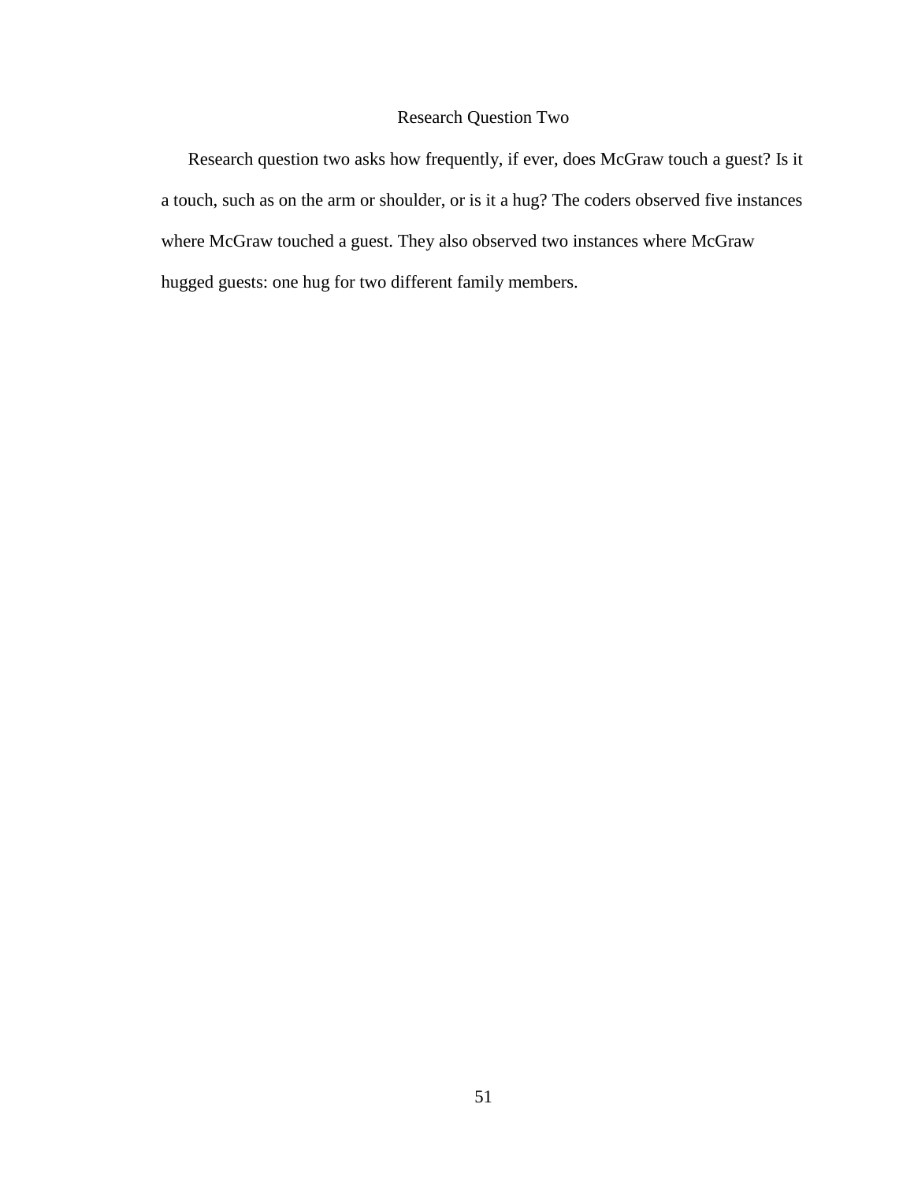## Research Question Two

Research question two asks how frequently, if ever, does McGraw touch a guest? Is it a touch, such as on the arm or shoulder, or is it a hug? The coders observed five instances where McGraw touched a guest. They also observed two instances where McGraw hugged guests: one hug for two different family members.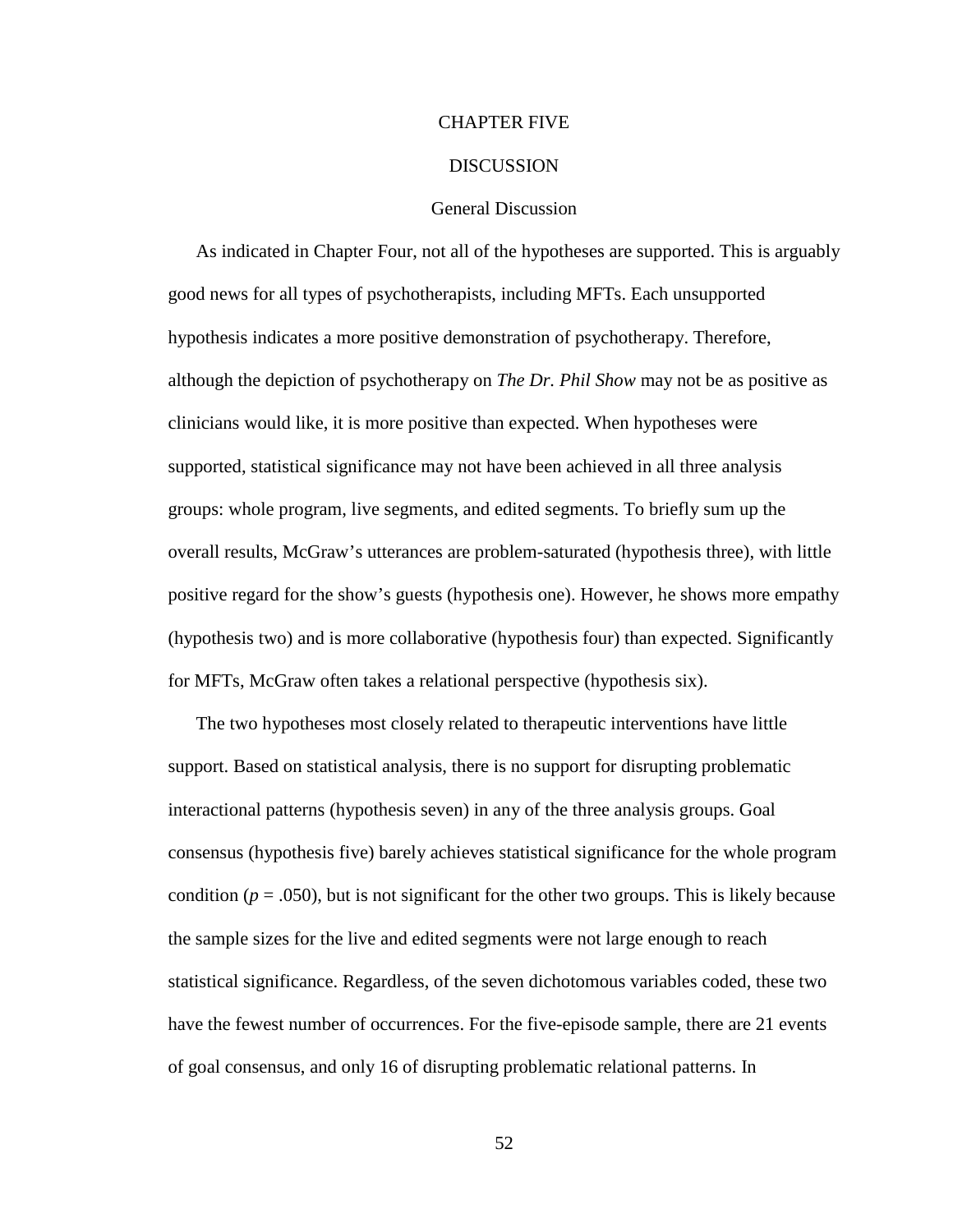# CHAPTER FIVE

# DISCUSSION

## General Discussion

As indicated in Chapter Four, not all of the hypotheses are supported. This is arguably good news for all types of psychotherapists, including MFTs. Each unsupported hypothesis indicates a more positive demonstration of psychotherapy. Therefore, although the depiction of psychotherapy on *The Dr. Phil Show* may not be as positive as clinicians would like, it is more positive than expected. When hypotheses were supported, statistical significance may not have been achieved in all three analysis groups: whole program, live segments, and edited segments. To briefly sum up the overall results, McGraw's utterances are problem-saturated (hypothesis three), with little positive regard for the show's guests (hypothesis one). However, he shows more empathy (hypothesis two) and is more collaborative (hypothesis four) than expected. Significantly for MFTs, McGraw often takes a relational perspective (hypothesis six).

The two hypotheses most closely related to therapeutic interventions have little support. Based on statistical analysis, there is no support for disrupting problematic interactional patterns (hypothesis seven) in any of the three analysis groups. Goal consensus (hypothesis five) barely achieves statistical significance for the whole program condition ($p = .050$), but is not significant for the other two groups. This is likely because the sample sizes for the live and edited segments were not large enough to reach statistical significance. Regardless, of the seven dichotomous variables coded, these two have the fewest number of occurrences. For the five-episode sample, there are 21 events of goal consensus, and only 16 of disrupting problematic relational patterns. In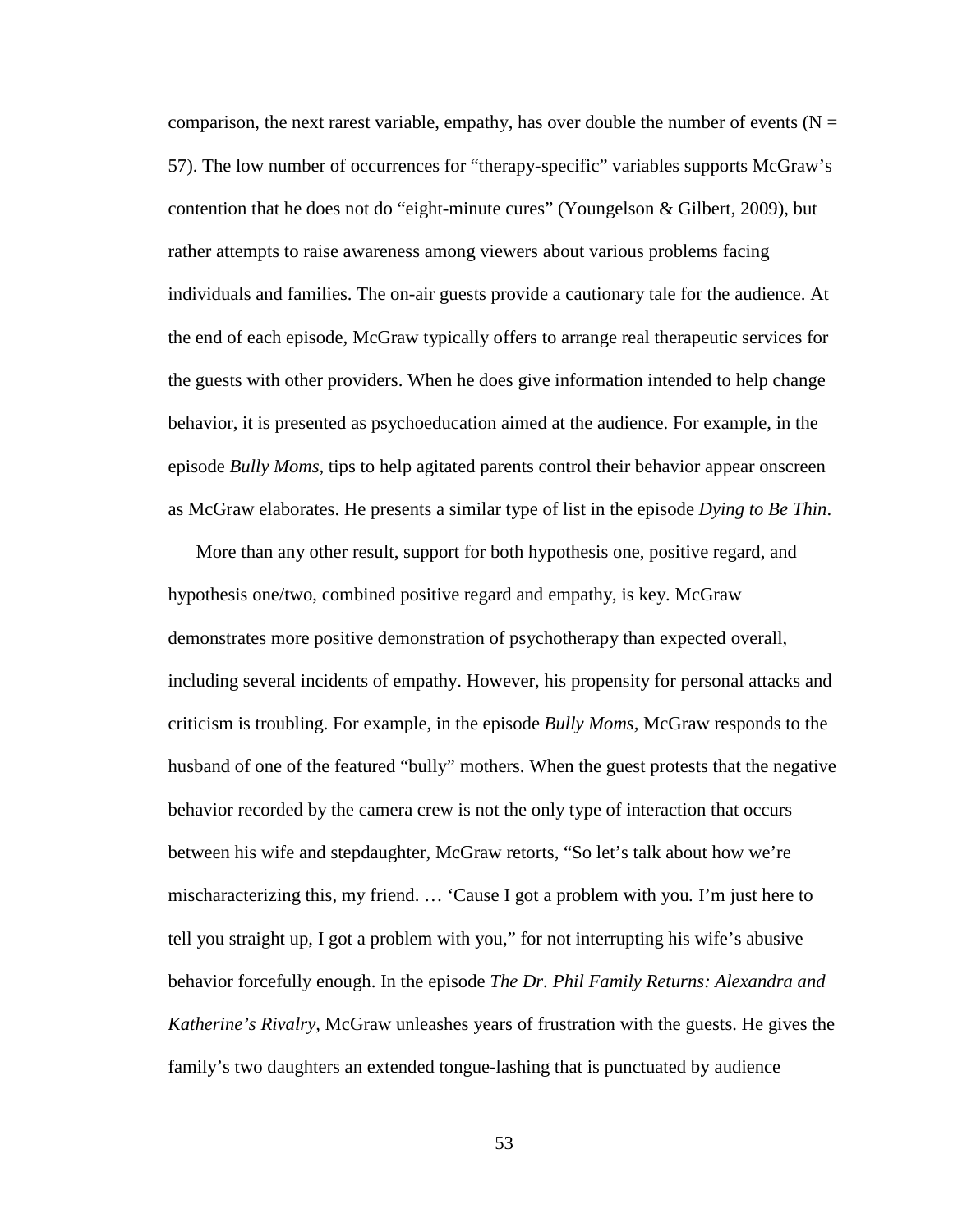comparison, the next rarest variable, empathy, has over double the number of events ($N = 57$). The low number of occurrences for "therapy-specific" variables supports McGraw's contention that he does not do "eight-minute cures" (Youngelson & Gilbert, 2009), but rather attempts to raise awareness among viewers about various problems facing individuals and families. The on-air guests provide a cautionary tale for the audience. At the end of each episode, McGraw typically offers to arrange real therapeutic services for the guests with other providers. When he does give information intended to help change behavior, it is presented as psychoeducation aimed at the audience. For example, in the episode *Bully Moms,* tips to help agitated parents control their behavior appear onscreen as McGraw elaborates. He presents a similar type of list in the episode *Dying to Be Thin*.

More than any other result, support for both hypothesis one, positive regard, and hypothesis one/two, combined positive regard and empathy, is key. McGraw demonstrates more positive demonstration of psychotherapy than expected overall, including several incidents of empathy. However, his propensity for personal attacks and criticism is troubling. For example, in the episode *Bully Moms,* McGraw responds to the husband of one of the featured "bully" mothers. When the guest protests that the negative behavior recorded by the camera crew is not the only type of interaction that occurs between his wife and stepdaughter, McGraw retorts, "So let's talk about how we're mischaracterizing this, my friend. … 'Cause I got a problem with you*.* I'm just here to tell you straight up, I got a problem with you," for not interrupting his wife's abusive behavior forcefully enough. In the episode *The Dr. Phil Family Returns: Alexandra and Katherine's Rivalry,* McGraw unleashes years of frustration with the guests. He gives the family's two daughters an extended tongue-lashing that is punctuated by audience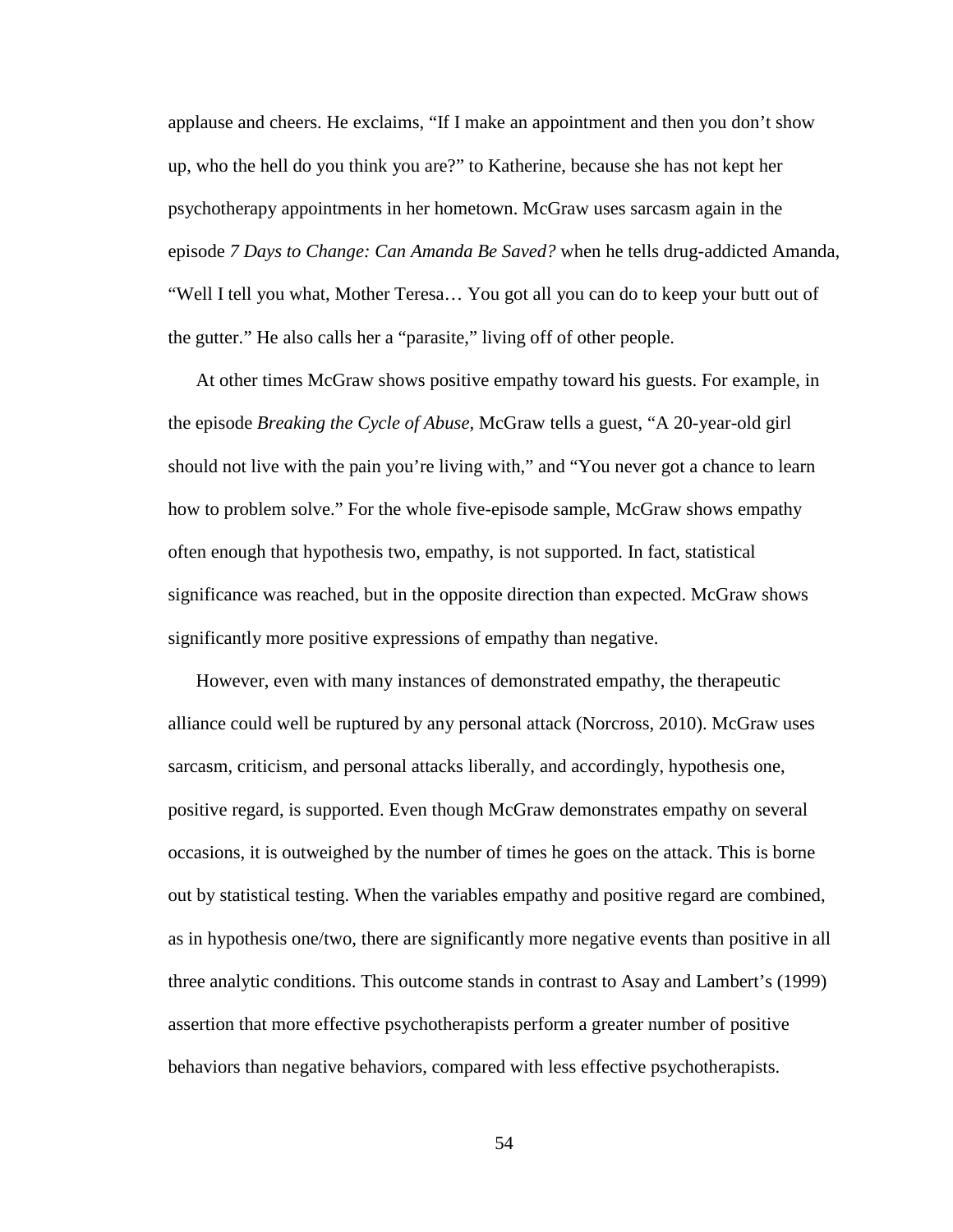applause and cheers. He exclaims, "If I make an appointment and then you don't show up, who the hell do you think you are?" to Katherine, because she has not kept her psychotherapy appointments in her hometown. McGraw uses sarcasm again in the episode *7 Days to Change: Can Amanda Be Saved?* when he tells drug-addicted Amanda, "Well I tell you what, Mother Teresa… You got all you can do to keep your butt out of the gutter." He also calls her a "parasite," living off of other people.

At other times McGraw shows positive empathy toward his guests. For example, in the episode *Breaking the Cycle of Abuse,* McGraw tells a guest, "A 20-year-old girl should not live with the pain you're living with," and "You never got a chance to learn how to problem solve." For the whole five-episode sample, McGraw shows empathy often enough that hypothesis two, empathy, is not supported. In fact, statistical significance was reached, but in the opposite direction than expected. McGraw shows significantly more positive expressions of empathy than negative.

However, even with many instances of demonstrated empathy, the therapeutic alliance could well be ruptured by any personal attack (Norcross, 2010). McGraw uses sarcasm, criticism, and personal attacks liberally, and accordingly, hypothesis one, positive regard, is supported. Even though McGraw demonstrates empathy on several occasions, it is outweighed by the number of times he goes on the attack. This is borne out by statistical testing. When the variables empathy and positive regard are combined, as in hypothesis one/two, there are significantly more negative events than positive in all three analytic conditions. This outcome stands in contrast to Asay and Lambert's (1999) assertion that more effective psychotherapists perform a greater number of positive behaviors than negative behaviors, compared with less effective psychotherapists.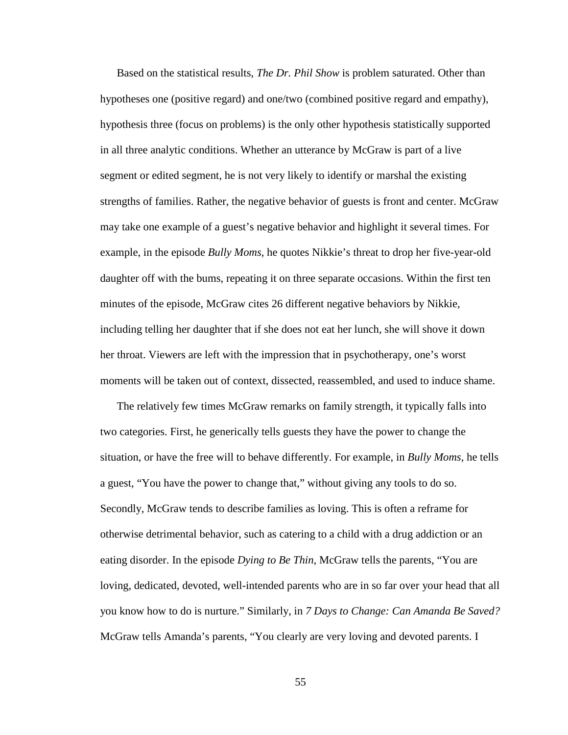Based on the statistical results, *The Dr. Phil Show* is problem saturated. Other than hypotheses one (positive regard) and one/two (combined positive regard and empathy), hypothesis three (focus on problems) is the only other hypothesis statistically supported in all three analytic conditions. Whether an utterance by McGraw is part of a live segment or edited segment, he is not very likely to identify or marshal the existing strengths of families. Rather, the negative behavior of guests is front and center. McGraw may take one example of a guest's negative behavior and highlight it several times. For example, in the episode *Bully Moms*, he quotes Nikkie's threat to drop her five-year-old daughter off with the bums, repeating it on three separate occasions. Within the first ten minutes of the episode, McGraw cites 26 different negative behaviors by Nikkie, including telling her daughter that if she does not eat her lunch, she will shove it down her throat. Viewers are left with the impression that in psychotherapy, one's worst moments will be taken out of context, dissected, reassembled, and used to induce shame.

The relatively few times McGraw remarks on family strength, it typically falls into two categories. First, he generically tells guests they have the power to change the situation, or have the free will to behave differently. For example, in *Bully Moms,* he tells a guest, "You have the power to change that," without giving any tools to do so. Secondly, McGraw tends to describe families as loving. This is often a reframe for otherwise detrimental behavior, such as catering to a child with a drug addiction or an eating disorder. In the episode *Dying to Be Thin,* McGraw tells the parents, "You are loving, dedicated, devoted, well-intended parents who are in so far over your head that all you know how to do is nurture." Similarly, in *7 Days to Change: Can Amanda Be Saved?* McGraw tells Amanda's parents, "You clearly are very loving and devoted parents. I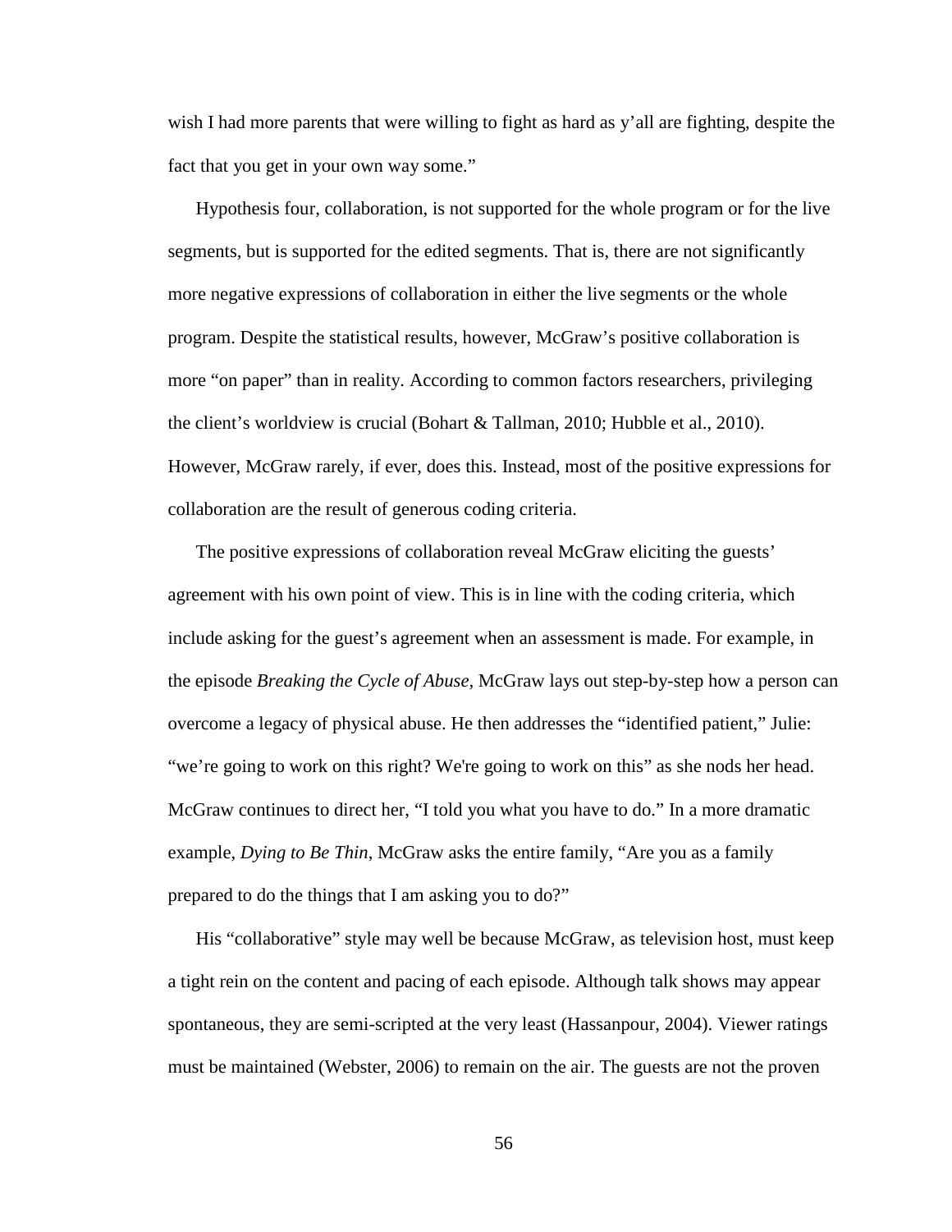wish I had more parents that were willing to fight as hard as y'all are fighting, despite the fact that you get in your own way some."

Hypothesis four, collaboration, is not supported for the whole program or for the live segments, but is supported for the edited segments. That is, there are not significantly more negative expressions of collaboration in either the live segments or the whole program. Despite the statistical results, however, McGraw's positive collaboration is more "on paper" than in reality. According to common factors researchers, privileging the client's worldview is crucial (Bohart & Tallman, 2010; Hubble et al., 2010). However, McGraw rarely, if ever, does this. Instead, most of the positive expressions for collaboration are the result of generous coding criteria.

The positive expressions of collaboration reveal McGraw eliciting the guests' agreement with his own point of view. This is in line with the coding criteria, which include asking for the guest's agreement when an assessment is made. For example, in the episode *Breaking the Cycle of Abuse*, McGraw lays out step-by-step how a person can overcome a legacy of physical abuse. He then addresses the "identified patient," Julie: "we're going to work on this right? We're going to work on this" as she nods her head. McGraw continues to direct her, "I told you what you have to do." In a more dramatic example, *Dying to Be Thin*, McGraw asks the entire family, "Are you as a family prepared to do the things that I am asking you to do?"

His "collaborative" style may well be because McGraw, as television host, must keep a tight rein on the content and pacing of each episode. Although talk shows may appear spontaneous, they are semi-scripted at the very least (Hassanpour, 2004). Viewer ratings must be maintained (Webster, 2006) to remain on the air. The guests are not the proven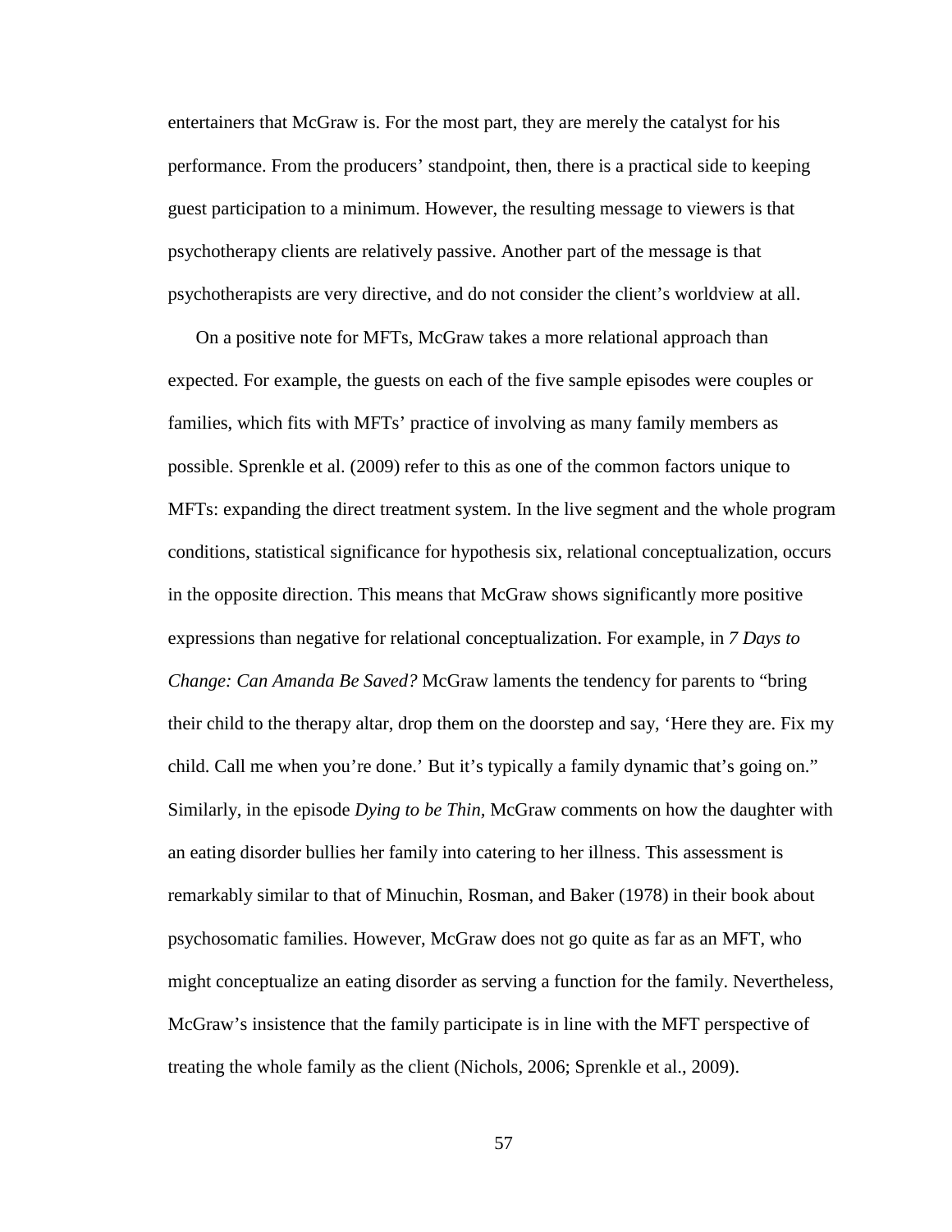entertainers that McGraw is. For the most part, they are merely the catalyst for his performance. From the producers' standpoint, then, there is a practical side to keeping guest participation to a minimum. However, the resulting message to viewers is that psychotherapy clients are relatively passive. Another part of the message is that psychotherapists are very directive, and do not consider the client's worldview at all.

On a positive note for MFTs, McGraw takes a more relational approach than expected. For example, the guests on each of the five sample episodes were couples or families, which fits with MFTs' practice of involving as many family members as possible. Sprenkle et al. (2009) refer to this as one of the common factors unique to MFTs: expanding the direct treatment system. In the live segment and the whole program conditions, statistical significance for hypothesis six, relational conceptualization, occurs in the opposite direction. This means that McGraw shows significantly more positive expressions than negative for relational conceptualization. For example, in *7 Days to Change: Can Amanda Be Saved?* McGraw laments the tendency for parents to "bring their child to the therapy altar, drop them on the doorstep and say, 'Here they are. Fix my child. Call me when you're done.' But it's typically a family dynamic that's going on." Similarly, in the episode *Dying to be Thin*, McGraw comments on how the daughter with an eating disorder bullies her family into catering to her illness. This assessment is remarkably similar to that of Minuchin, Rosman, and Baker (1978) in their book about psychosomatic families. However, McGraw does not go quite as far as an MFT, who might conceptualize an eating disorder as serving a function for the family. Nevertheless, McGraw's insistence that the family participate is in line with the MFT perspective of treating the whole family as the client (Nichols, 2006; Sprenkle et al., 2009).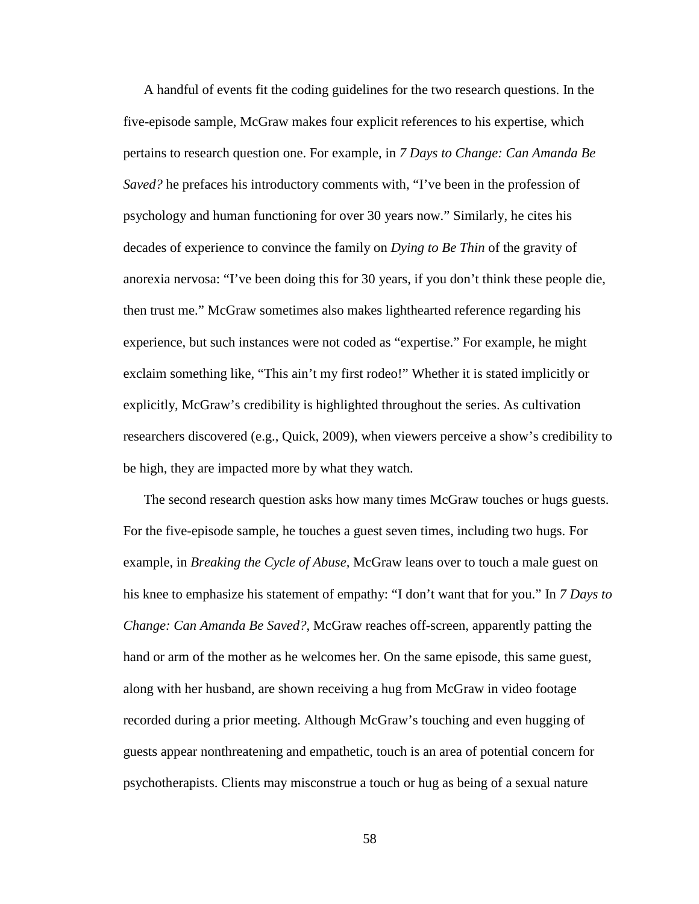A handful of events fit the coding guidelines for the two research questions. In the five-episode sample, McGraw makes four explicit references to his expertise, which pertains to research question one. For example, in *7 Days to Change: Can Amanda Be Saved?* he prefaces his introductory comments with, "I've been in the profession of psychology and human functioning for over 30 years now." Similarly, he cites his decades of experience to convince the family on *Dying to Be Thin* of the gravity of anorexia nervosa: "I've been doing this for 30 years, if you don't think these people die, then trust me." McGraw sometimes also makes lighthearted reference regarding his experience, but such instances were not coded as "expertise." For example, he might exclaim something like, "This ain't my first rodeo!" Whether it is stated implicitly or explicitly, McGraw's credibility is highlighted throughout the series. As cultivation researchers discovered (e.g., Quick, 2009), when viewers perceive a show's credibility to be high, they are impacted more by what they watch.

The second research question asks how many times McGraw touches or hugs guests. For the five-episode sample, he touches a guest seven times, including two hugs. For example, in *Breaking the Cycle of Abuse*, McGraw leans over to touch a male guest on his knee to emphasize his statement of empathy: "I don't want that for you." In *7 Days to Change: Can Amanda Be Saved?*, McGraw reaches off-screen, apparently patting the hand or arm of the mother as he welcomes her. On the same episode, this same guest, along with her husband, are shown receiving a hug from McGraw in video footage recorded during a prior meeting. Although McGraw's touching and even hugging of guests appear nonthreatening and empathetic, touch is an area of potential concern for psychotherapists. Clients may misconstrue a touch or hug as being of a sexual nature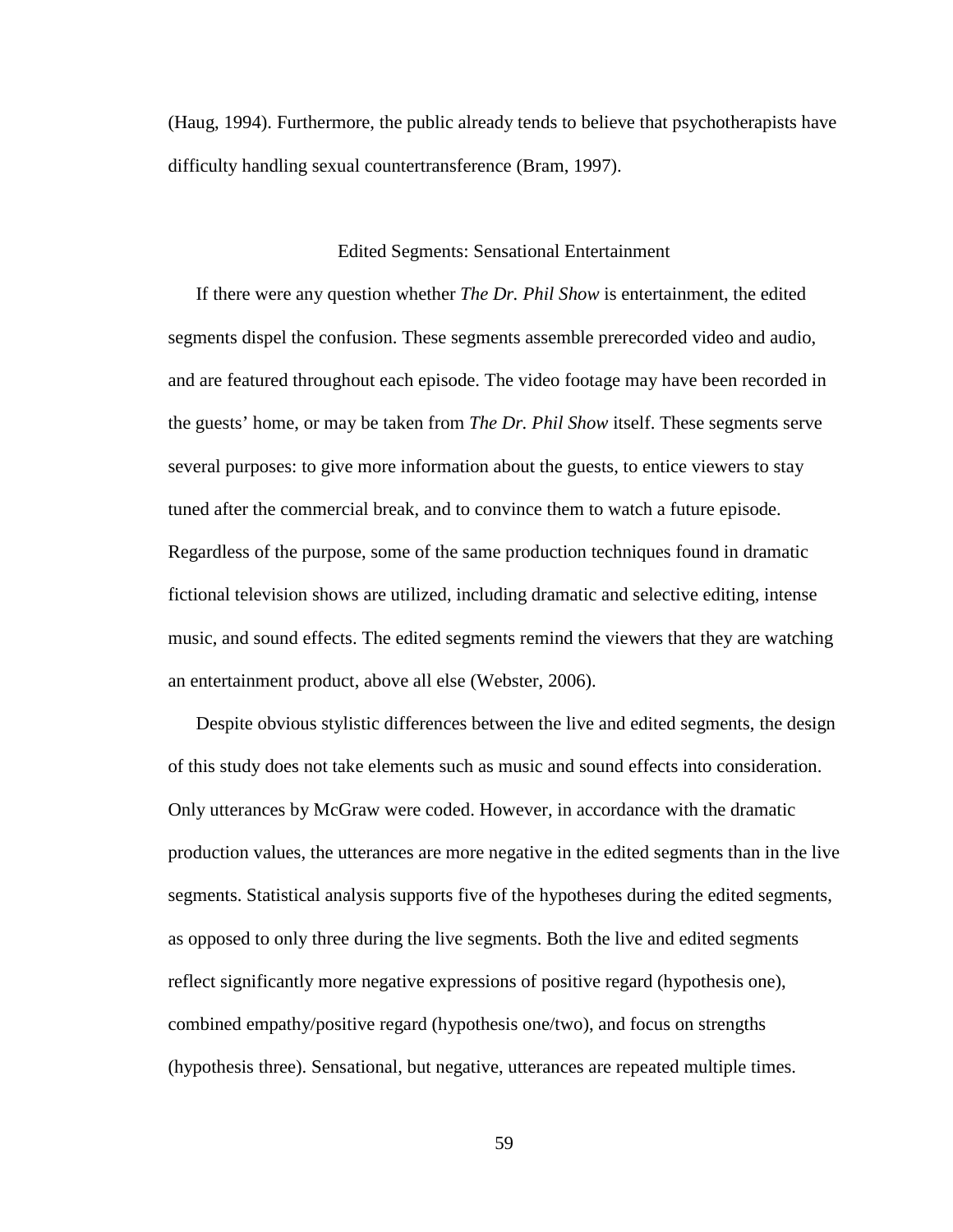(Haug, 1994). Furthermore, the public already tends to believe that psychotherapists have difficulty handling sexual countertransference (Bram, 1997).

## Edited Segments: Sensational Entertainment

If there were any question whether *The Dr. Phil Show* is entertainment, the edited segments dispel the confusion. These segments assemble prerecorded video and audio, and are featured throughout each episode. The video footage may have been recorded in the guests' home, or may be taken from *The Dr. Phil Show* itself. These segments serve several purposes: to give more information about the guests, to entice viewers to stay tuned after the commercial break, and to convince them to watch a future episode. Regardless of the purpose, some of the same production techniques found in dramatic fictional television shows are utilized, including dramatic and selective editing, intense music, and sound effects. The edited segments remind the viewers that they are watching an entertainment product, above all else (Webster, 2006).

Despite obvious stylistic differences between the live and edited segments, the design of this study does not take elements such as music and sound effects into consideration. Only utterances by McGraw were coded. However, in accordance with the dramatic production values, the utterances are more negative in the edited segments than in the live segments. Statistical analysis supports five of the hypotheses during the edited segments, as opposed to only three during the live segments. Both the live and edited segments reflect significantly more negative expressions of positive regard (hypothesis one), combined empathy/positive regard (hypothesis one/two), and focus on strengths (hypothesis three). Sensational, but negative, utterances are repeated multiple times.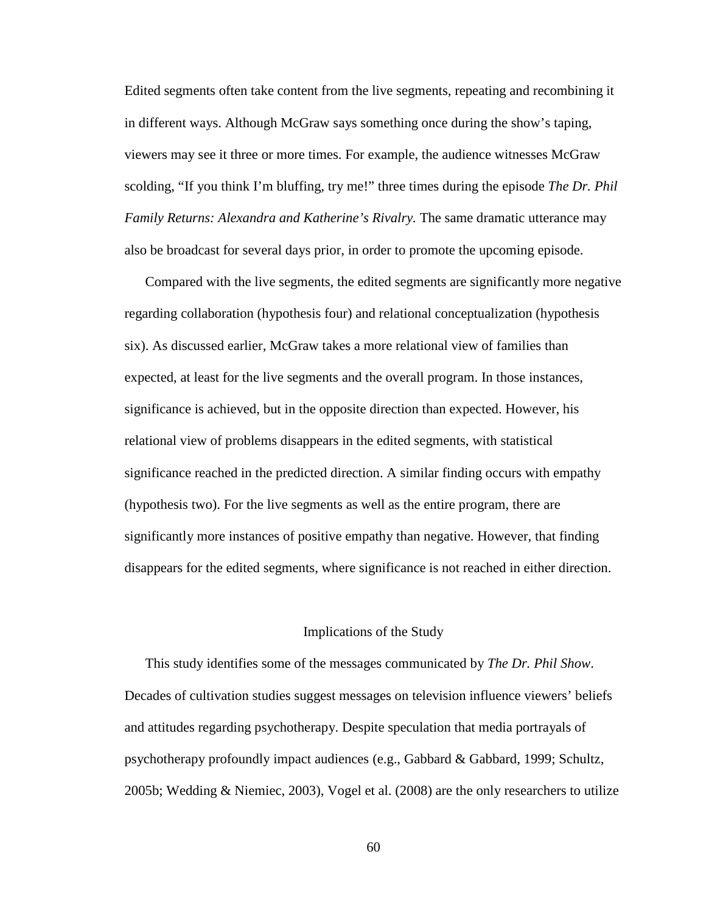Edited segments often take content from the live segments, repeating and recombining it in different ways. Although McGraw says something once during the show's taping, viewers may see it three or more times. For example, the audience witnesses McGraw scolding, "If you think I'm bluffing, try me!" three times during the episode *The Dr. Phil Family Returns: Alexandra and Katherine's Rivalry.* The same dramatic utterance may also be broadcast for several days prior, in order to promote the upcoming episode.

Compared with the live segments, the edited segments are significantly more negative regarding collaboration (hypothesis four) and relational conceptualization (hypothesis six). As discussed earlier, McGraw takes a more relational view of families than expected, at least for the live segments and the overall program. In those instances, significance is achieved, but in the opposite direction than expected. However, his relational view of problems disappears in the edited segments, with statistical significance reached in the predicted direction. A similar finding occurs with empathy (hypothesis two). For the live segments as well as the entire program, there are significantly more instances of positive empathy than negative. However, that finding disappears for the edited segments, where significance is not reached in either direction.

## Implications of the Study

This study identifies some of the messages communicated by *The Dr. Phil Show*. Decades of cultivation studies suggest messages on television influence viewers' beliefs and attitudes regarding psychotherapy. Despite speculation that media portrayals of psychotherapy profoundly impact audiences (e.g., Gabbard & Gabbard, 1999; Schultz, 2005b; Wedding & Niemiec, 2003), Vogel et al. (2008) are the only researchers to utilize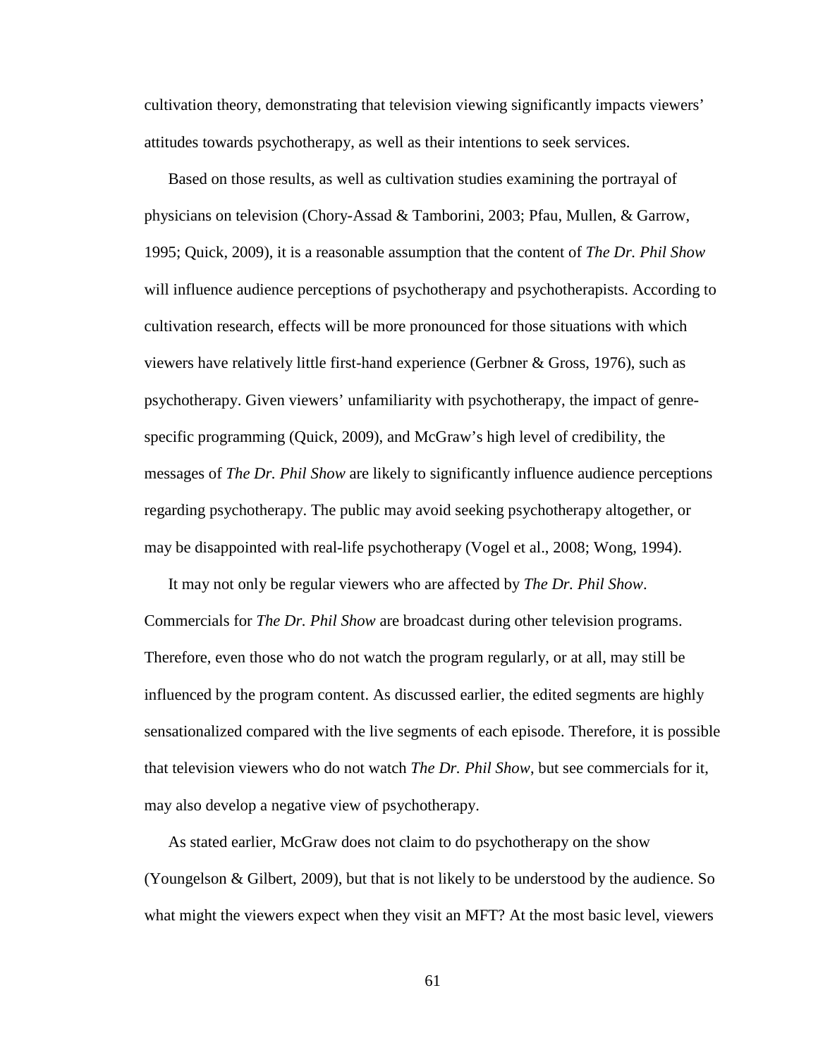cultivation theory, demonstrating that television viewing significantly impacts viewers' attitudes towards psychotherapy, as well as their intentions to seek services.

Based on those results, as well as cultivation studies examining the portrayal of physicians on television (Chory-Assad & Tamborini, 2003; Pfau, Mullen, & Garrow, 1995; Quick, 2009), it is a reasonable assumption that the content of *The Dr. Phil Show* will influence audience perceptions of psychotherapy and psychotherapists. According to cultivation research, effects will be more pronounced for those situations with which viewers have relatively little first-hand experience (Gerbner & Gross, 1976), such as psychotherapy. Given viewers' unfamiliarity with psychotherapy, the impact of genre-specific programming (Quick, 2009), and McGraw's high level of credibility, the messages of *The Dr. Phil Show* are likely to significantly influence audience perceptions regarding psychotherapy. The public may avoid seeking psychotherapy altogether, or may be disappointed with real-life psychotherapy (Vogel et al., 2008; Wong, 1994).

It may not only be regular viewers who are affected by *The Dr. Phil Show*. Commercials for *The Dr. Phil Show* are broadcast during other television programs. Therefore, even those who do not watch the program regularly, or at all, may still be influenced by the program content. As discussed earlier, the edited segments are highly sensationalized compared with the live segments of each episode. Therefore, it is possible that television viewers who do not watch *The Dr. Phil Show*, but see commercials for it, may also develop a negative view of psychotherapy.

As stated earlier, McGraw does not claim to do psychotherapy on the show (Youngelson & Gilbert, 2009), but that is not likely to be understood by the audience. So what might the viewers expect when they visit an MFT? At the most basic level, viewers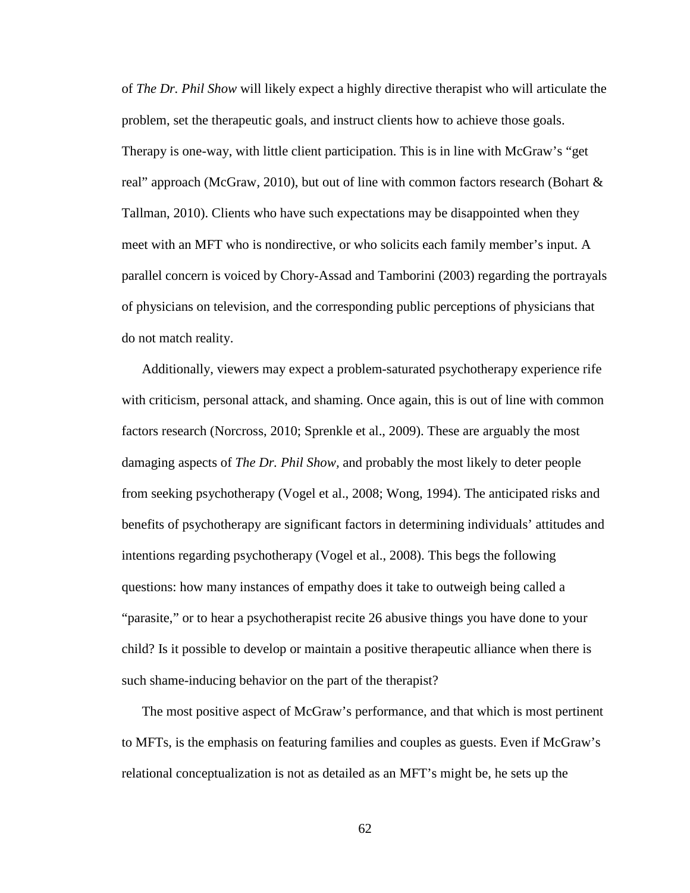of *The Dr. Phil Show* will likely expect a highly directive therapist who will articulate the problem, set the therapeutic goals, and instruct clients how to achieve those goals. Therapy is one-way, with little client participation. This is in line with McGraw's "get real" approach (McGraw, 2010), but out of line with common factors research (Bohart & Tallman, 2010). Clients who have such expectations may be disappointed when they meet with an MFT who is nondirective, or who solicits each family member's input. A parallel concern is voiced by Chory-Assad and Tamborini (2003) regarding the portrayals of physicians on television, and the corresponding public perceptions of physicians that do not match reality.

Additionally, viewers may expect a problem-saturated psychotherapy experience rife with criticism, personal attack, and shaming. Once again, this is out of line with common factors research (Norcross, 2010; Sprenkle et al., 2009). These are arguably the most damaging aspects of *The Dr. Phil Show,* and probably the most likely to deter people from seeking psychotherapy (Vogel et al., 2008; Wong, 1994). The anticipated risks and benefits of psychotherapy are significant factors in determining individuals' attitudes and intentions regarding psychotherapy (Vogel et al., 2008). This begs the following questions: how many instances of empathy does it take to outweigh being called a "parasite," or to hear a psychotherapist recite 26 abusive things you have done to your child? Is it possible to develop or maintain a positive therapeutic alliance when there is such shame-inducing behavior on the part of the therapist?

The most positive aspect of McGraw's performance, and that which is most pertinent to MFTs, is the emphasis on featuring families and couples as guests. Even if McGraw's relational conceptualization is not as detailed as an MFT's might be, he sets up the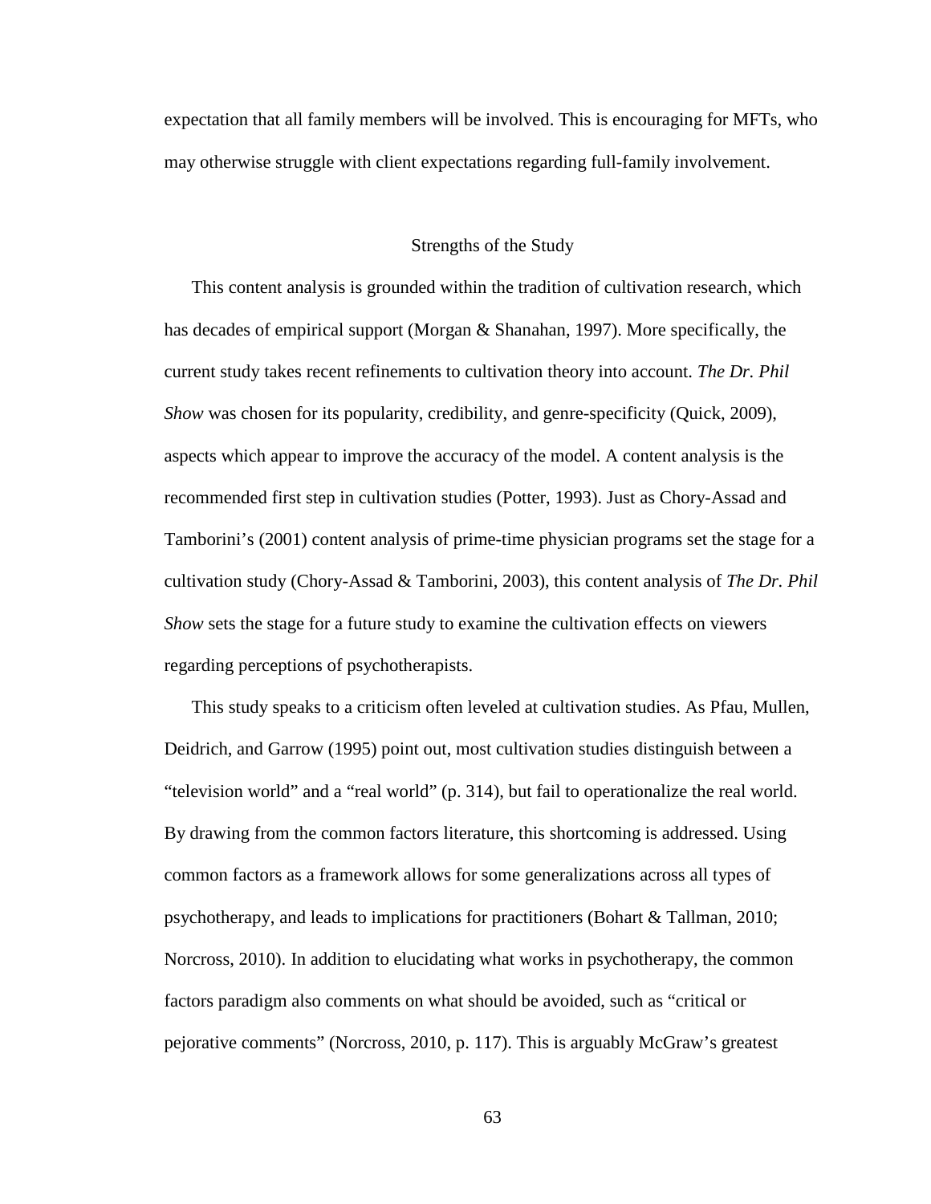expectation that all family members will be involved. This is encouraging for MFTs, who may otherwise struggle with client expectations regarding full-family involvement.

## Strengths of the Study

This content analysis is grounded within the tradition of cultivation research, which has decades of empirical support (Morgan & Shanahan, 1997). More specifically, the current study takes recent refinements to cultivation theory into account. *The Dr. Phil Show* was chosen for its popularity, credibility, and genre-specificity (Quick, 2009), aspects which appear to improve the accuracy of the model. A content analysis is the recommended first step in cultivation studies (Potter, 1993). Just as Chory-Assad and Tamborini's (2001) content analysis of prime-time physician programs set the stage for a cultivation study (Chory-Assad & Tamborini, 2003), this content analysis of *The Dr. Phil Show* sets the stage for a future study to examine the cultivation effects on viewers regarding perceptions of psychotherapists.

This study speaks to a criticism often leveled at cultivation studies. As Pfau, Mullen, Deidrich, and Garrow (1995) point out, most cultivation studies distinguish between a "television world" and a "real world" (p. 314), but fail to operationalize the real world. By drawing from the common factors literature, this shortcoming is addressed. Using common factors as a framework allows for some generalizations across all types of psychotherapy, and leads to implications for practitioners (Bohart & Tallman, 2010; Norcross, 2010). In addition to elucidating what works in psychotherapy, the common factors paradigm also comments on what should be avoided, such as "critical or pejorative comments" (Norcross, 2010, p. 117). This is arguably McGraw's greatest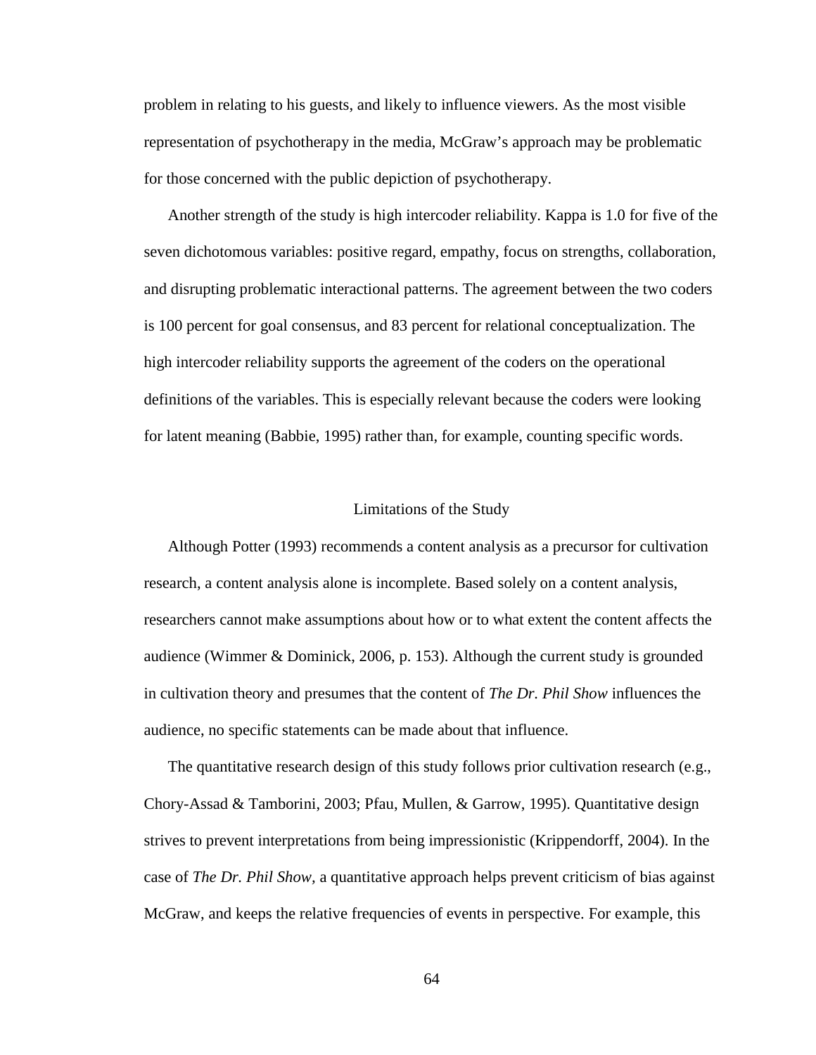problem in relating to his guests, and likely to influence viewers. As the most visible representation of psychotherapy in the media, McGraw's approach may be problematic for those concerned with the public depiction of psychotherapy.

Another strength of the study is high intercoder reliability. Kappa is 1.0 for five of the seven dichotomous variables: positive regard, empathy, focus on strengths, collaboration, and disrupting problematic interactional patterns. The agreement between the two coders is 100 percent for goal consensus, and 83 percent for relational conceptualization. The high intercoder reliability supports the agreement of the coders on the operational definitions of the variables. This is especially relevant because the coders were looking for latent meaning (Babbie, 1995) rather than, for example, counting specific words.

## Limitations of the Study

Although Potter (1993) recommends a content analysis as a precursor for cultivation research, a content analysis alone is incomplete. Based solely on a content analysis, researchers cannot make assumptions about how or to what extent the content affects the audience (Wimmer & Dominick, 2006, p. 153). Although the current study is grounded in cultivation theory and presumes that the content of *The Dr. Phil Show* influences the audience, no specific statements can be made about that influence.

The quantitative research design of this study follows prior cultivation research (e.g., Chory-Assad & Tamborini, 2003; Pfau, Mullen, & Garrow, 1995). Quantitative design strives to prevent interpretations from being impressionistic (Krippendorff, 2004). In the case of *The Dr. Phil Show*, a quantitative approach helps prevent criticism of bias against McGraw, and keeps the relative frequencies of events in perspective. For example, this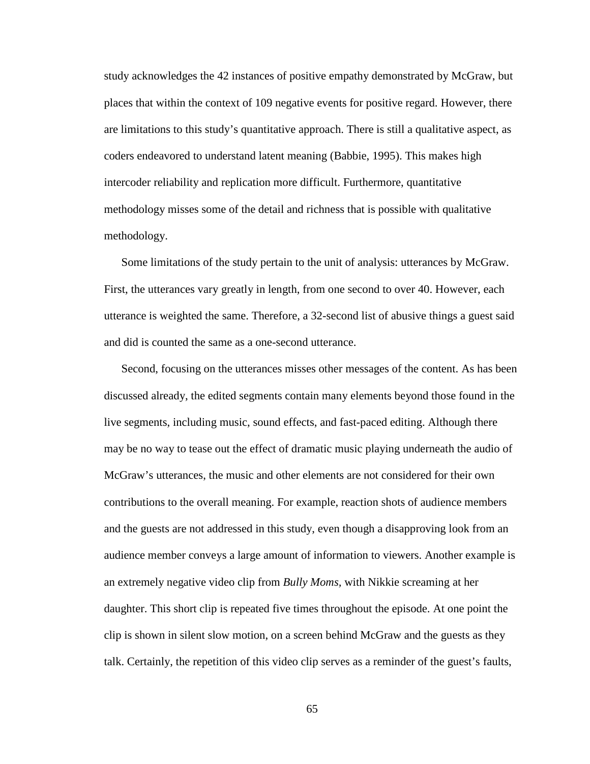study acknowledges the 42 instances of positive empathy demonstrated by McGraw, but places that within the context of 109 negative events for positive regard. However, there are limitations to this study's quantitative approach. There is still a qualitative aspect, as coders endeavored to understand latent meaning (Babbie, 1995). This makes high intercoder reliability and replication more difficult. Furthermore, quantitative methodology misses some of the detail and richness that is possible with qualitative methodology.

Some limitations of the study pertain to the unit of analysis: utterances by McGraw. First, the utterances vary greatly in length, from one second to over 40. However, each utterance is weighted the same. Therefore, a 32-second list of abusive things a guest said and did is counted the same as a one-second utterance.

Second, focusing on the utterances misses other messages of the content. As has been discussed already, the edited segments contain many elements beyond those found in the live segments, including music, sound effects, and fast-paced editing. Although there may be no way to tease out the effect of dramatic music playing underneath the audio of McGraw's utterances, the music and other elements are not considered for their own contributions to the overall meaning. For example, reaction shots of audience members and the guests are not addressed in this study, even though a disapproving look from an audience member conveys a large amount of information to viewers. Another example is an extremely negative video clip from *Bully Moms*, with Nikkie screaming at her daughter. This short clip is repeated five times throughout the episode. At one point the clip is shown in silent slow motion, on a screen behind McGraw and the guests as they talk. Certainly, the repetition of this video clip serves as a reminder of the guest's faults,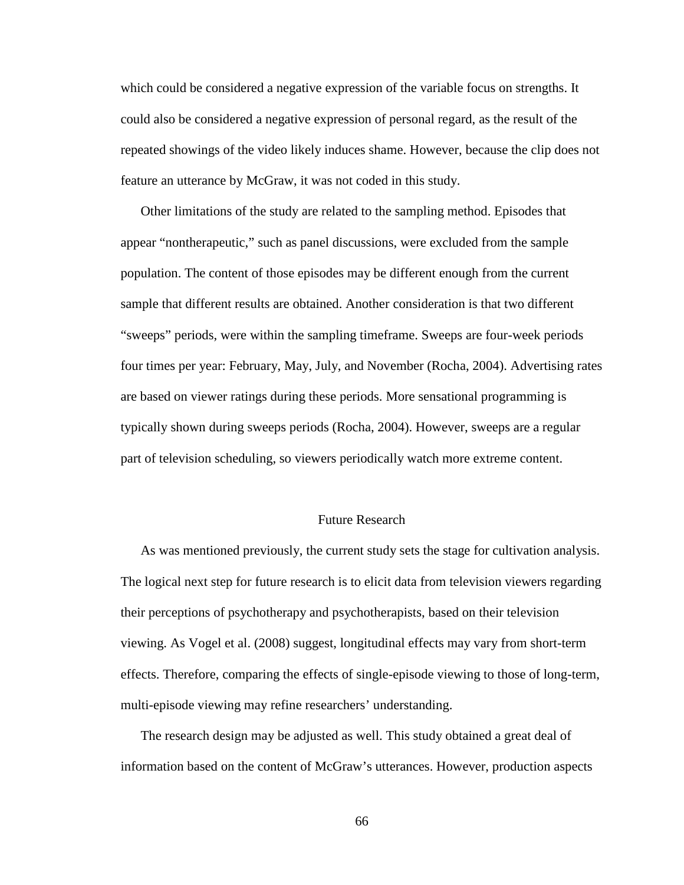which could be considered a negative expression of the variable focus on strengths. It could also be considered a negative expression of personal regard, as the result of the repeated showings of the video likely induces shame. However, because the clip does not feature an utterance by McGraw, it was not coded in this study.

Other limitations of the study are related to the sampling method. Episodes that appear "nontherapeutic," such as panel discussions, were excluded from the sample population. The content of those episodes may be different enough from the current sample that different results are obtained. Another consideration is that two different "sweeps" periods, were within the sampling timeframe. Sweeps are four-week periods four times per year: February, May, July, and November (Rocha, 2004). Advertising rates are based on viewer ratings during these periods. More sensational programming is typically shown during sweeps periods (Rocha, 2004). However, sweeps are a regular part of television scheduling, so viewers periodically watch more extreme content.

## Future Research

As was mentioned previously, the current study sets the stage for cultivation analysis. The logical next step for future research is to elicit data from television viewers regarding their perceptions of psychotherapy and psychotherapists, based on their television viewing. As Vogel et al. (2008) suggest, longitudinal effects may vary from short-term effects. Therefore, comparing the effects of single-episode viewing to those of long-term, multi-episode viewing may refine researchers' understanding.

The research design may be adjusted as well. This study obtained a great deal of information based on the content of McGraw's utterances. However, production aspects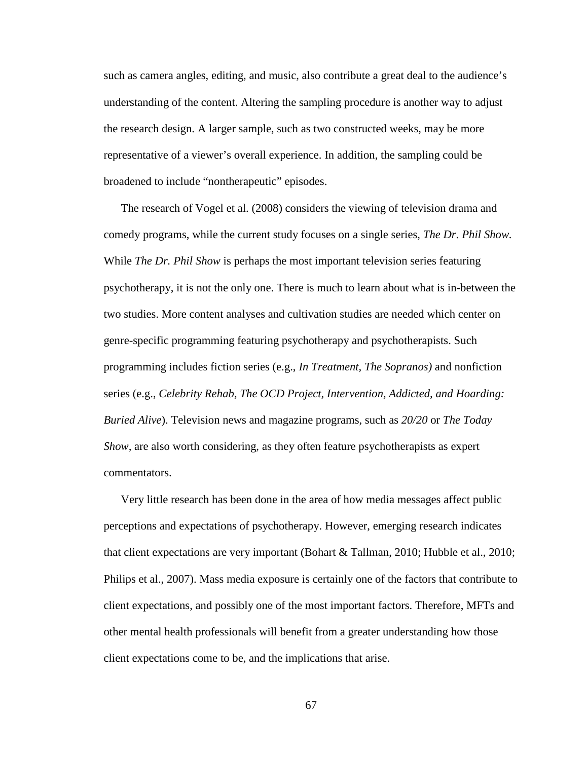such as camera angles, editing, and music, also contribute a great deal to the audience's understanding of the content. Altering the sampling procedure is another way to adjust the research design. A larger sample, such as two constructed weeks, may be more representative of a viewer's overall experience. In addition, the sampling could be broadened to include "nontherapeutic" episodes.

The research of Vogel et al. (2008) considers the viewing of television drama and comedy programs, while the current study focuses on a single series, *The Dr. Phil Show*. While *The Dr. Phil Show* is perhaps the most important television series featuring psychotherapy, it is not the only one. There is much to learn about what is in-between the two studies. More content analyses and cultivation studies are needed which center on genre-specific programming featuring psychotherapy and psychotherapists. Such programming includes fiction series (e.g., *In Treatment, The Sopranos)* and nonfiction series (e.g., *Celebrity Rehab, The OCD Project, Intervention, Addicted, and Hoarding: Buried Alive*). Television news and magazine programs, such as *20/20* or *The Today Show*, are also worth considering, as they often feature psychotherapists as expert commentators.

Very little research has been done in the area of how media messages affect public perceptions and expectations of psychotherapy. However, emerging research indicates that client expectations are very important (Bohart & Tallman, 2010; Hubble et al., 2010; Philips et al., 2007). Mass media exposure is certainly one of the factors that contribute to client expectations, and possibly one of the most important factors. Therefore, MFTs and other mental health professionals will benefit from a greater understanding how those client expectations come to be, and the implications that arise.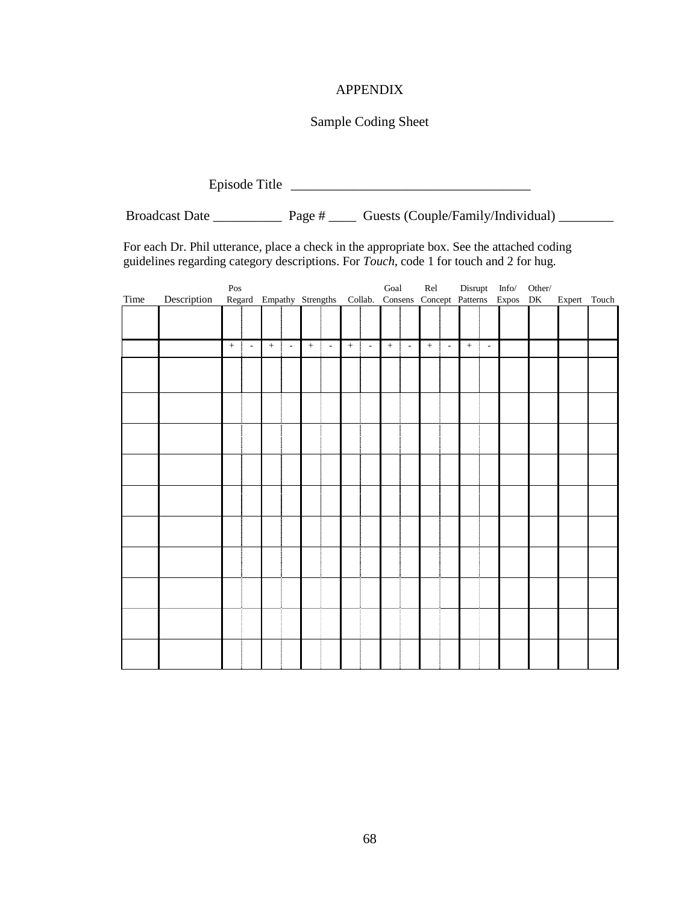# APPENDIX

## Sample Coding Sheet

Episode Title ___________________________________

Broadcast Date __________ Page # ____ Guests (Couple/Family/Individual) ________

For each Dr. Phil utterance, place a check in the appropriate box. See the attached coding guidelines regarding category descriptions. For *Touch*, code 1 for touch and 2 for hug.

| Time | Description | Pos Regard | | Empathy | | Strengths | | Collab. | | Goal Consens | | Rel Concept | | Disrupt Patterns | | Info/ Expos | Other/ DK | Expert | Touch |
|---|---|---|---|---|---|---|---|---|---|---|---|---|---|---|---|---|---|---|---|
| | | + | - | + | - | + | - | + | - | + | - | + | - | + | - | | | | |
| | | | | | | | | | | | | | | | | | | | |
| | | | | | | | | | | | | | | | | | | | |
| | | | | | | | | | | | | | | | | | | | |
| | | | | | | | | | | | | | | | | | | | |
| | | | | | | | | | | | | | | | | | | | |
| | | | | | | | | | | | | | | | | | | | |
| | | | | | | | | | | | | | | | | | | | |
| | | | | | | | | | | | | | | | | | | | |
| | | | | | | | | | | | | | | | | | | | |
| | | | | | | | | | | | | | | | | | | | |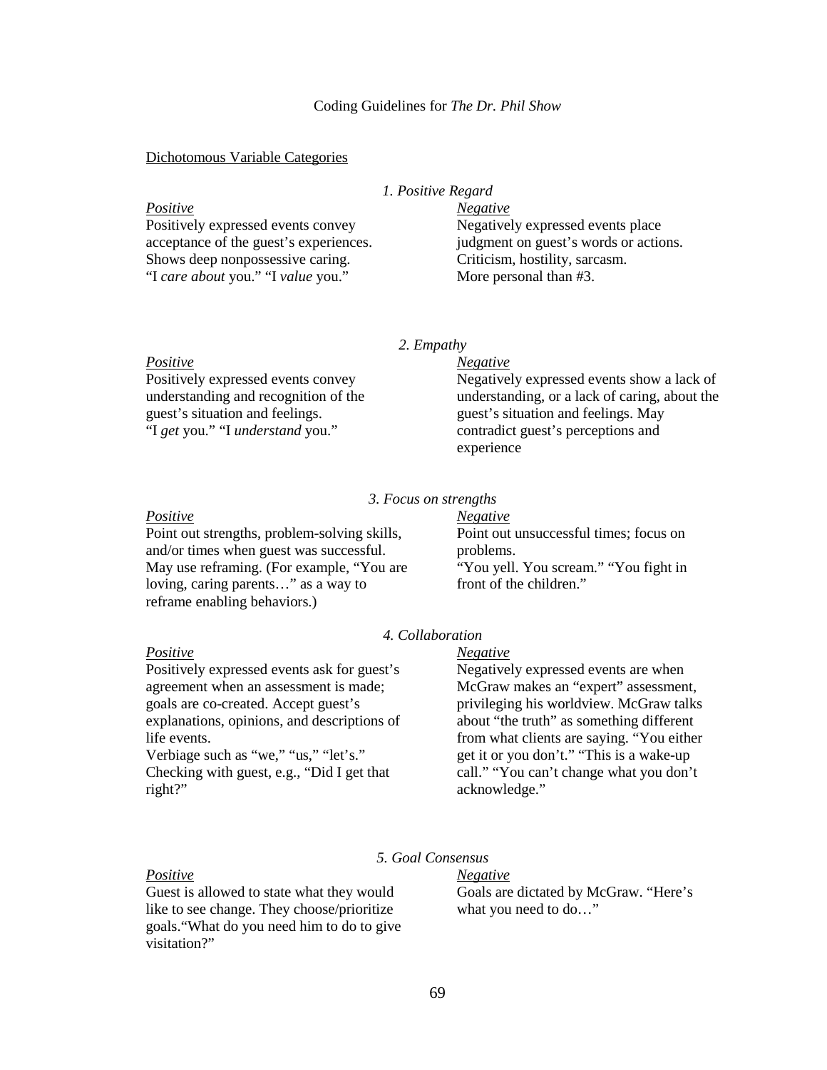Coding Guidelines for *The Dr. Phil Show*

<u>Dichotomous Variable Categories</u>

*1. Positive Regard*

| *Positive* | *Negative* |
| --- | --- |
| Positively expressed events convey acceptance of the guest's experiences. Shows deep nonpossessive caring. "I *care about* you." "I *value* you." | Negatively expressed events place judgment on guest's words or actions. Criticism, hostility, sarcasm. More personal than #3. |

*2. Empathy*

| *Positive* | *Negative* |
| --- | --- |
| Positively expressed events convey understanding and recognition of the guest's situation and feelings. "I *get* you." "I *understand* you." | Negatively expressed events show a lack of understanding, or a lack of caring, about the guest's situation and feelings. May contradict guest's perceptions and experience |

*3. Focus on strengths*

| *Positive* | *Negative* |
| --- | --- |
| Point out strengths, problem-solving skills, and/or times when guest was successful. May use reframing. (For example, "You are loving, caring parents…" as a way to reframe enabling behaviors.) | Point out unsuccessful times; focus on problems. "You yell. You scream." "You fight in front of the children." |

*4. Collaboration*

| *Positive* | *Negative* |
| --- | --- |
| Positively expressed events ask for guest's agreement when an assessment is made; goals are co-created. Accept guest's explanations, opinions, and descriptions of life events. Verbiage such as "we," "us," "let's." Checking with guest, e.g., "Did I get that right?" | Negatively expressed events are when McGraw makes an "expert" assessment, privileging his worldview. McGraw talks about "the truth" as something different from what clients are saying. "You either get it or you don't." "This is a wake-up call." "You can't change what you don't acknowledge." |

*5. Goal Consensus*

| *Positive* | *Negative* |
| --- | --- |
| Guest is allowed to state what they would like to see change. They choose/prioritize goals."What do you need him to do to give visitation?" | Goals are dictated by McGraw. "Here's what you need to do…" |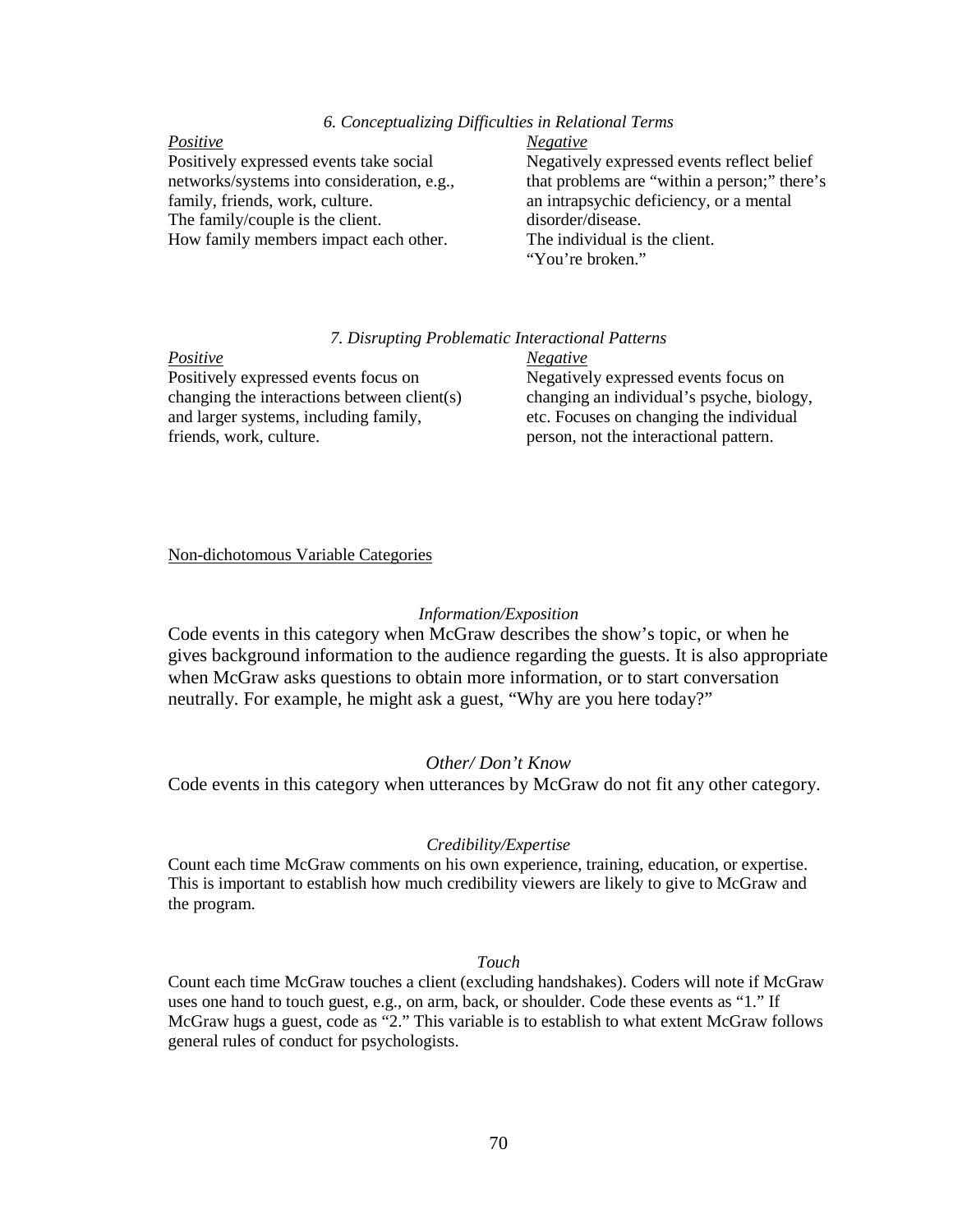### *6. Conceptualizing Difficulties in Relational Terms*

| *Positive* | *Negative* |
|---|---|
| Positively expressed events take social networks/systems into consideration, e.g., family, friends, work, culture. The family/couple is the client. How family members impact each other. | Negatively expressed events reflect belief that problems are "within a person;" there's an intrapsychic deficiency, or a mental disorder/disease. The individual is the client. "You're broken." |

### *7. Disrupting Problematic Interactional Patterns*

| *Positive* | *Negative* |
|---|---|
| Positively expressed events focus on changing the interactions between client(s) and larger systems, including family, friends, work, culture. | Negatively expressed events focus on changing an individual's psyche, biology, etc. Focuses on changing the individual person, not the interactional pattern. |

Non-dichotomous Variable Categories

### *Information/Exposition*

Code events in this category when McGraw describes the show's topic, or when he gives background information to the audience regarding the guests. It is also appropriate when McGraw asks questions to obtain more information, or to start conversation neutrally. For example, he might ask a guest, "Why are you here today?"

### *Other/ Don't Know*

Code events in this category when utterances by McGraw do not fit any other category.

### *Credibility/Expertise*

Count each time McGraw comments on his own experience, training, education, or expertise. This is important to establish how much credibility viewers are likely to give to McGraw and the program.

### *Touch*

Count each time McGraw touches a client (excluding handshakes). Coders will note if McGraw uses one hand to touch guest, e.g., on arm, back, or shoulder. Code these events as "1." If McGraw hugs a guest, code as "2." This variable is to establish to what extent McGraw follows general rules of conduct for psychologists.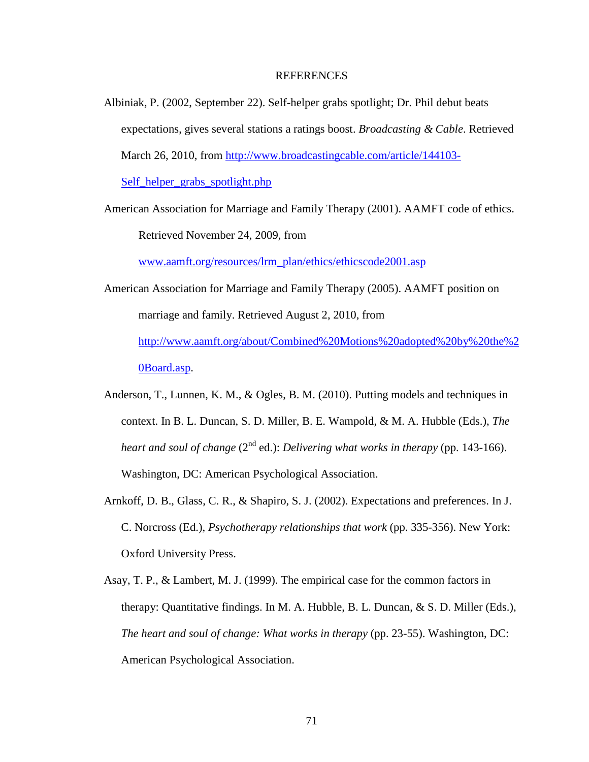# REFERENCES

Albiniak, P. (2002, September 22). Self-helper grabs spotlight; Dr. Phil debut beats expectations, gives several stations a ratings boost. *Broadcasting & Cable*. Retrieved March 26, 2010, from http://www.broadcastingcable.com/article/144103-Self_helper_grabs_spotlight.php

American Association for Marriage and Family Therapy (2001). AAMFT code of ethics. Retrieved November 24, 2009, from www.aamft.org/resources/lrm_plan/ethics/ethicscode2001.asp

American Association for Marriage and Family Therapy (2005). AAMFT position on marriage and family. Retrieved August 2, 2010, from http://www.aamft.org/about/Combined%20Motions%20adopted%20by%20the%20Board.asp.

Anderson, T., Lunnen, K. M., & Ogles, B. M. (2010). Putting models and techniques in context. In B. L. Duncan, S. D. Miller, B. E. Wampold, & M. A. Hubble (Eds.), *The heart and soul of change* (2nd ed.): *Delivering what works in therapy* (pp. 143-166). Washington, DC: American Psychological Association.

Arnkoff, D. B., Glass, C. R., & Shapiro, S. J. (2002). Expectations and preferences. In J. C. Norcross (Ed.), *Psychotherapy relationships that work* (pp. 335-356). New York: Oxford University Press.

Asay, T. P., & Lambert, M. J. (1999). The empirical case for the common factors in therapy: Quantitative findings. In M. A. Hubble, B. L. Duncan, & S. D. Miller (Eds.), *The heart and soul of change: What works in therapy* (pp. 23-55). Washington, DC: American Psychological Association.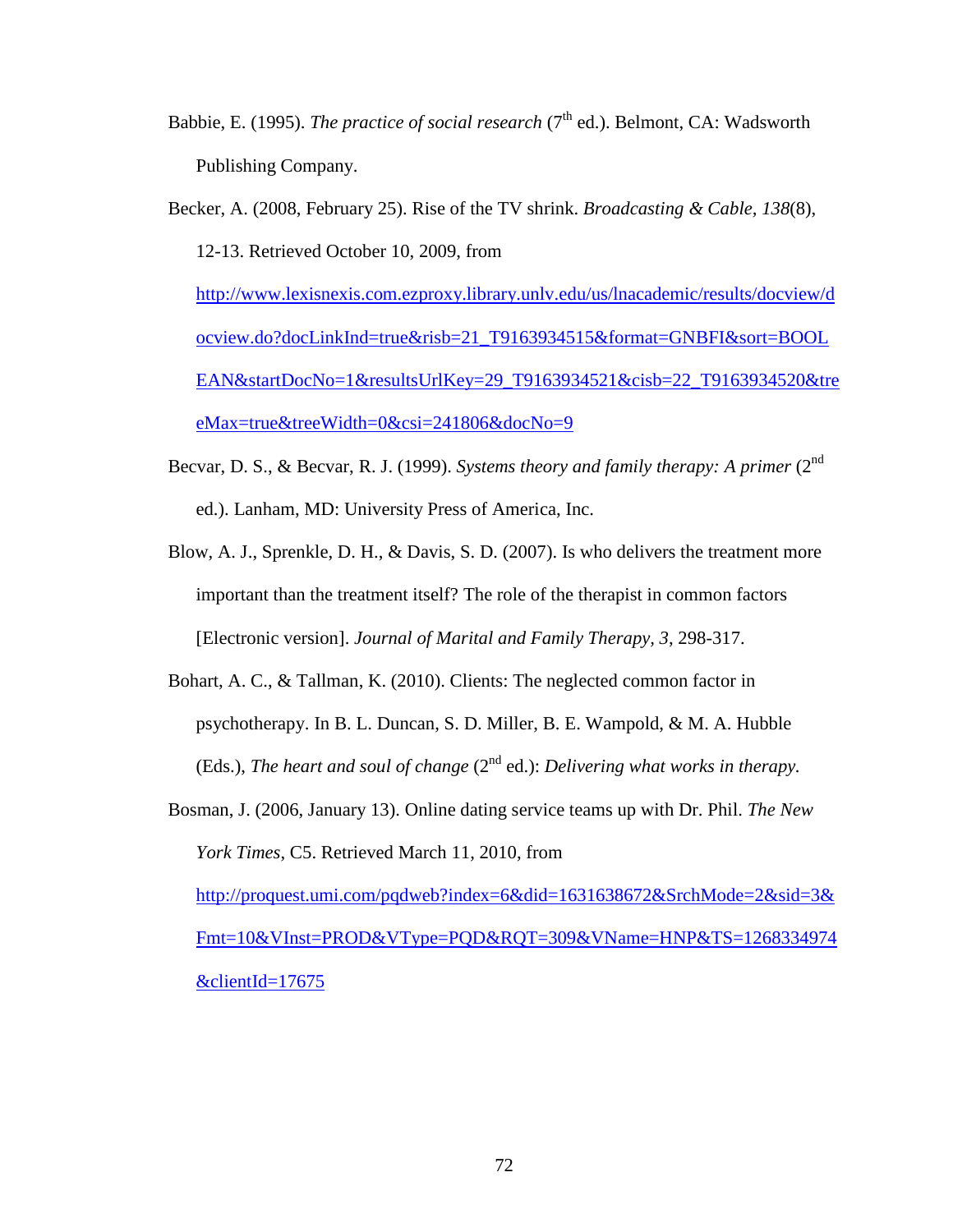Babbie, E. (1995). *The practice of social research* (7th ed.). Belmont, CA: Wadsworth Publishing Company.

Becker, A. (2008, February 25). Rise of the TV shrink. *Broadcasting & Cable, 138*(8), 12-13. Retrieved October 10, 2009, from http://www.lexisnexis.com.ezproxy.library.unlv.edu/us/lnacademic/results/docview/docview.do?docLinkInd=true&risb=21_T9163934515&format=GNBFI&sort=BOOLEAN&startDocNo=1&resultsUrlKey=29_T9163934521&cisb=22_T9163934520&treeMax=true&treeWidth=0&csi=241806&docNo=9

Becvar, D. S., & Becvar, R. J. (1999). *Systems theory and family therapy: A primer* (2nd ed.). Lanham, MD: University Press of America, Inc.

Blow, A. J., Sprenkle, D. H., & Davis, S. D. (2007). Is who delivers the treatment more important than the treatment itself? The role of the therapist in common factors [Electronic version]. *Journal of Marital and Family Therapy, 3*, 298-317.

Bohart, A. C., & Tallman, K. (2010). Clients: The neglected common factor in psychotherapy. In B. L. Duncan, S. D. Miller, B. E. Wampold, & M. A. Hubble (Eds.), *The heart and soul of change* (2nd ed.): *Delivering what works in therapy.*

Bosman, J. (2006, January 13). Online dating service teams up with Dr. Phil. *The New York Times*, C5. Retrieved March 11, 2010, from http://proquest.umi.com/pqdweb?index=6&did=1631638672&SrchMode=2&sid=3&Fmt=10&VInst=PROD&VType=PQD&RQT=309&VName=HNP&TS=1268334974&clientId=17675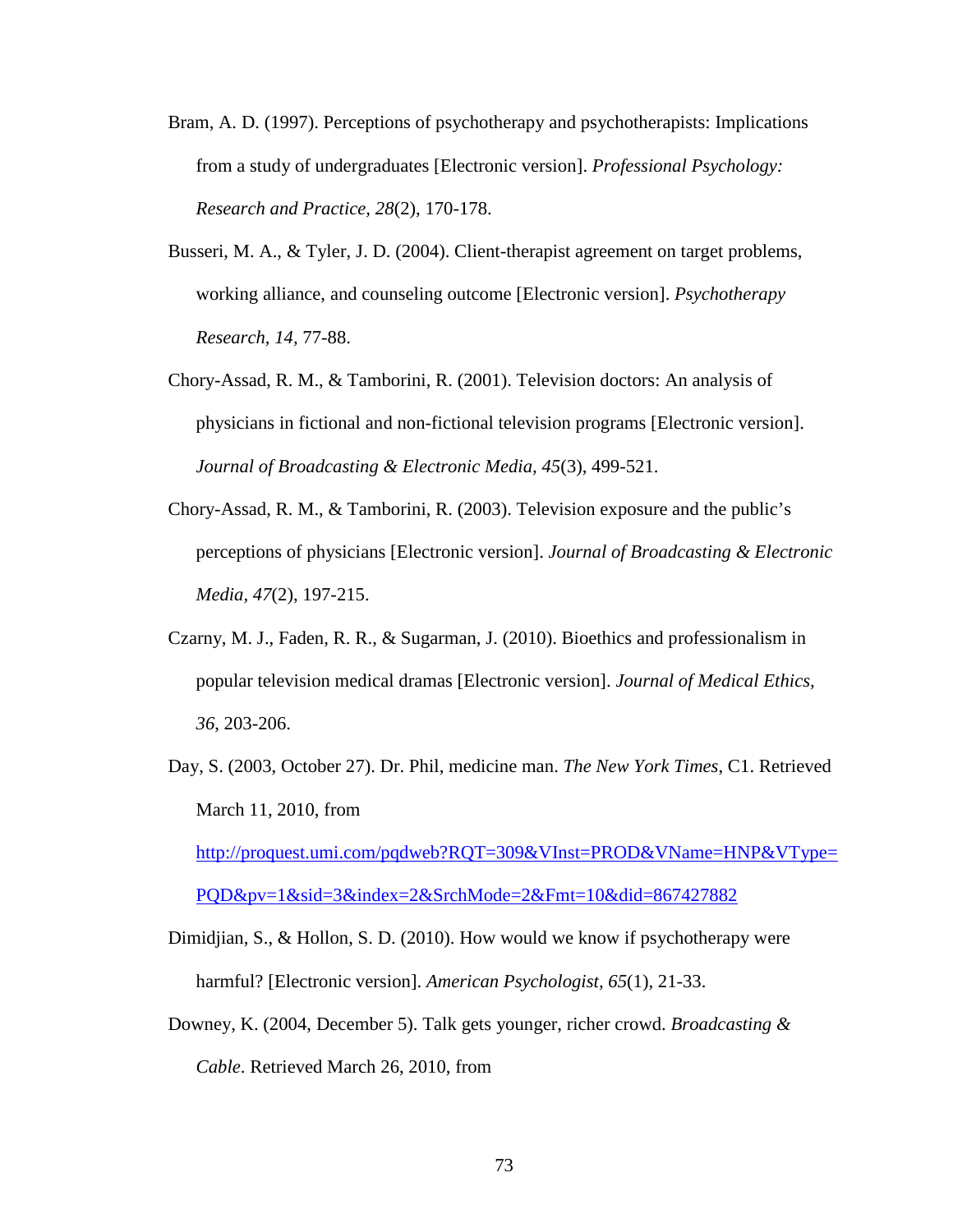Bram, A. D. (1997). Perceptions of psychotherapy and psychotherapists: Implications from a study of undergraduates [Electronic version]. *Professional Psychology: Research and Practice, 28*(2), 170-178.

Busseri, M. A., & Tyler, J. D. (2004). Client-therapist agreement on target problems, working alliance, and counseling outcome [Electronic version]. *Psychotherapy Research, 14,* 77-88.

Chory-Assad, R. M., & Tamborini, R. (2001). Television doctors: An analysis of physicians in fictional and non-fictional television programs [Electronic version]. *Journal of Broadcasting & Electronic Media, 45*(3), 499-521.

Chory-Assad, R. M., & Tamborini, R. (2003). Television exposure and the public's perceptions of physicians [Electronic version]. *Journal of Broadcasting & Electronic Media, 47*(2), 197-215.

Czarny, M. J., Faden, R. R., & Sugarman, J. (2010). Bioethics and professionalism in popular television medical dramas [Electronic version]. *Journal of Medical Ethics, 36*, 203-206.

Day, S. (2003, October 27). Dr. Phil, medicine man. *The New York Times*, C1. Retrieved March 11, 2010, from http://proquest.umi.com/pqdweb?RQT=309&VInst=PROD&VName=HNP&VType=PQD&pv=1&sid=3&index=2&SrchMode=2&Fmt=10&did=867427882

Dimidjian, S., & Hollon, S. D. (2010). How would we know if psychotherapy were harmful? [Electronic version]. *American Psychologist*, *65*(1), 21-33.

Downey, K. (2004, December 5). Talk gets younger, richer crowd. *Broadcasting & Cable*. Retrieved March 26, 2010, from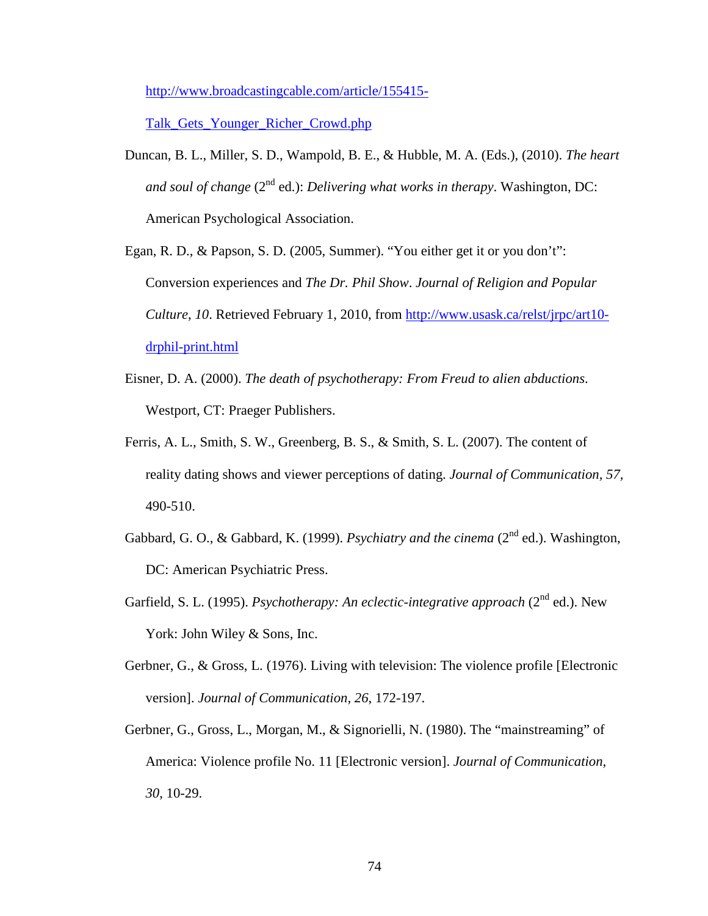http://www.broadcastingcable.com/article/155415-Talk_Gets_Younger_Richer_Crowd.php

Duncan, B. L., Miller, S. D., Wampold, B. E., & Hubble, M. A. (Eds.), (2010). *The heart and soul of change* (2nd ed.): *Delivering what works in therapy*. Washington, DC: American Psychological Association.

Egan, R. D., & Papson, S. D. (2005, Summer). "You either get it or you don't": Conversion experiences and *The Dr. Phil Show*. *Journal of Religion and Popular Culture*, *10*. Retrieved February 1, 2010, from http://www.usask.ca/relst/jrpc/art10-drphil-print.html

Eisner, D. A. (2000). *The death of psychotherapy: From Freud to alien abductions*. Westport, CT: Praeger Publishers.

Ferris, A. L., Smith, S. W., Greenberg, B. S., & Smith, S. L. (2007). The content of reality dating shows and viewer perceptions of dating. *Journal of Communication, 57*, 490-510.

Gabbard, G. O., & Gabbard, K. (1999). *Psychiatry and the cinema* (2nd ed.). Washington, DC: American Psychiatric Press.

Garfield, S. L. (1995). *Psychotherapy: An eclectic-integrative approach* (2nd ed.). New York: John Wiley & Sons, Inc.

Gerbner, G., & Gross, L. (1976). Living with television: The violence profile [Electronic version]. *Journal of Communication, 26*, 172-197.

Gerbner, G., Gross, L., Morgan, M., & Signorielli, N. (1980). The "mainstreaming" of America: Violence profile No. 11 [Electronic version]. *Journal of Communication*, *30*, 10-29.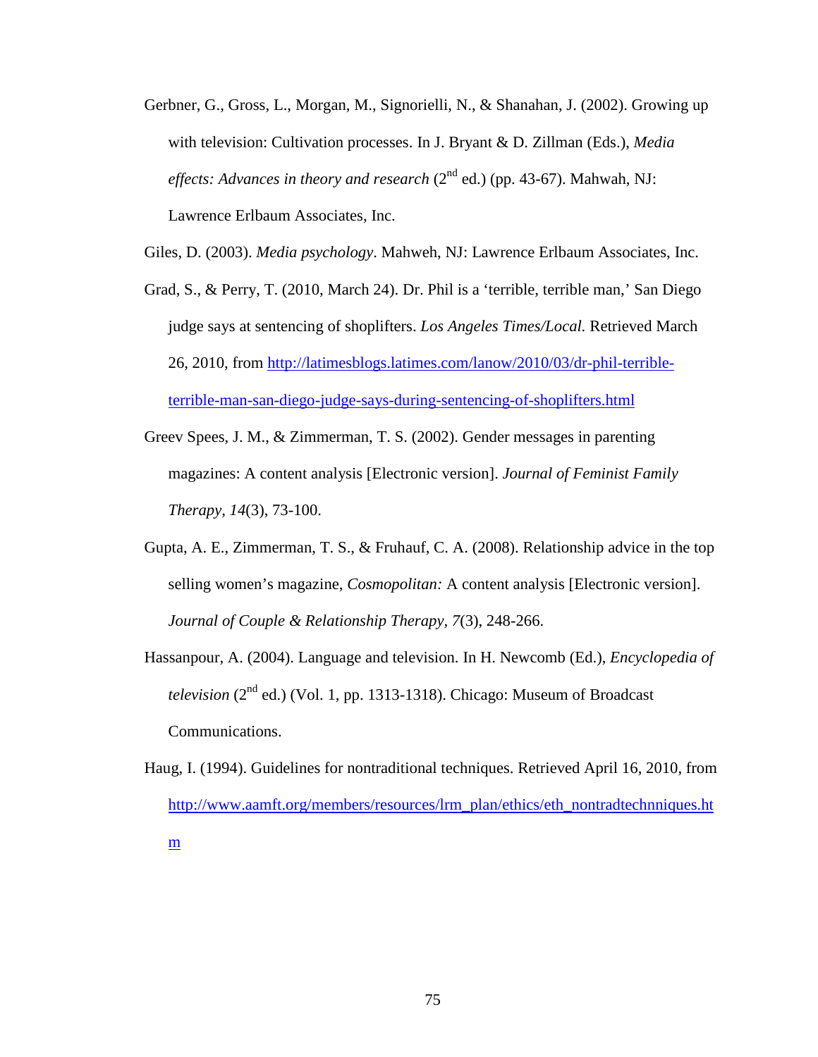Gerbner, G., Gross, L., Morgan, M., Signorielli, N., & Shanahan, J. (2002). Growing up with television: Cultivation processes. In J. Bryant & D. Zillman (Eds.), *Media effects: Advances in theory and research* (2nd ed.) (pp. 43-67). Mahwah, NJ: Lawrence Erlbaum Associates, Inc.

Giles, D. (2003). *Media psychology*. Mahweh, NJ: Lawrence Erlbaum Associates, Inc.

Grad, S., & Perry, T. (2010, March 24). Dr. Phil is a 'terrible, terrible man,' San Diego judge says at sentencing of shoplifters. *Los Angeles Times/Local.* Retrieved March 26, 2010, from http://latimesblogs.latimes.com/lanow/2010/03/dr-phil-terrible-terrible-man-san-diego-judge-says-during-sentencing-of-shoplifters.html

Greev Spees, J. M., & Zimmerman, T. S. (2002). Gender messages in parenting magazines: A content analysis [Electronic version]. *Journal of Feminist Family Therapy, 14*(3), 73-100.

Gupta, A. E., Zimmerman, T. S., & Fruhauf, C. A. (2008). Relationship advice in the top selling women's magazine, *Cosmopolitan:* A content analysis [Electronic version]. *Journal of Couple & Relationship Therapy, 7*(3), 248-266.

Hassanpour, A. (2004). Language and television. In H. Newcomb (Ed.), *Encyclopedia of television* (2nd ed.) (Vol. 1, pp. 1313-1318). Chicago: Museum of Broadcast Communications.

Haug, I. (1994). Guidelines for nontraditional techniques. Retrieved April 16, 2010, from http://www.aamft.org/members/resources/lrm_plan/ethics/eth_nontradtechnniques.htm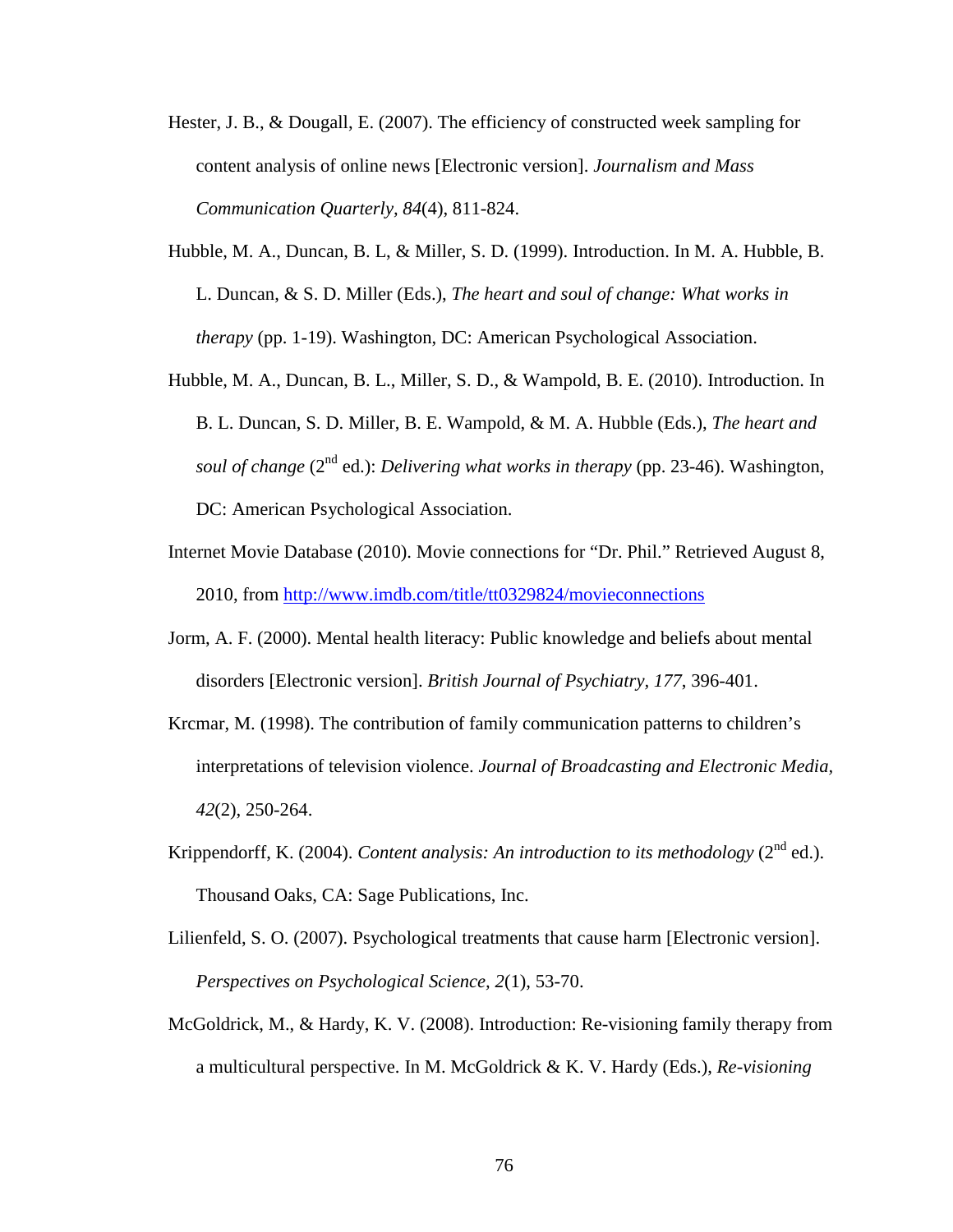Hester, J. B., & Dougall, E. (2007). The efficiency of constructed week sampling for content analysis of online news [Electronic version]. *Journal and Mass Communication Quarterly, 84*(4), 811-824.

Hubble, M. A., Duncan, B. L, & Miller, S. D. (1999). Introduction. In M. A. Hubble, B. L. Duncan, & S. D. Miller (Eds.), *The heart and soul of change: What works in therapy* (pp. 1-19). Washington, DC: American Psychological Association.

Hubble, M. A., Duncan, B. L., Miller, S. D., & Wampold, B. E. (2010). Introduction. In B. L. Duncan, S. D. Miller, B. E. Wampold, & M. A. Hubble (Eds.), *The heart and soul of change* (2nd ed.): *Delivering what works in therapy* (pp. 23-46). Washington, DC: American Psychological Association.

Internet Movie Database (2010). Movie connections for "Dr. Phil." Retrieved August 8, 2010, from http://www.imdb.com/title/tt0329824/movieconnections

Jorm, A. F. (2000). Mental health literacy: Public knowledge and beliefs about mental disorders [Electronic version]. *British Journal of Psychiatry, 177*, 396-401.

Krcmar, M. (1998). The contribution of family communication patterns to children's interpretations of television violence. *Journal of Broadcasting and Electronic Media, 42*(2), 250-264.

Krippendorff, K. (2004). *Content analysis: An introduction to its methodology* (2nd ed.). Thousand Oaks, CA: Sage Publications, Inc.

Lilienfeld, S. O. (2007). Psychological treatments that cause harm [Electronic version]. *Perspectives on Psychological Science, 2*(1), 53-70.

McGoldrick, M., & Hardy, K. V. (2008). Introduction: Re-visioning family therapy from a multicultural perspective. In M. McGoldrick & K. V. Hardy (Eds.), *Re-visioning*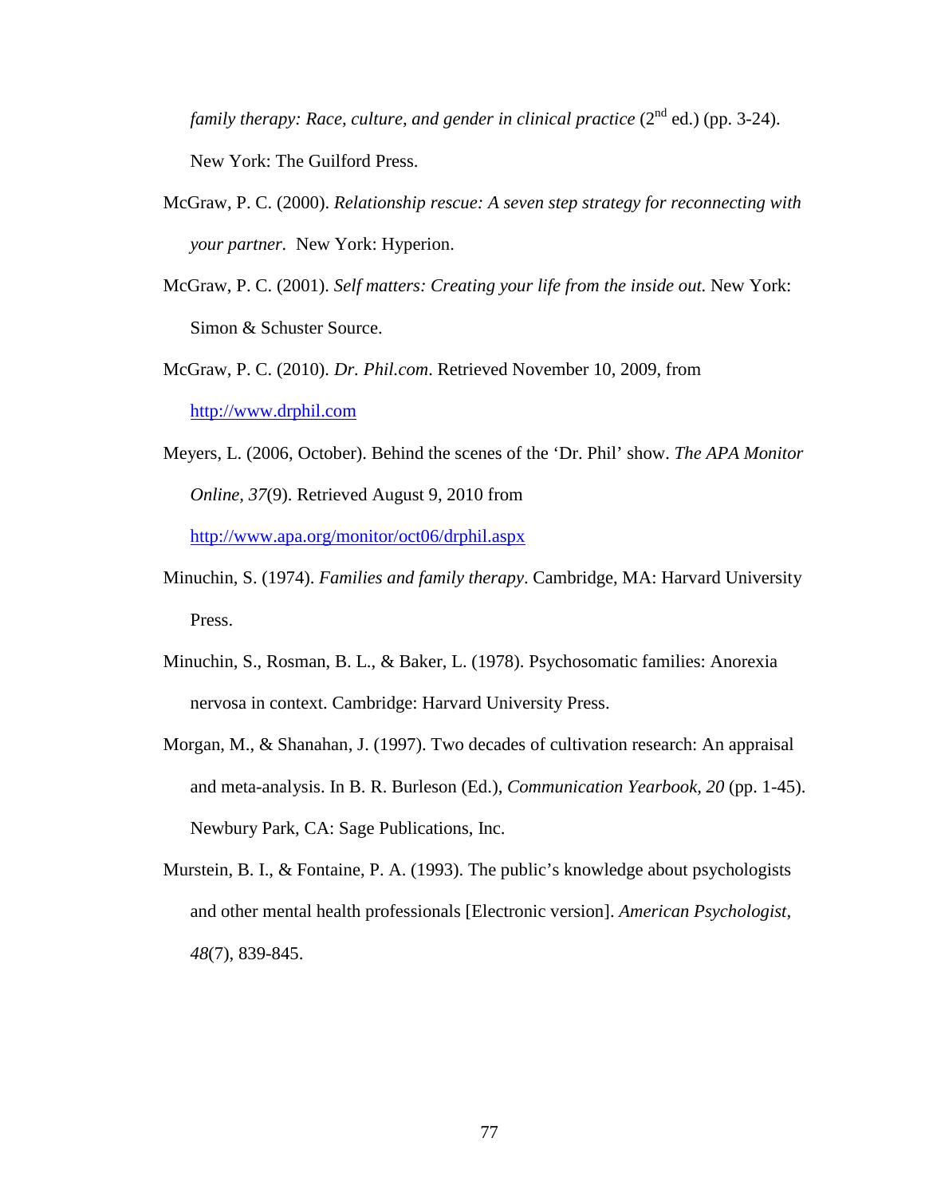*family therapy: Race, culture, and gender in clinical practice* (2nd ed.) (pp. 3-24). New York: The Guilford Press.

McGraw, P. C. (2000). *Relationship rescue: A seven step strategy for reconnecting with your partner.* New York: Hyperion.

McGraw, P. C. (2001). *Self matters: Creating your life from the inside out.* New York: Simon & Schuster Source.

McGraw, P. C. (2010). *Dr. Phil.com*. Retrieved November 10, 2009, from http://www.drphil.com

Meyers, L. (2006, October). Behind the scenes of the 'Dr. Phil' show. *The APA Monitor Online, 37*(9). Retrieved August 9, 2010 from http://www.apa.org/monitor/oct06/drphil.aspx

Minuchin, S. (1974). *Families and family therapy*. Cambridge, MA: Harvard University Press.

Minuchin, S., Rosman, B. L., & Baker, L. (1978). Psychosomatic families: Anorexia nervosa in context. Cambridge: Harvard University Press.

Morgan, M., & Shanahan, J. (1997). Two decades of cultivation research: An appraisal and meta-analysis. In B. R. Burleson (Ed.), *Communication Yearbook, 20* (pp. 1-45). Newbury Park, CA: Sage Publications, Inc.

Murstein, B. I., & Fontaine, P. A. (1993). The public's knowledge about psychologists and other mental health professionals [Electronic version]. *American Psychologist, 48*(7), 839-845.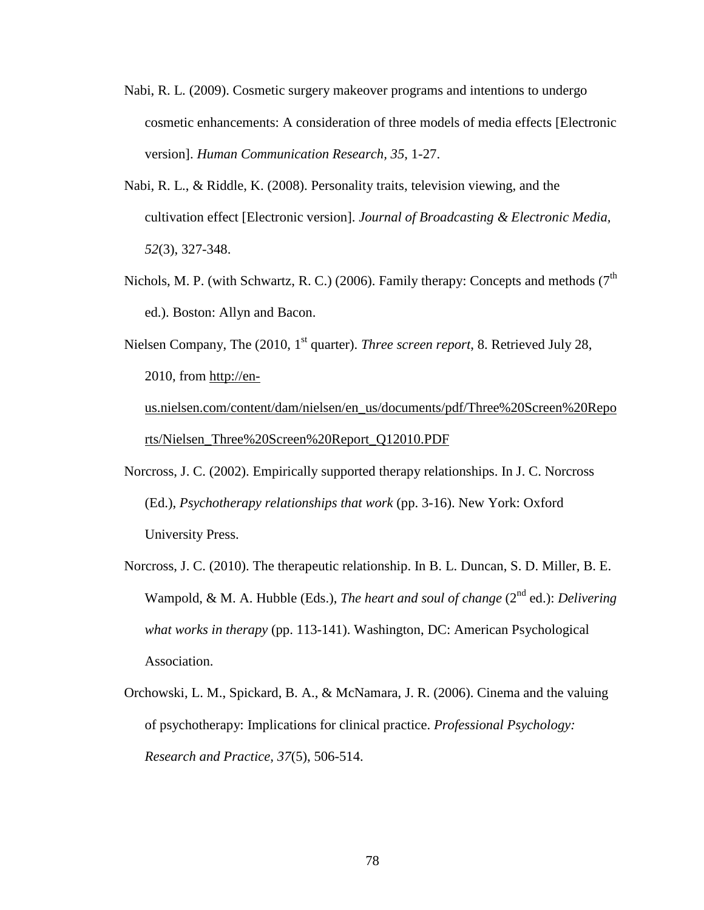Nabi, R. L. (2009). Cosmetic surgery makeover programs and intentions to undergo cosmetic enhancements: A consideration of three models of media effects [Electronic version]. *Human Communication Research, 35*, 1-27.

Nabi, R. L., & Riddle, K. (2008). Personality traits, television viewing, and the cultivation effect [Electronic version]. *Journal of Broadcasting & Electronic Media, 52*(3), 327-348.

Nichols, M. P. (with Schwartz, R. C.) (2006). Family therapy: Concepts and methods (7th ed.). Boston: Allyn and Bacon.

Nielsen Company, The (2010, 1st quarter). *Three screen report*, 8. Retrieved July 28, 2010, from http://en-us.nielsen.com/content/dam/nielsen/en_us/documents/pdf/Three%20Screen%20Reports/Nielsen_Three%20Screen%20Report_Q12010.PDF

Norcross, J. C. (2002). Empirically supported therapy relationships. In J. C. Norcross (Ed.), *Psychotherapy relationships that work* (pp. 3-16). New York: Oxford University Press.

Norcross, J. C. (2010). The therapeutic relationship. In B. L. Duncan, S. D. Miller, B. E. Wampold, & M. A. Hubble (Eds.), *The heart and soul of change* (2nd ed.): *Delivering what works in therapy* (pp. 113-141). Washington, DC: American Psychological Association.

Orchowski, L. M., Spickard, B. A., & McNamara, J. R. (2006). Cinema and the valuing of psychotherapy: Implications for clinical practice. *Professional Psychology: Research and Practice, 37*(5), 506-514.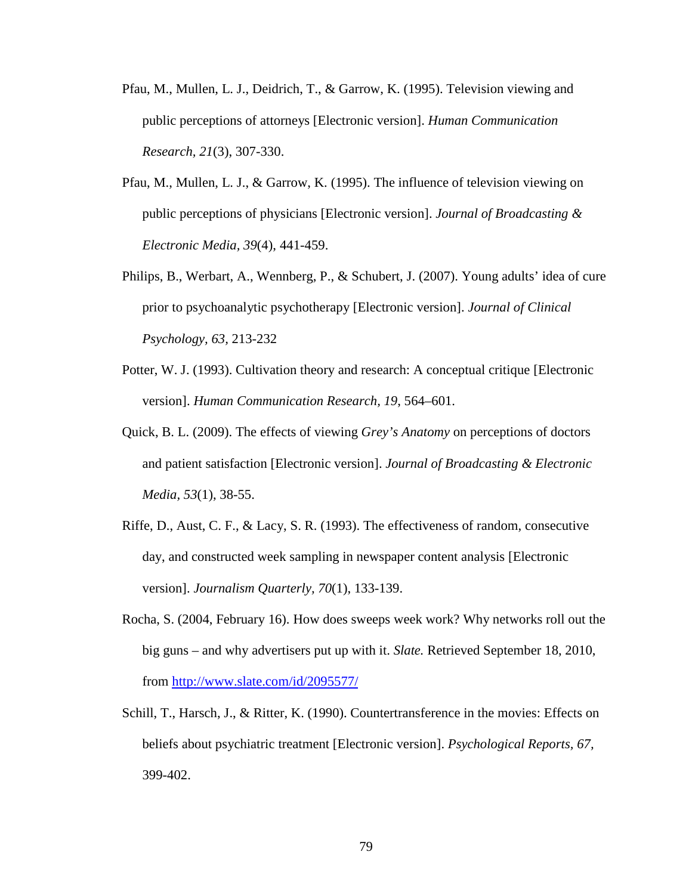Pfau, M., Mullen, L. J., Deidrich, T., & Garrow, K. (1995). Television viewing and public perceptions of attorneys [Electronic version]. *Human Communication Research, 21*(3), 307-330.

Pfau, M., Mullen, L. J., & Garrow, K. (1995). The influence of television viewing on public perceptions of physicians [Electronic version]. *Journal of Broadcasting & Electronic Media, 39*(4), 441-459.

Philips, B., Werbart, A., Wennberg, P., & Schubert, J. (2007). Young adults' idea of cure prior to psychoanalytic psychotherapy [Electronic version]. *Journal of Clinical Psychology, 63,* 213-232

Potter, W. J. (1993). Cultivation theory and research: A conceptual critique [Electronic version]. *Human Communication Research, 19*, 564–601.

Quick, B. L. (2009). The effects of viewing *Grey's Anatomy* on perceptions of doctors and patient satisfaction [Electronic version]. *Journal of Broadcasting & Electronic Media, 53*(1), 38-55.

Riffe, D., Aust, C. F., & Lacy, S. R. (1993). The effectiveness of random, consecutive day, and constructed week sampling in newspaper content analysis [Electronic version]. *Journalism Quarterly, 70*(1), 133-139.

Rocha, S. (2004, February 16). How does sweeps week work? Why networks roll out the big guns – and why advertisers put up with it. *Slate.* Retrieved September 18, 2010, from http://www.slate.com/id/2095577/

Schill, T., Harsch, J., & Ritter, K. (1990). Countertransference in the movies: Effects on beliefs about psychiatric treatment [Electronic version]. *Psychological Reports, 67,* 399-402.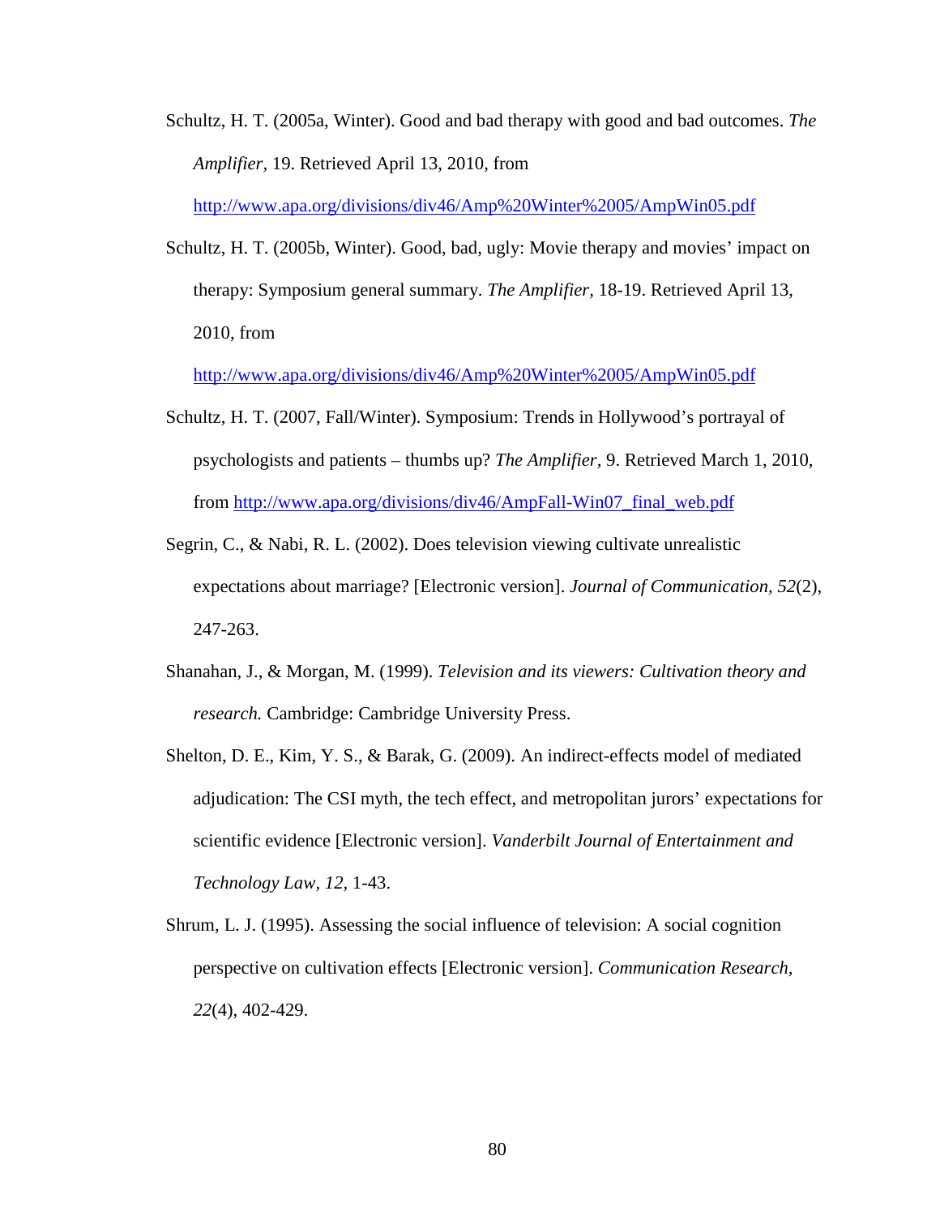Schultz, H. T. (2005a, Winter). Good and bad therapy with good and bad outcomes. *The Amplifier*, 19. Retrieved April 13, 2010, from http://www.apa.org/divisions/div46/Amp%20Winter%2005/AmpWin05.pdf

Schultz, H. T. (2005b, Winter). Good, bad, ugly: Movie therapy and movies' impact on therapy: Symposium general summary. *The Amplifier*, 18-19. Retrieved April 13, 2010, from http://www.apa.org/divisions/div46/Amp%20Winter%2005/AmpWin05.pdf

Schultz, H. T. (2007, Fall/Winter). Symposium: Trends in Hollywood's portrayal of psychologists and patients – thumbs up? *The Amplifier*, 9. Retrieved March 1, 2010, from http://www.apa.org/divisions/div46/AmpFall-Win07_final_web.pdf

Segrin, C., & Nabi, R. L. (2002). Does television viewing cultivate unrealistic expectations about marriage? [Electronic version]. *Journal of Communication, 52*(2), 247-263.

Shanahan, J., & Morgan, M. (1999). *Television and its viewers: Cultivation theory and research.* Cambridge: Cambridge University Press.

Shelton, D. E., Kim, Y. S., & Barak, G. (2009). An indirect-effects model of mediated adjudication: The CSI myth, the tech effect, and metropolitan jurors' expectations for scientific evidence [Electronic version]. *Vanderbilt Journal of Entertainment and Technology Law, 12*, 1-43.

Shrum, L. J. (1995). Assessing the social influence of television: A social cognition perspective on cultivation effects [Electronic version]. *Communication Research, 22*(4), 402-429.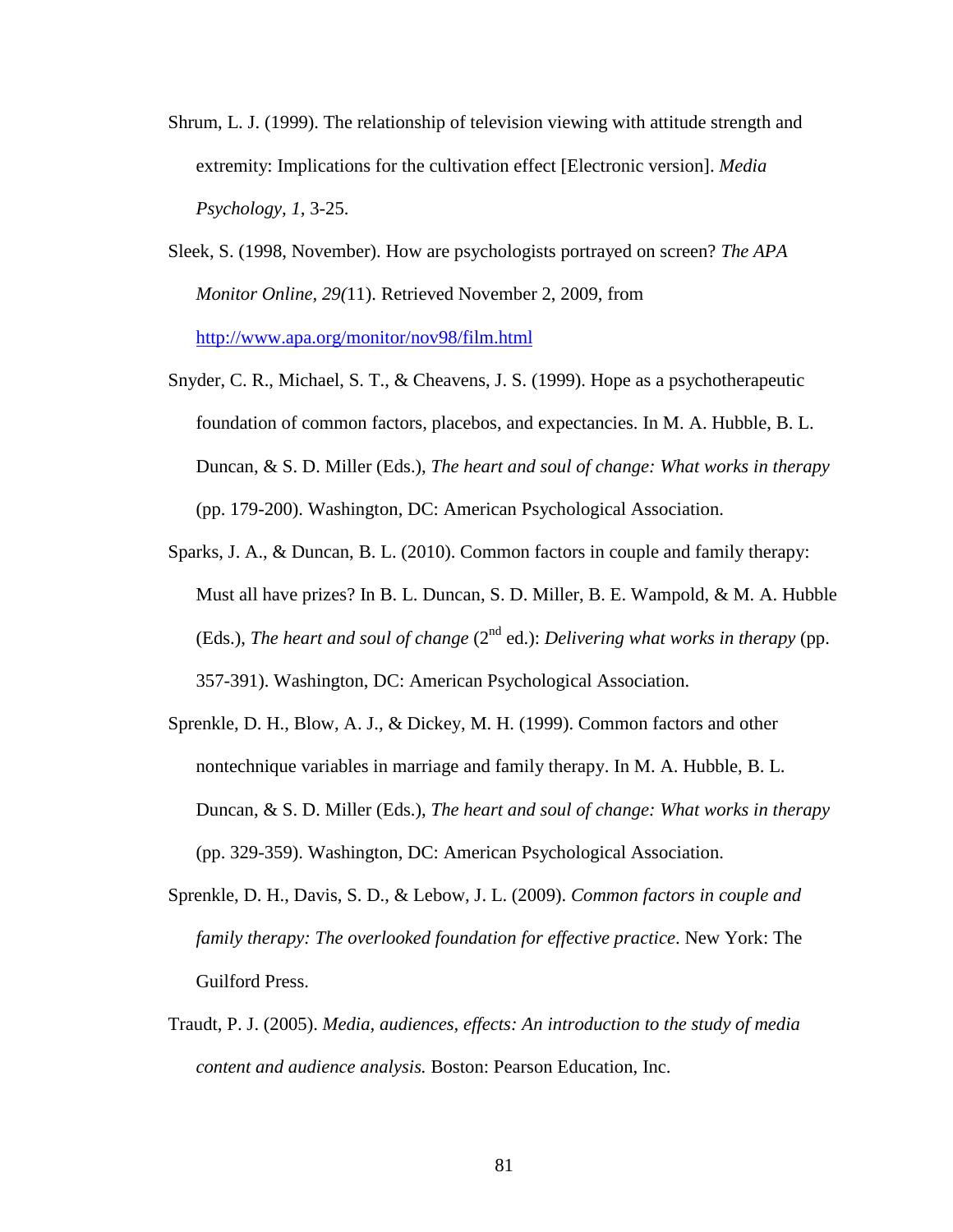Shrum, L. J. (1999). The relationship of television viewing with attitude strength and extremity: Implications for the cultivation effect [Electronic version]. *Media Psychology, 1,* 3-25.

Sleek, S. (1998, November). How are psychologists portrayed on screen? *The APA Monitor Online, 29(*11). Retrieved November 2, 2009, from http://www.apa.org/monitor/nov98/film.html

Snyder, C. R., Michael, S. T., & Cheavens, J. S. (1999). Hope as a psychotherapeutic foundation of common factors, placebos, and expectancies. In M. A. Hubble, B. L. Duncan, & S. D. Miller (Eds.), *The heart and soul of change: What works in therapy* (pp. 179-200). Washington, DC: American Psychological Association.

Sparks, J. A., & Duncan, B. L. (2010). Common factors in couple and family therapy: Must all have prizes? In B. L. Duncan, S. D. Miller, B. E. Wampold, & M. A. Hubble (Eds.), *The heart and soul of change* (2nd ed.): *Delivering what works in therapy* (pp. 357-391). Washington, DC: American Psychological Association.

Sprenkle, D. H., Blow, A. J., & Dickey, M. H. (1999). Common factors and other nontechnique variables in marriage and family therapy. In M. A. Hubble, B. L. Duncan, & S. D. Miller (Eds.), *The heart and soul of change: What works in therapy* (pp. 329-359). Washington, DC: American Psychological Association.

Sprenkle, D. H., Davis, S. D., & Lebow, J. L. (2009). *Common factors in couple and family therapy: The overlooked foundation for effective practice*. New York: The Guilford Press.

Traudt, P. J. (2005). *Media, audiences, effects: An introduction to the study of media content and audience analysis.* Boston: Pearson Education, Inc.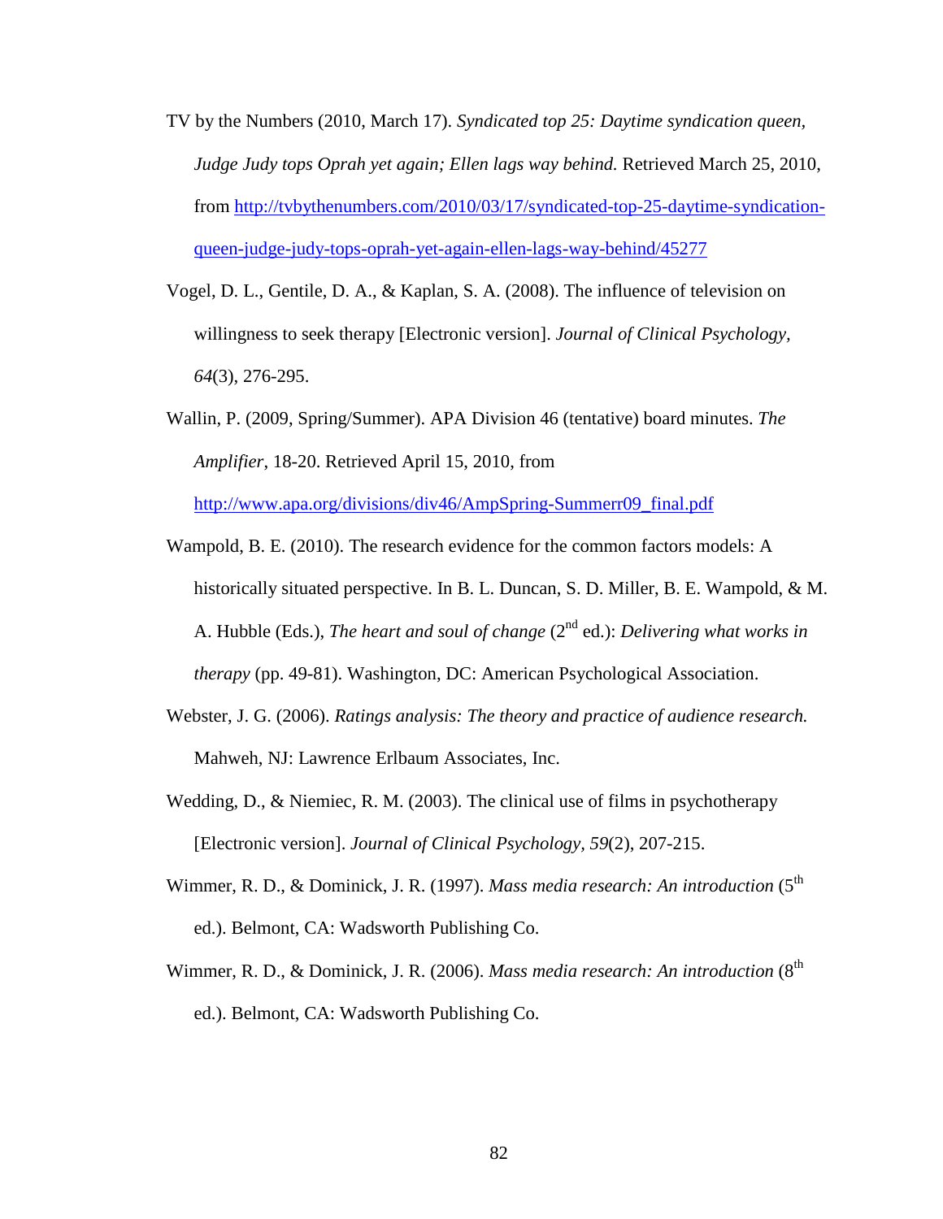TV by the Numbers (2010, March 17). *Syndicated top 25: Daytime syndication queen, Judge Judy tops Oprah yet again; Ellen lags way behind.* Retrieved March 25, 2010, from http://tvbythenumbers.com/2010/03/17/syndicated-top-25-daytime-syndication-queen-judge-judy-tops-oprah-yet-again-ellen-lags-way-behind/45277

Vogel, D. L., Gentile, D. A., & Kaplan, S. A. (2008). The influence of television on willingness to seek therapy [Electronic version]. *Journal of Clinical Psychology*, *64*(3), 276-295.

Wallin, P. (2009, Spring/Summer). APA Division 46 (tentative) board minutes. *The Amplifier*, 18-20. Retrieved April 15, 2010, from http://www.apa.org/divisions/div46/AmpSpring-Summerr09_final.pdf

Wampold, B. E. (2010). The research evidence for the common factors models: A historically situated perspective. In B. L. Duncan, S. D. Miller, B. E. Wampold, & M. A. Hubble (Eds.), *The heart and soul of change* (2nd ed.): *Delivering what works in therapy* (pp. 49-81). Washington, DC: American Psychological Association.

Webster, J. G. (2006). *Ratings analysis: The theory and practice of audience research.* Mahweh, NJ: Lawrence Erlbaum Associates, Inc.

Wedding, D., & Niemiec, R. M. (2003). The clinical use of films in psychotherapy [Electronic version]. *Journal of Clinical Psychology*, *59*(2), 207-215.

Wimmer, R. D., & Dominick, J. R. (1997). *Mass media research: An introduction* (5th ed.). Belmont, CA: Wadsworth Publishing Co.

Wimmer, R. D., & Dominick, J. R. (2006). *Mass media research: An introduction* (8th ed.). Belmont, CA: Wadsworth Publishing Co.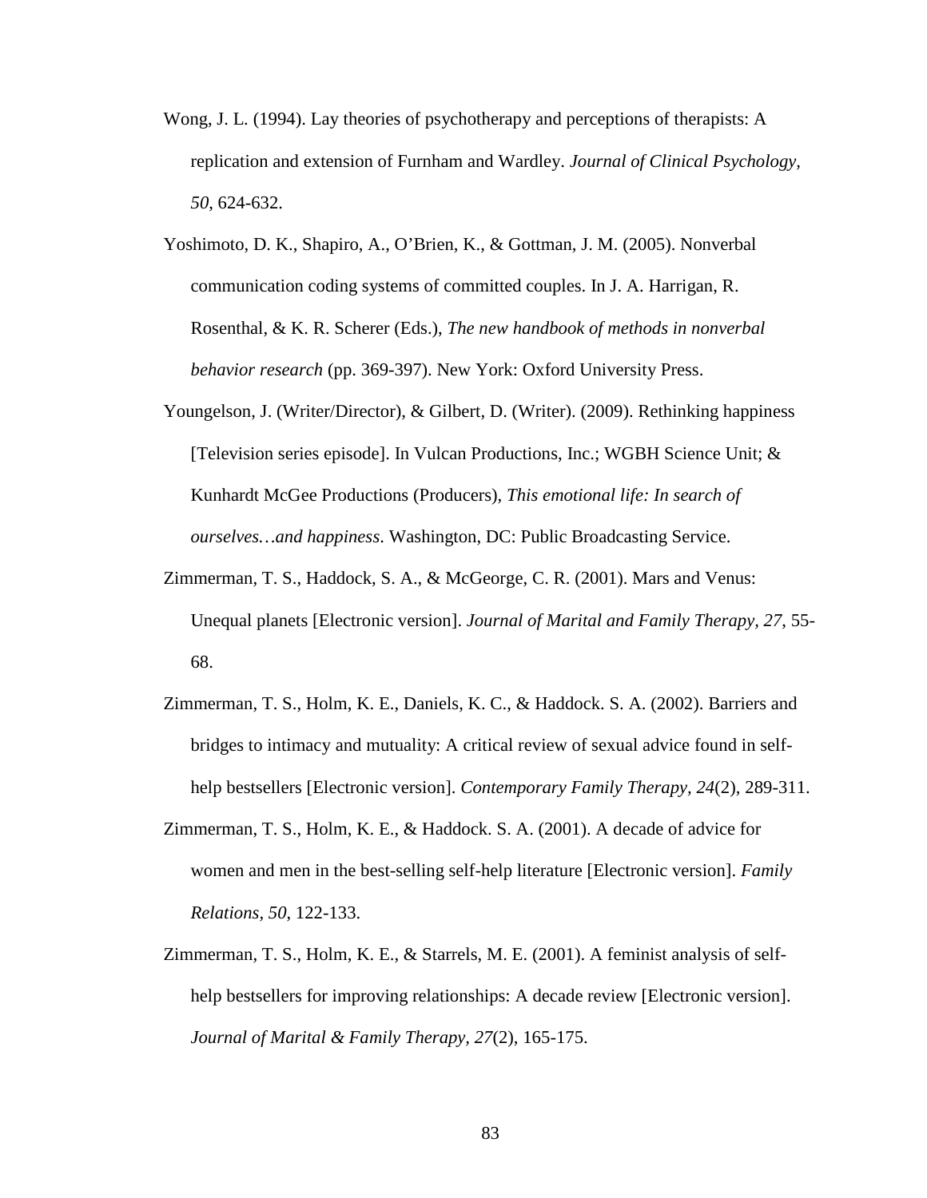Wong, J. L. (1994). Lay theories of psychotherapy and perceptions of therapists: A replication and extension of Furnham and Wardley. *Journal of Clinical Psychology, 50*, 624-632.

Yoshimoto, D. K., Shapiro, A., O'Brien, K., & Gottman, J. M. (2005). Nonverbal communication coding systems of committed couples. In J. A. Harrigan, R. Rosenthal, & K. R. Scherer (Eds.), *The new handbook of methods in nonverbal behavior research* (pp. 369-397). New York: Oxford University Press.

Youngelson, J. (Writer/Director), & Gilbert, D. (Writer). (2009). Rethinking happiness [Television series episode]. In Vulcan Productions, Inc.; WGBH Science Unit; & Kunhardt McGee Productions (Producers), *This emotional life: In search of ourselves…and happiness*. Washington, DC: Public Broadcasting Service.

Zimmerman, T. S., Haddock, S. A., & McGeorge, C. R. (2001). Mars and Venus: Unequal planets [Electronic version]. *Journal of Marital and Family Therapy, 27*, 55-68.

Zimmerman, T. S., Holm, K. E., Daniels, K. C., & Haddock. S. A. (2002). Barriers and bridges to intimacy and mutuality: A critical review of sexual advice found in self-help bestsellers [Electronic version]. *Contemporary Family Therapy, 24*(2), 289-311.

Zimmerman, T. S., Holm, K. E., & Haddock. S. A. (2001). A decade of advice for women and men in the best-selling self-help literature [Electronic version]. *Family Relations, 50*, 122-133.

Zimmerman, T. S., Holm, K. E., & Starrels, M. E. (2001). A feminist analysis of self-help bestsellers for improving relationships: A decade review [Electronic version]. *Journal of Marital & Family Therapy, 27*(2), 165-175.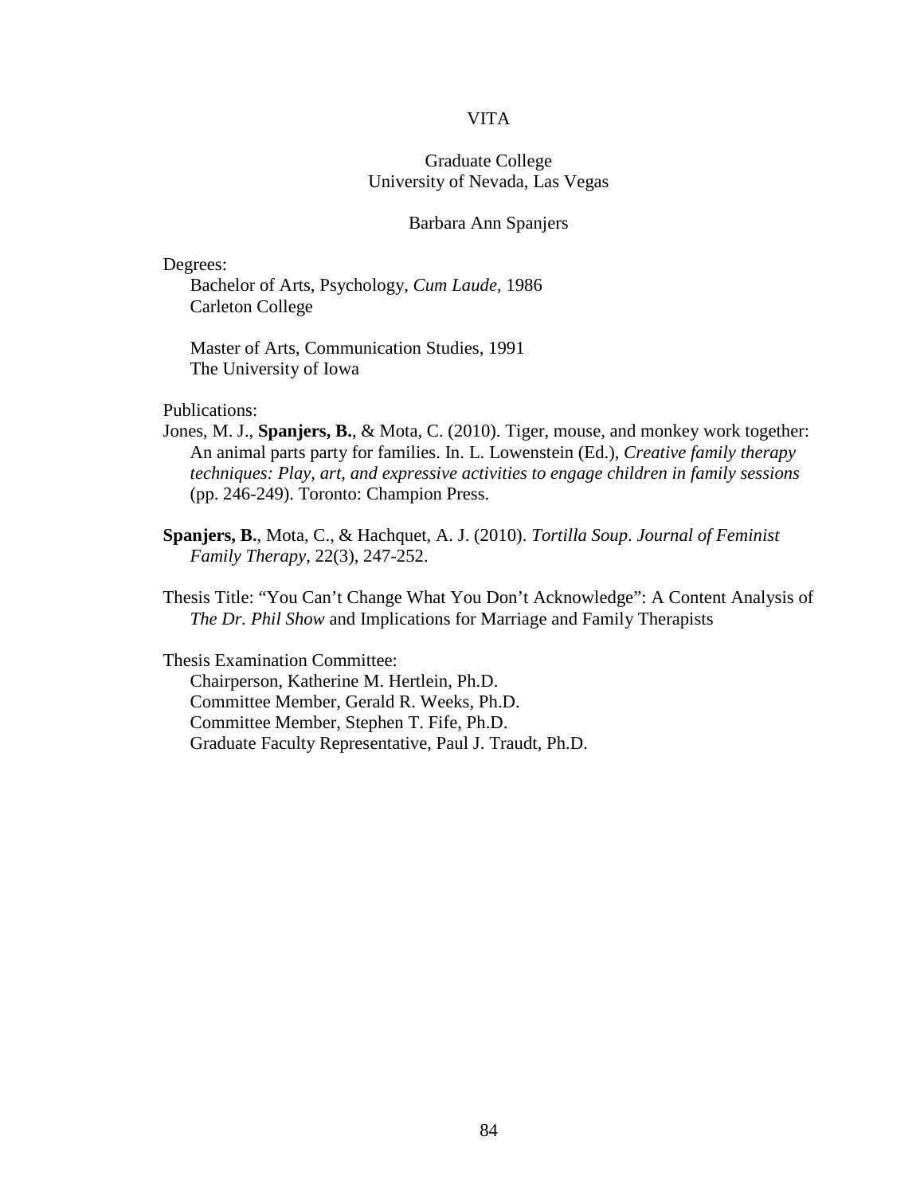# VITA

Graduate College
University of Nevada, Las Vegas

Barbara Ann Spanjers

Degrees:

Bachelor of Arts, Psychology, *Cum Laude*, 1986
Carleton College

Master of Arts, Communication Studies, 1991
The University of Iowa

Publications:

Jones, M. J., **Spanjers, B.**, & Mota, C. (2010). Tiger, mouse, and monkey work together: An animal parts party for families. In. L. Lowenstein (Ed.), *Creative family therapy techniques: Play, art, and expressive activities to engage children in family sessions* (pp. 246-249). Toronto: Champion Press.

**Spanjers, B.**, Mota, C., & Hachquet, A. J. (2010). *Tortilla Soup*. *Journal of Feminist Family Therapy*, 22(3), 247-252.

Thesis Title: "You Can't Change What You Don't Acknowledge": A Content Analysis of *The Dr. Phil Show* and Implications for Marriage and Family Therapists

Thesis Examination Committee:

Chairperson, Katherine M. Hertlein, Ph.D.
Committee Member, Gerald R. Weeks, Ph.D.
Committee Member, Stephen T. Fife, Ph.D.
Graduate Faculty Representative, Paul J. Traudt, Ph.D.